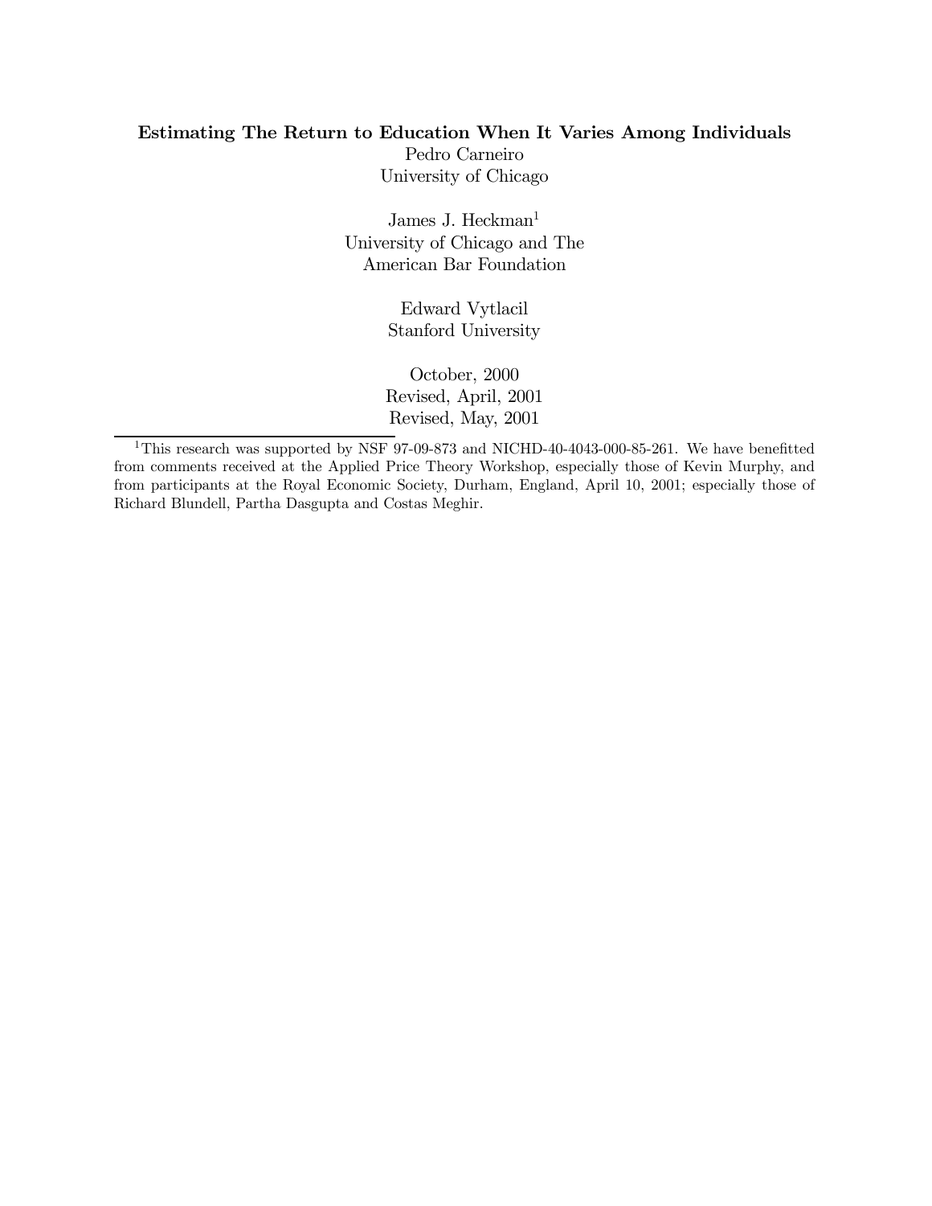**Estimating The Return to Education When It Varies Among Individuals**

Pedro Carneiro
University of Chicago

James J. Heckman[1]
University of Chicago and The
American Bar Foundation

Edward Vytlacil
Stanford University

October, 2000
Revised, April, 2001
Revised, May, 2001

[1] This research was supported by NSF 97-09-873 and NICHD-40-4043-000-85-261. We have benefitted from comments received at the Applied Price Theory Workshop, especially those of Kevin Murphy, and from participants at the Royal Economic Society, Durham, England, April 10, 2001; especially those of Richard Blundell, Partha Dasgupta and Costas Meghir.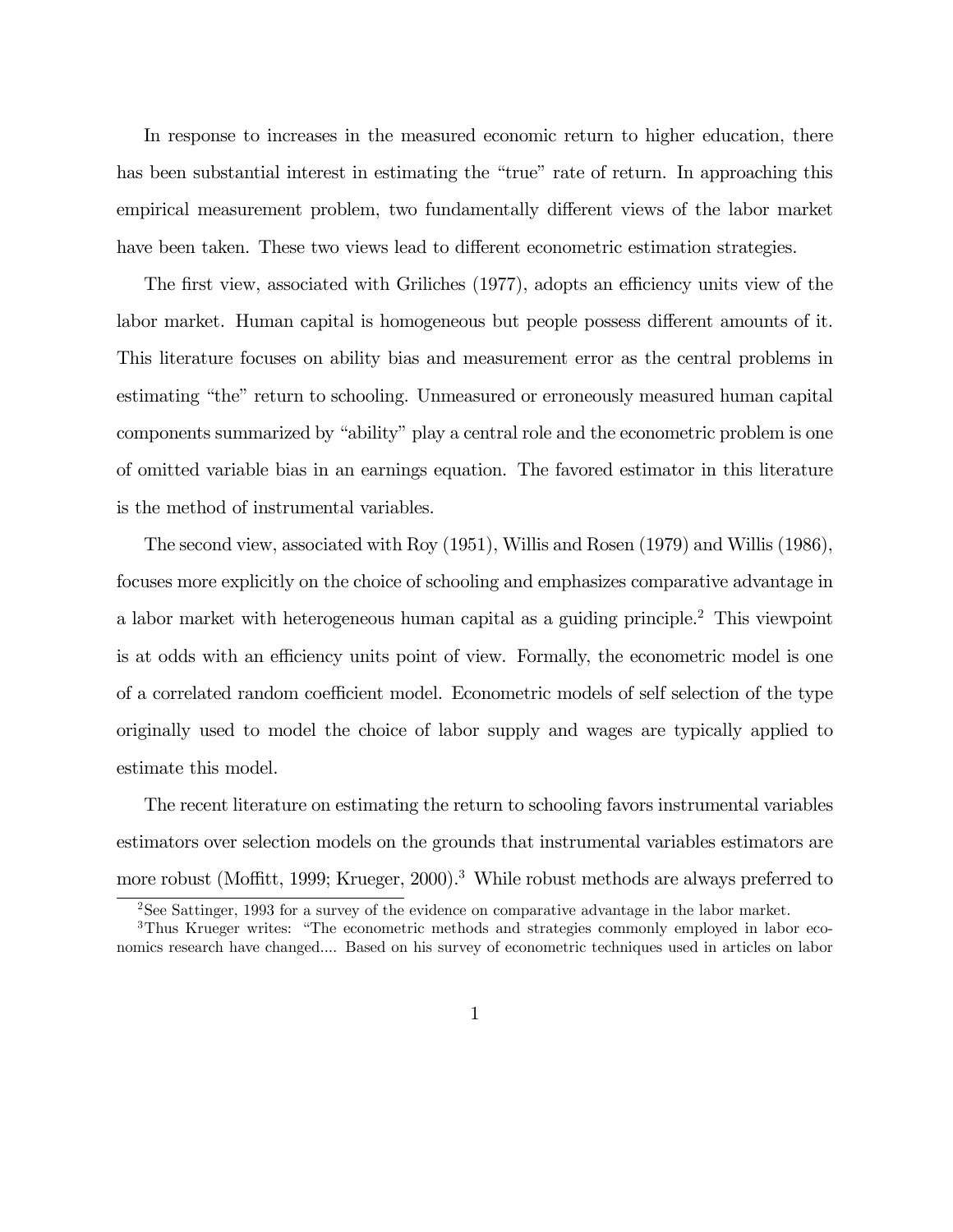In response to increases in the measured economic return to higher education, there has been substantial interest in estimating the "true" rate of return. In approaching this empirical measurement problem, two fundamentally different views of the labor market have been taken. These two views lead to different econometric estimation strategies.

The first view, associated with Griliches (1977), adopts an efficiency units view of the labor market. Human capital is homogeneous but people possess different amounts of it. This literature focuses on ability bias and measurement error as the central problems in estimating "the" return to schooling. Unmeasured or erroneously measured human capital components summarized by "ability" play a central role and the econometric problem is one of omitted variable bias in an earnings equation. The favored estimator in this literature is the method of instrumental variables.

The second view, associated with Roy (1951), Willis and Rosen (1979) and Willis (1986), focuses more explicitly on the choice of schooling and emphasizes comparative advantage in a labor market with heterogeneous human capital as a guiding principle.[2] This viewpoint is at odds with an efficiency units point of view. Formally, the econometric model is one of a correlated random coefficient model. Econometric models of self selection of the type originally used to model the choice of labor supply and wages are typically applied to estimate this model.

The recent literature on estimating the return to schooling favors instrumental variables estimators over selection models on the grounds that instrumental variables estimators are more robust (Moffitt, 1999; Krueger, 2000).[3] While robust methods are always preferred to

---

[2] See Sattinger, 1993 for a survey of the evidence on comparative advantage in the labor market.

[3] Thus Krueger writes: "The econometric methods and strategies commonly employed in labor economics research have changed.... Based on his survey of econometric techniques used in articles on labor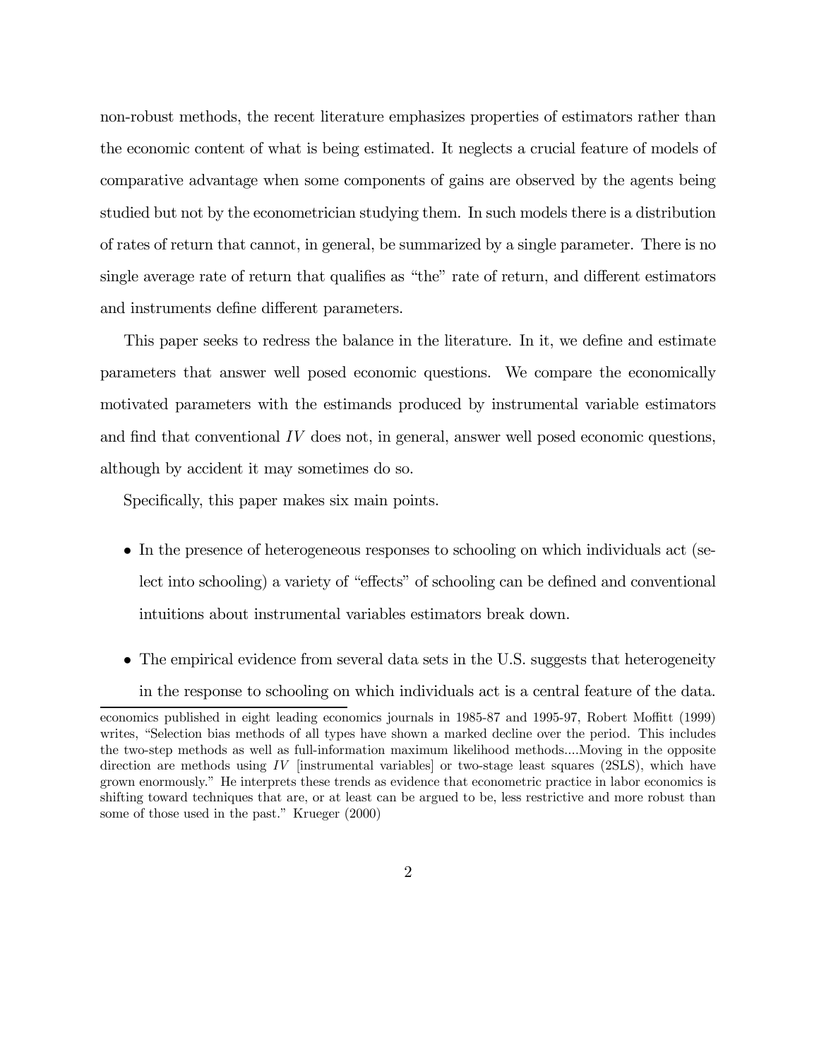non-robust methods, the recent literature emphasizes properties of estimators rather than the economic content of what is being estimated. It neglects a crucial feature of models of comparative advantage when some components of gains are observed by the agents being studied but not by the econometrician studying them. In such models there is a distribution of rates of return that cannot, in general, be summarized by a single parameter. There is no single average rate of return that qualifies as "the" rate of return, and different estimators and instruments define different parameters.

This paper seeks to redress the balance in the literature. In it, we define and estimate parameters that answer well posed economic questions. We compare the economically motivated parameters with the estimands produced by instrumental variable estimators and find that conventional $IV$ does not, in general, answer well posed economic questions, although by accident it may sometimes do so.

Specifically, this paper makes six main points.

- In the presence of heterogeneous responses to schooling on which individuals act (select into schooling) a variety of "effects" of schooling can be defined and conventional intuitions about instrumental variables estimators break down.
- The empirical evidence from several data sets in the U.S. suggests that heterogeneity in the response to schooling on which individuals act is a central feature of the data.

economics published in eight leading economics journals in 1985-87 and 1995-97, Robert Moffitt (1999) writes, "Selection bias methods of all types have shown a marked decline over the period. This includes the two-step methods as well as full-information maximum likelihood methods....Moving in the opposite direction are methods using $IV$ [instrumental variables] or two-stage least squares (2SLS), which have grown enormously." He interprets these trends as evidence that econometric practice in labor economics is shifting toward techniques that are, or at least can be argued to be, less restrictive and more robust than some of those used in the past." Krueger (2000)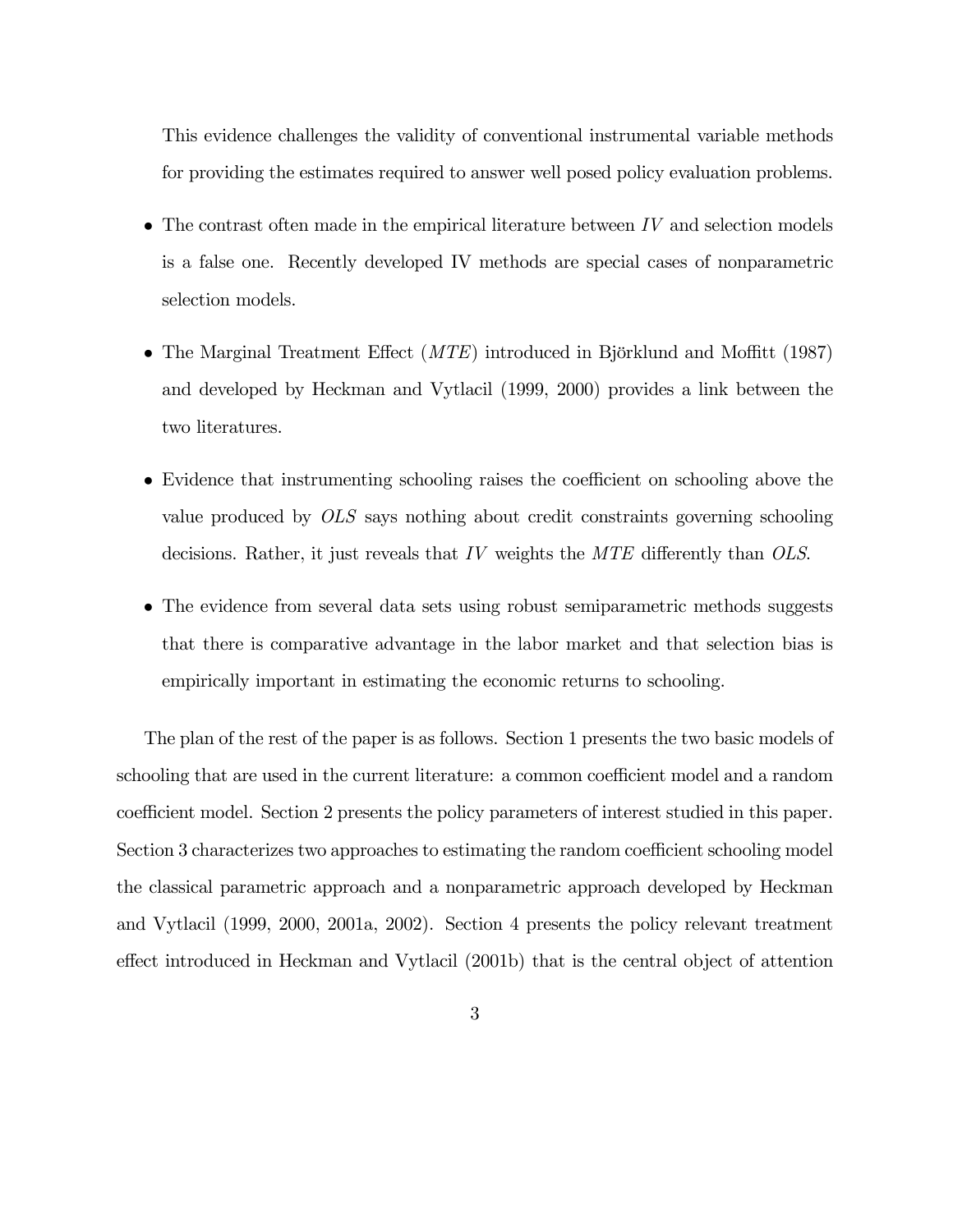This evidence challenges the validity of conventional instrumental variable methods for providing the estimates required to answer well posed policy evaluation problems.

- The contrast often made in the empirical literature between *IV* and selection models is a false one. Recently developed IV methods are special cases of nonparametric selection models.
- The Marginal Treatment Effect (*MTE*) introduced in Björklund and Moffitt (1987) and developed by Heckman and Vytlacil (1999, 2000) provides a link between the two literatures.
- Evidence that instrumenting schooling raises the coefficient on schooling above the value produced by *OLS* says nothing about credit constraints governing schooling decisions. Rather, it just reveals that *IV* weights the *MTE* differently than *OLS*.
- The evidence from several data sets using robust semiparametric methods suggests that there is comparative advantage in the labor market and that selection bias is empirically important in estimating the economic returns to schooling.

The plan of the rest of the paper is as follows. Section 1 presents the two basic models of schooling that are used in the current literature: a common coefficient model and a random coefficient model. Section 2 presents the policy parameters of interest studied in this paper. Section 3 characterizes two approaches to estimating the random coefficient schooling model the classical parametric approach and a nonparametric approach developed by Heckman and Vytlacil (1999, 2000, 2001a, 2002). Section 4 presents the policy relevant treatment effect introduced in Heckman and Vytlacil (2001b) that is the central object of attention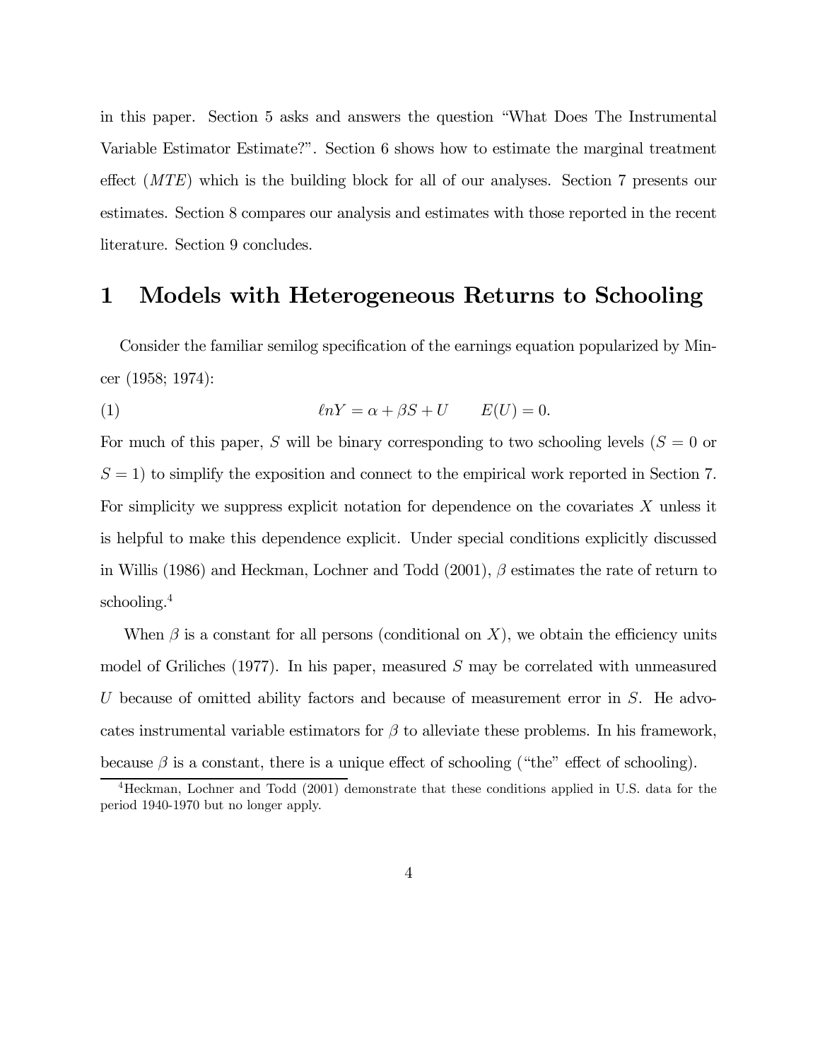in this paper. Section 5 asks and answers the question "What Does The Instrumental Variable Estimator Estimate?". Section 6 shows how to estimate the marginal treatment effect (*MTE*) which is the building block for all of our analyses. Section 7 presents our estimates. Section 8 compares our analysis and estimates with those reported in the recent literature. Section 9 concludes.

# 1 Models with Heterogeneous Returns to Schooling

Consider the familiar semilog specification of the earnings equation popularized by Mincer (1958; 1974):

$$\ell n Y = \alpha + \beta S + U \qquad E(U) = 0. \tag{1}$$

For much of this paper, $S$ will be binary corresponding to two schooling levels ($S = 0$ or $S = 1$) to simplify the exposition and connect to the empirical work reported in Section 7. For simplicity we suppress explicit notation for dependence on the covariates $X$ unless it is helpful to make this dependence explicit. Under special conditions explicitly discussed in Willis (1986) and Heckman, Lochner and Todd (2001), $\beta$ estimates the rate of return to schooling.[4]

When $\beta$ is a constant for all persons (conditional on $X$), we obtain the efficiency units model of Griliches (1977). In his paper, measured $S$ may be correlated with unmeasured $U$ because of omitted ability factors and because of measurement error in $S$. He advocates instrumental variable estimators for $\beta$ to alleviate these problems. In his framework, because $\beta$ is a constant, there is a unique effect of schooling ("the" effect of schooling).

[4] Heckman, Lochner and Todd (2001) demonstrate that these conditions applied in U.S. data for the period 1940-1970 but no longer apply.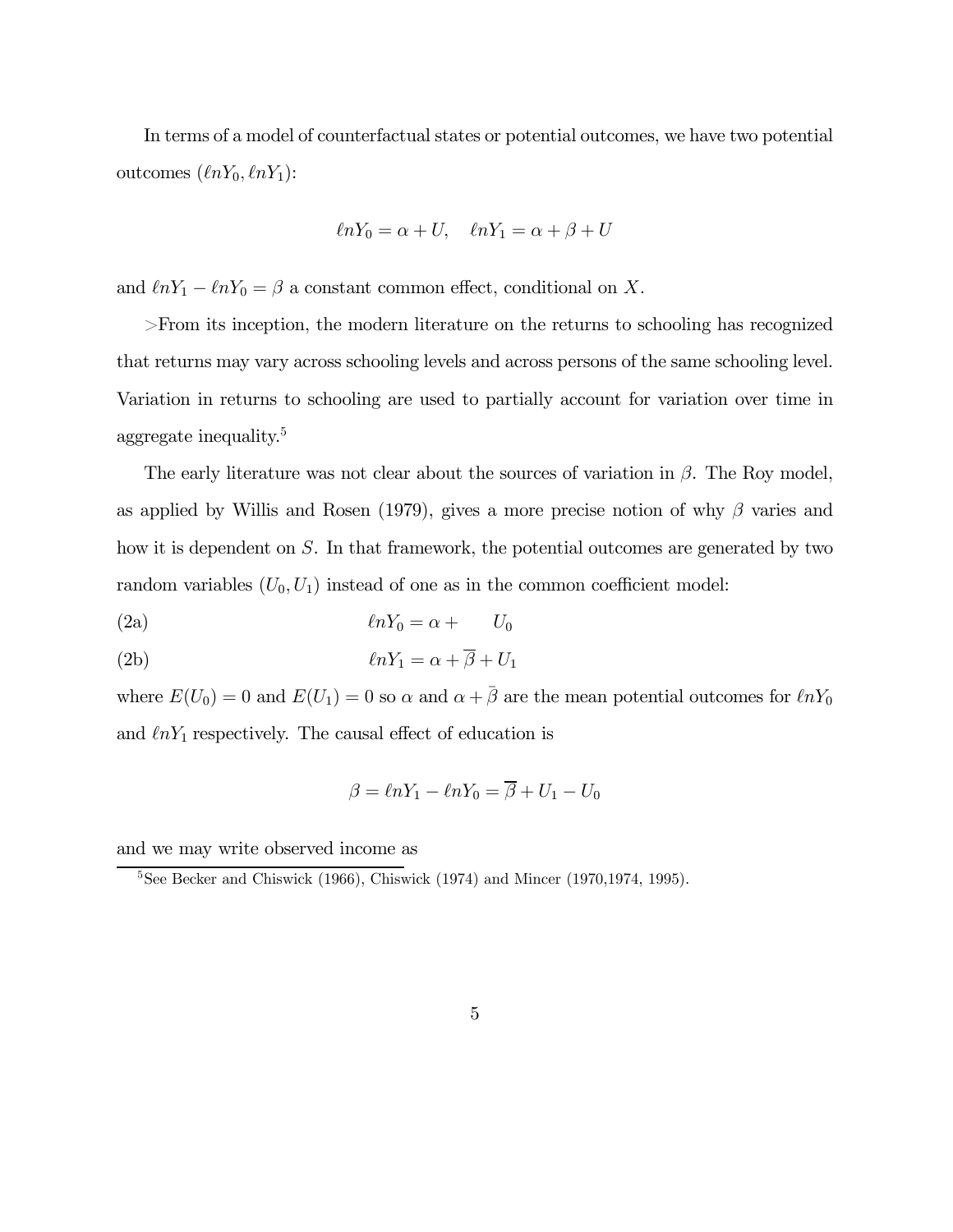In terms of a model of counterfactual states or potential outcomes, we have two potential outcomes $(\ell n Y_0, \ell n Y_1)$:

$$\ell n Y_0 = \alpha + U, \quad \ell n Y_1 = \alpha + \beta + U$$

and $\ell n Y_1 - \ell n Y_0 = \beta$ a constant common effect, conditional on $X$.

>From its inception, the modern literature on the returns to schooling has recognized that returns may vary across schooling levels and across persons of the same schooling level. Variation in returns to schooling are used to partially account for variation over time in aggregate inequality.[5]

The early literature was not clear about the sources of variation in $\beta$. The Roy model, as applied by Willis and Rosen (1979), gives a more precise notion of why $\beta$ varies and how it is dependent on $S$. In that framework, the potential outcomes are generated by two random variables $(U_0, U_1)$ instead of one as in the common coefficient model:

$$\ell n Y_0 = \alpha + U_0 \tag{2a}$$

$$\ell n Y_1 = \alpha + \overline{\beta} + U_1 \tag{2b}$$

where $E(U_0) = 0$ and $E(U_1) = 0$ so $\alpha$ and $\alpha + \bar{\beta}$ are the mean potential outcomes for $\ell n Y_0$ and $\ell n Y_1$ respectively. The causal effect of education is

$$\beta = \ell n Y_1 - \ell n Y_0 = \overline{\beta} + U_1 - U_0$$

and we may write observed income as

[5] See Becker and Chiswick (1966), Chiswick (1974) and Mincer (1970,1974, 1995).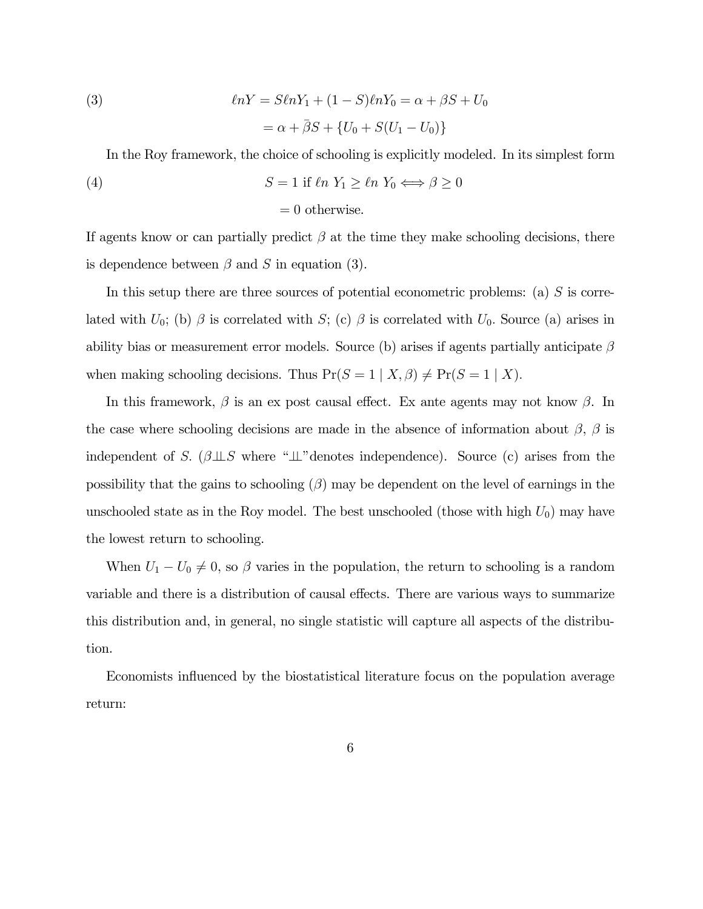$$\ell n Y = S \ell n Y_1 + (1-S) \ell n Y_0 = \alpha + \beta S + U_0 \tag{3}$$
$$= \alpha + \bar{\beta} S + \{U_0 + S(U_1 - U_0)\}$$

In the Roy framework, the choice of schooling is explicitly modeled. In its simplest form

$$S = 1 \text{ if } \ell n\ Y_1 \geq \ell n\ Y_0 \Longleftrightarrow \beta \geq 0 \tag{4}$$
$$= 0 \text{ otherwise.}$$

If agents know or can partially predict $\beta$ at the time they make schooling decisions, there is dependence between $\beta$ and $S$ in equation (3).

In this setup there are three sources of potential econometric problems: (a) $S$ is correlated with $U_0$; (b) $\beta$ is correlated with $S$; (c) $\beta$ is correlated with $U_0$. Source (a) arises in ability bias or measurement error models. Source (b) arises if agents partially anticipate $\beta$ when making schooling decisions. Thus $\Pr(S = 1 \mid X, \beta) \neq \Pr(S = 1 \mid X)$.

In this framework, $\beta$ is an ex post causal effect. Ex ante agents may not know $\beta$. In the case where schooling decisions are made in the absence of information about $\beta$, $\beta$ is independent of $S$. ($\beta \perp\!\!\!\perp S$ where "$\perp\!\!\!\perp$" denotes independence). Source (c) arises from the possibility that the gains to schooling ($\beta$) may be dependent on the level of earnings in the unschooled state as in the Roy model. The best unschooled (those with high $U_0$) may have the lowest return to schooling.

When $U_1 - U_0 \neq 0$, so $\beta$ varies in the population, the return to schooling is a random variable and there is a distribution of causal effects. There are various ways to summarize this distribution and, in general, no single statistic will capture all aspects of the distribution.

Economists influenced by the biostatistical literature focus on the population average return: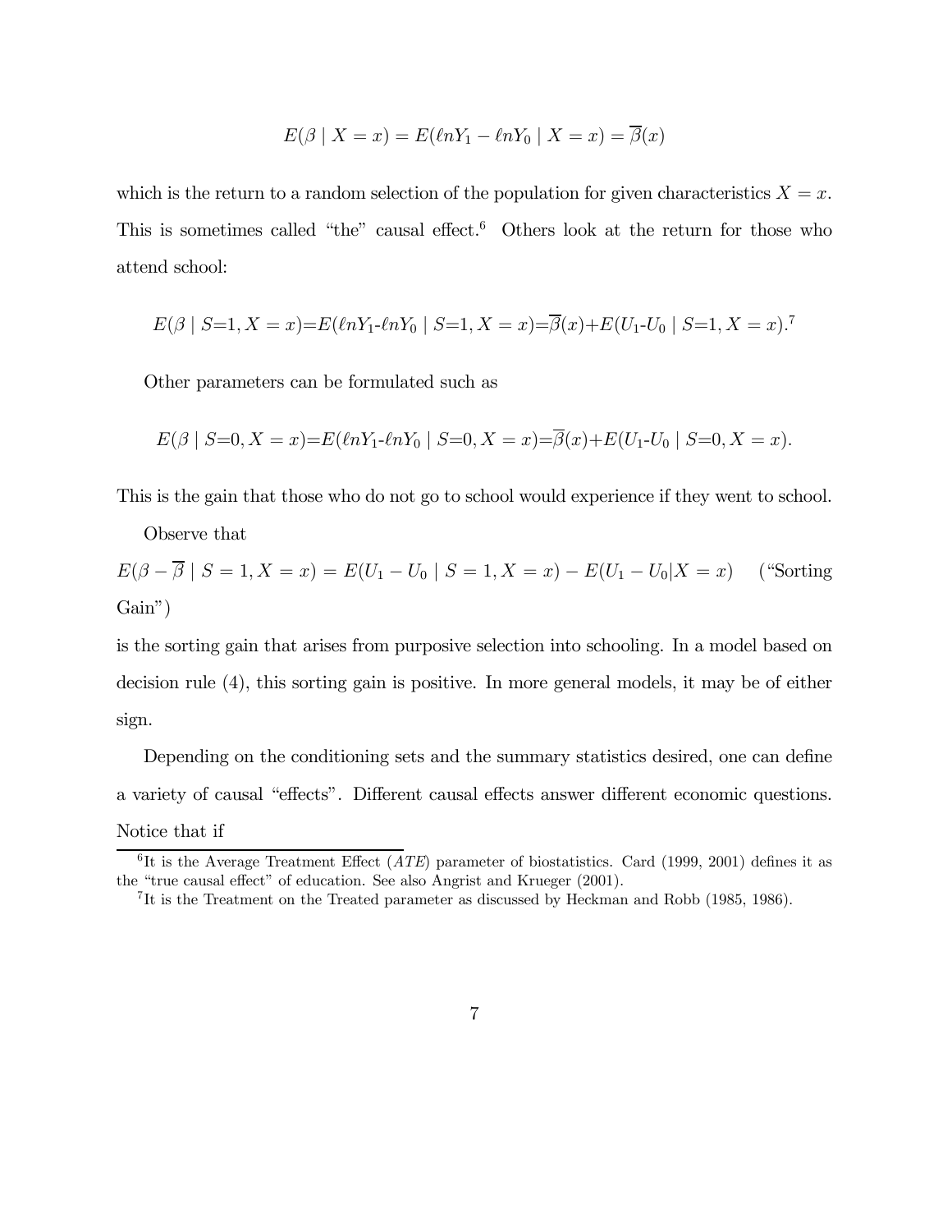$$E(\beta \mid X = x) = E(\ell n Y_1 - \ell n Y_0 \mid X = x) = \overline{\beta}(x)$$

which is the return to a random selection of the population for given characteristics $X = x$. This is sometimes called "the" causal effect.[6] Others look at the return for those who attend school:

$$E(\beta \mid S{=}1, X = x){=}E(\ell n Y_1\text{-}\ell n Y_0 \mid S{=}1, X = x){=}\overline{\beta}(x){+}E(U_1\text{-}U_0 \mid S{=}1, X = x).$$[7]

Other parameters can be formulated such as

$$E(\beta \mid S{=}0, X = x){=}E(\ell n Y_1\text{-}\ell n Y_0 \mid S{=}0, X = x){=}\overline{\beta}(x){+}E(U_1\text{-}U_0 \mid S{=}0, X = x).$$

This is the gain that those who do not go to school would experience if they went to school.

Observe that

$E(\beta - \overline{\beta} \mid S = 1, X = x) = E(U_1 - U_0 \mid S = 1, X = x) - E(U_1 - U_0 | X = x)$ ("Sorting Gain")

is the sorting gain that arises from purposive selection into schooling. In a model based on decision rule (4), this sorting gain is positive. In more general models, it may be of either sign.

Depending on the conditioning sets and the summary statistics desired, one can define a variety of causal "effects". Different causal effects answer different economic questions. Notice that if

---

[6] It is the Average Treatment Effect (*ATE*) parameter of biostatistics. Card (1999, 2001) defines it as the "true causal effect" of education. See also Angrist and Krueger (2001).

[7] It is the Treatment on the Treated parameter as discussed by Heckman and Robb (1985, 1986).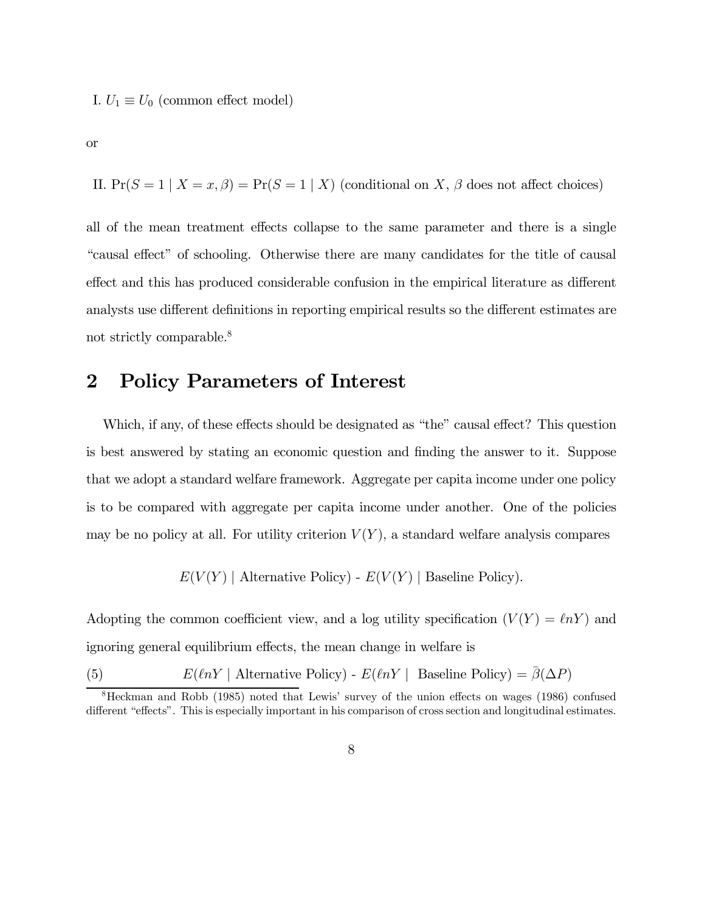I. $U_1 \equiv U_0$ (common effect model)

or

II. $\Pr(S = 1 \mid X = x, \beta) = \Pr(S = 1 \mid X)$ (conditional on $X$, $\beta$ does not affect choices)

all of the mean treatment effects collapse to the same parameter and there is a single "causal effect" of schooling. Otherwise there are many candidates for the title of causal effect and this has produced considerable confusion in the empirical literature as different analysts use different definitions in reporting empirical results so the different estimates are not strictly comparable.[8]

## 2 Policy Parameters of Interest

Which, if any, of these effects should be designated as "the" causal effect? This question is best answered by stating an economic question and finding the answer to it. Suppose that we adopt a standard welfare framework. Aggregate per capita income under one policy is to be compared with aggregate per capita income under another. One of the policies may be no policy at all. For utility criterion $V(Y)$, a standard welfare analysis compares

$$E(V(Y) \mid \text{Alternative Policy}) - E(V(Y) \mid \text{Baseline Policy}).$$

Adopting the common coefficient view, and a log utility specification ($V(Y) = \ell n Y$) and ignoring general equilibrium effects, the mean change in welfare is

$$E(\ell n Y \mid \text{Alternative Policy}) - E(\ell n Y \mid \text{Baseline Policy}) = \bar{\beta}(\Delta P) \tag{5}$$

[8] Heckman and Robb (1985) noted that Lewis' survey of the union effects on wages (1986) confused different "effects". This is especially important in his comparison of cross section and longitudinal estimates.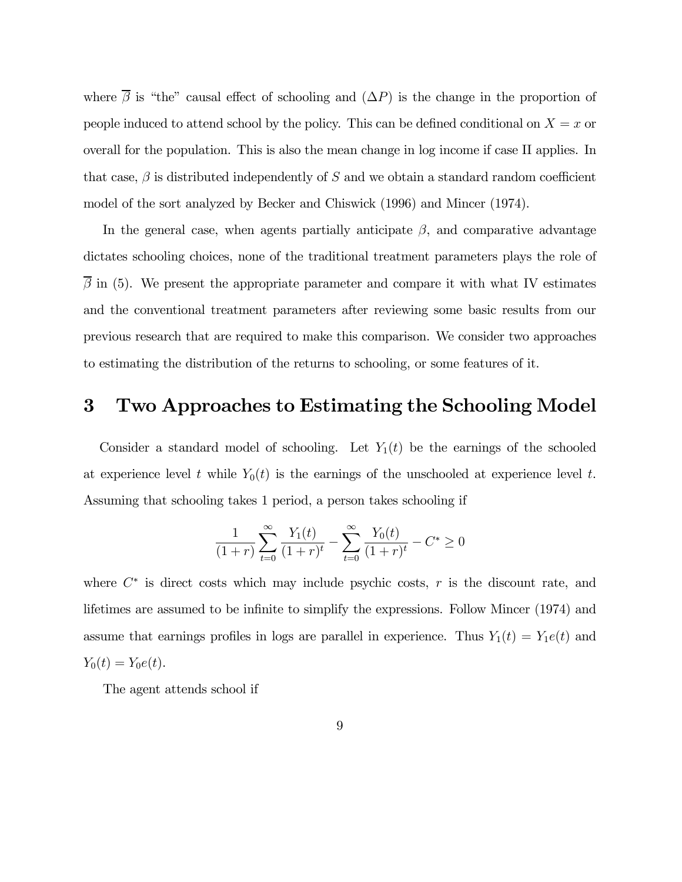where $\overline{\beta}$ is "the" causal effect of schooling and $(\Delta P)$ is the change in the proportion of people induced to attend school by the policy. This can be defined conditional on $X = x$ or overall for the population. This is also the mean change in log income if case II applies. In that case, $\beta$ is distributed independently of $S$ and we obtain a standard random coefficient model of the sort analyzed by Becker and Chiswick (1996) and Mincer (1974).

In the general case, when agents partially anticipate $\beta$, and comparative advantage dictates schooling choices, none of the traditional treatment parameters plays the role of $\overline{\beta}$ in (5). We present the appropriate parameter and compare it with what IV estimates and the conventional treatment parameters after reviewing some basic results from our previous research that are required to make this comparison. We consider two approaches to estimating the distribution of the returns to schooling, or some features of it.

# 3 Two Approaches to Estimating the Schooling Model

Consider a standard model of schooling. Let $Y_1(t)$ be the earnings of the schooled at experience level $t$ while $Y_0(t)$ is the earnings of the unschooled at experience level $t$. Assuming that schooling takes 1 period, a person takes schooling if

$$\frac{1}{(1+r)}\sum_{t=0}^{\infty}\frac{Y_1(t)}{(1+r)^t} - \sum_{t=0}^{\infty}\frac{Y_0(t)}{(1+r)^t} - C^* \geq 0$$

where $C^*$ is direct costs which may include psychic costs, $r$ is the discount rate, and lifetimes are assumed to be infinite to simplify the expressions. Follow Mincer (1974) and assume that earnings profiles in logs are parallel in experience. Thus $Y_1(t) = Y_1 e(t)$ and $Y_0(t) = Y_0 e(t)$.

The agent attends school if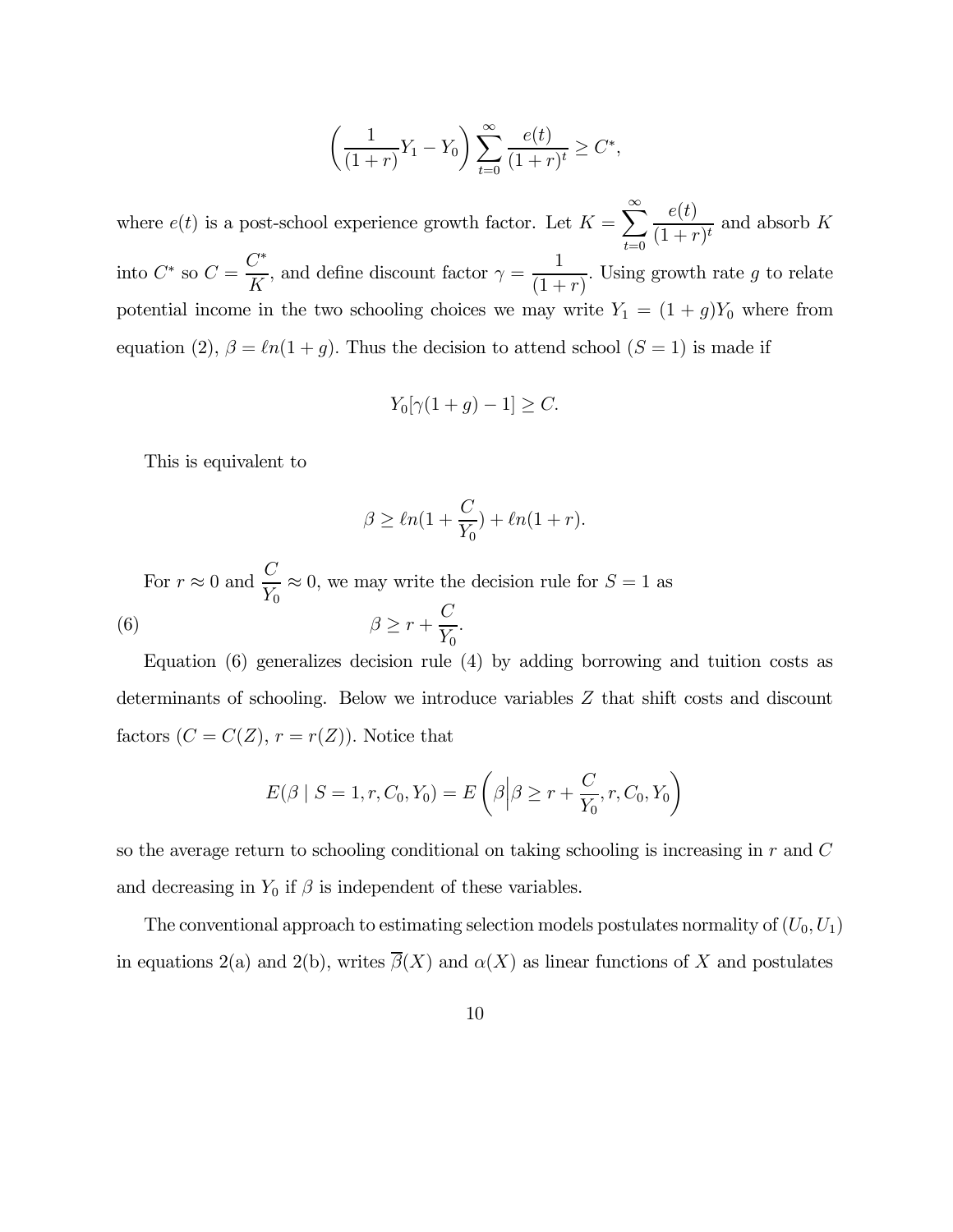$$\left(\frac{1}{(1+r)}Y_1 - Y_0\right)\sum_{t=0}^{\infty}\frac{e(t)}{(1+r)^t} \geq C^*,$$

where $e(t)$ is a post-school experience growth factor. Let $K = \sum_{t=0}^{\infty}\frac{e(t)}{(1+r)^t}$ and absorb $K$ into $C^*$ so $C = \frac{C^*}{K}$, and define discount factor $\gamma = \frac{1}{(1+r)}$. Using growth rate $g$ to relate potential income in the two schooling choices we may write $Y_1 = (1+g)Y_0$ where from equation (2), $\beta = \ell n(1+g)$. Thus the decision to attend school ($S=1$) is made if

$$Y_0[\gamma(1+g) - 1] \geq C.$$

This is equivalent to

$$\beta \geq \ell n(1 + \frac{C}{Y_0}) + \ell n(1+r).$$

For $r \approx 0$ and $\frac{C}{Y_0} \approx 0$, we may write the decision rule for $S=1$ as

$$\beta \geq r + \frac{C}{Y_0}. \tag{6}$$

Equation (6) generalizes decision rule (4) by adding borrowing and tuition costs as determinants of schooling. Below we introduce variables $Z$ that shift costs and discount factors ($C = C(Z)$, $r = r(Z)$). Notice that

$$E(\beta \mid S=1, r, C_0, Y_0) = E\left(\beta \middle| \beta \geq r + \frac{C}{Y_0}, r, C_0, Y_0\right)$$

so the average return to schooling conditional on taking schooling is increasing in $r$ and $C$ and decreasing in $Y_0$ if $\beta$ is independent of these variables.

The conventional approach to estimating selection models postulates normality of $(U_0, U_1)$ in equations 2(a) and 2(b), writes $\overline{\beta}(X)$ and $\alpha(X)$ as linear functions of $X$ and postulates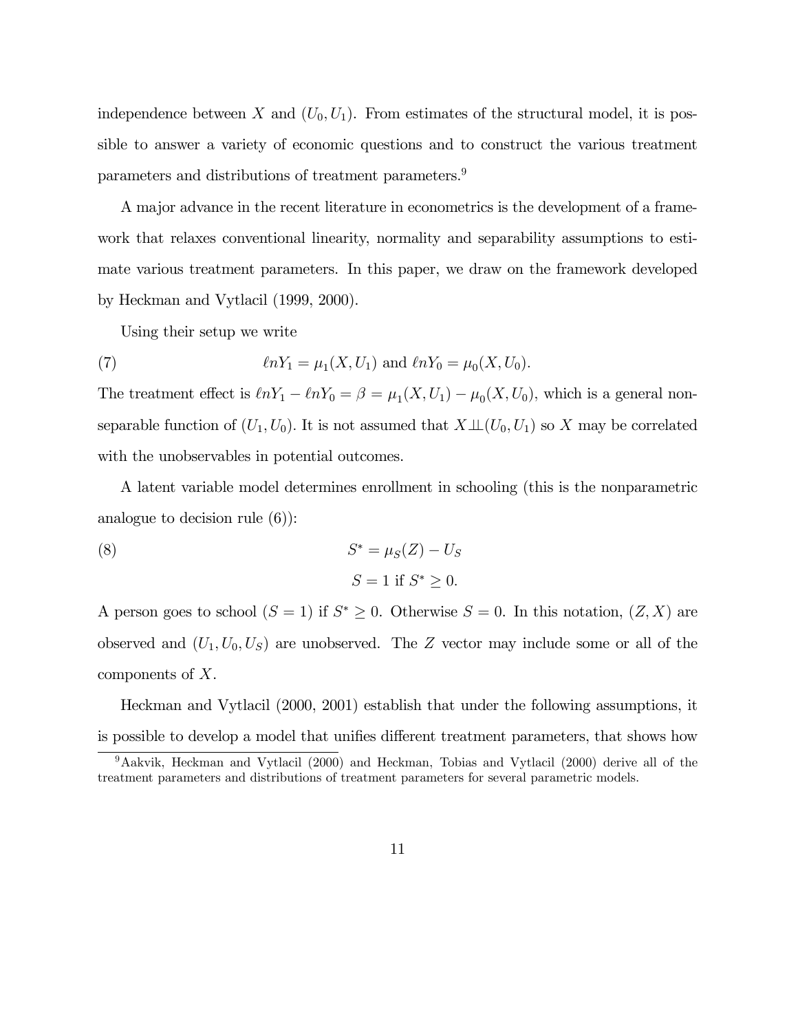independence between $X$ and $(U_0, U_1)$. From estimates of the structural model, it is possible to answer a variety of economic questions and to construct the various treatment parameters and distributions of treatment parameters.[9]

A major advance in the recent literature in econometrics is the development of a framework that relaxes conventional linearity, normality and separability assumptions to estimate various treatment parameters. In this paper, we draw on the framework developed by Heckman and Vytlacil (1999, 2000).

Using their setup we write

$$\ell n Y_1 = \mu_1(X, U_1) \text{ and } \ell n Y_0 = \mu_0(X, U_0). \tag{7}$$

The treatment effect is $\ell n Y_1 - \ell n Y_0 = \beta = \mu_1(X, U_1) - \mu_0(X, U_0)$, which is a general nonseparable function of $(U_1, U_0)$. It is not assumed that $X \perp\!\!\!\perp (U_0, U_1)$ so $X$ may be correlated with the unobservables in potential outcomes.

A latent variable model determines enrollment in schooling (this is the nonparametric analogue to decision rule (6)):

$$S^* = \mu_S(Z) - U_S \tag{8}$$
$$S = 1 \text{ if } S^* \geq 0.$$

A person goes to school ($S = 1$) if $S^* \geq 0$. Otherwise $S = 0$. In this notation, $(Z, X)$ are observed and $(U_1, U_0, U_S)$ are unobserved. The $Z$ vector may include some or all of the components of $X$.

Heckman and Vytlacil (2000, 2001) establish that under the following assumptions, it is possible to develop a model that unifies different treatment parameters, that shows how

[9] Aakvik, Heckman and Vytlacil (2000) and Heckman, Tobias and Vytlacil (2000) derive all of the treatment parameters and distributions of treatment parameters for several parametric models.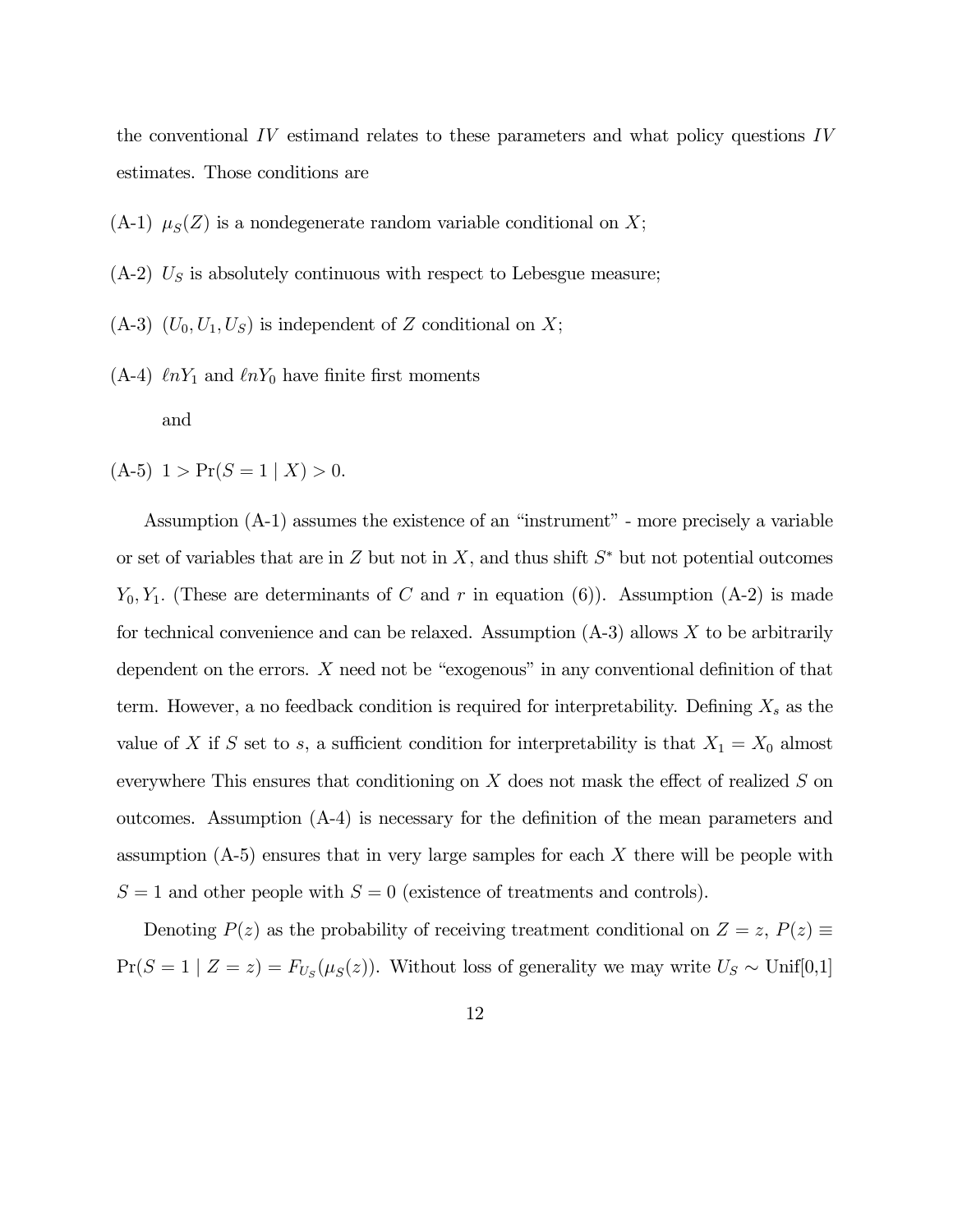the conventional $IV$ estimand relates to these parameters and what policy questions $IV$ estimates. Those conditions are

(A-1) $\mu_S(Z)$ is a nondegenerate random variable conditional on $X$;

(A-2) $U_S$ is absolutely continuous with respect to Lebesgue measure;

(A-3) $(U_0, U_1, U_S)$ is independent of $Z$ conditional on $X$;

(A-4) $\ell n Y_1$ and $\ell n Y_0$ have finite first moments

and

(A-5) $1 > \Pr(S = 1 \mid X) > 0$.

Assumption (A-1) assumes the existence of an "instrument" - more precisely a variable or set of variables that are in $Z$ but not in $X$, and thus shift $S^*$ but not potential outcomes $Y_0, Y_1$. (These are determinants of $C$ and $r$ in equation (6)). Assumption (A-2) is made for technical convenience and can be relaxed. Assumption (A-3) allows $X$ to be arbitrarily dependent on the errors. $X$ need not be "exogenous" in any conventional definition of that term. However, a no feedback condition is required for interpretability. Defining $X_s$ as the value of $X$ if $S$ set to $s$, a sufficient condition for interpretability is that $X_1 = X_0$ almost everywhere This ensures that conditioning on $X$ does not mask the effect of realized $S$ on outcomes. Assumption (A-4) is necessary for the definition of the mean parameters and assumption (A-5) ensures that in very large samples for each $X$ there will be people with $S = 1$ and other people with $S = 0$ (existence of treatments and controls).

Denoting $P(z)$ as the probability of receiving treatment conditional on $Z = z$, $P(z) \equiv \Pr(S = 1 \mid Z = z) = F_{U_S}(\mu_S(z))$. Without loss of generality we may write $U_S \sim \text{Unif}[0,1]$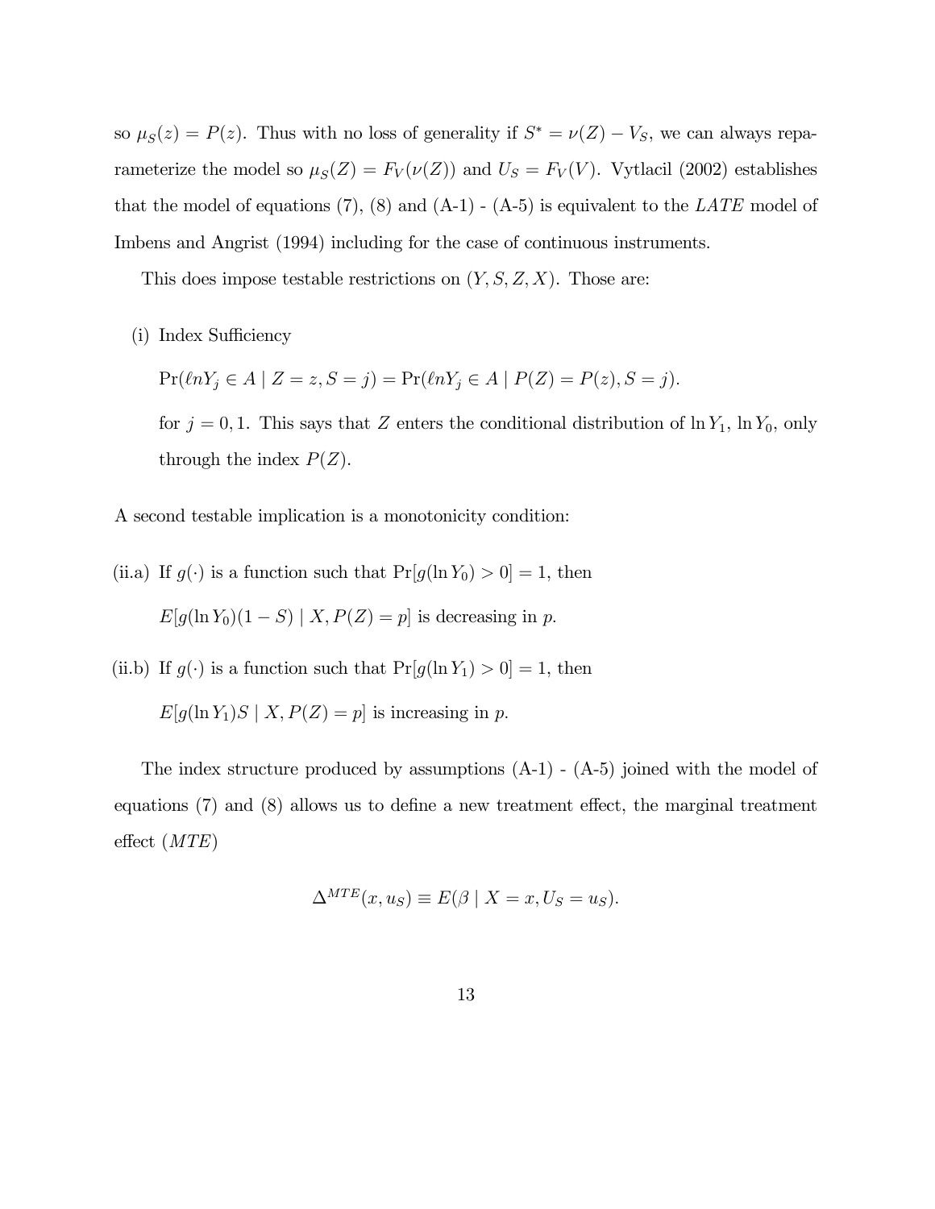so $\mu_S(z) = P(z)$. Thus with no loss of generality if $S^* = \nu(Z) - V_S$, we can always reparameterize the model so $\mu_S(Z) = F_V(\nu(Z))$ and $U_S = F_V(V)$. Vytlacil (2002) establishes that the model of equations (7), (8) and (A-1) - (A-5) is equivalent to the $LATE$ model of Imbens and Angrist (1994) including for the case of continuous instruments.

This does impose testable restrictions on $(Y, S, Z, X)$. Those are:

(i) Index Sufficiency

$\Pr(\ell n Y_j \in A \mid Z = z, S = j) = \Pr(\ell n Y_j \in A \mid P(Z) = P(z), S = j)$.

for $j = 0, 1$. This says that $Z$ enters the conditional distribution of $\ln Y_1$, $\ln Y_0$, only through the index $P(Z)$.

A second testable implication is a monotonicity condition:

(ii.a) If $g(\cdot)$ is a function such that $\Pr[g(\ln Y_0) > 0] = 1$, then

$E[g(\ln Y_0)(1 - S) \mid X, P(Z) = p]$ is decreasing in $p$.

(ii.b) If $g(\cdot)$ is a function such that $\Pr[g(\ln Y_1) > 0] = 1$, then

$E[g(\ln Y_1)S \mid X, P(Z) = p]$ is increasing in $p$.

The index structure produced by assumptions (A-1) - (A-5) joined with the model of equations (7) and (8) allows us to define a new treatment effect, the marginal treatment effect ($MTE$)

$$\Delta^{MTE}(x, u_S) \equiv E(\beta \mid X = x, U_S = u_S).$$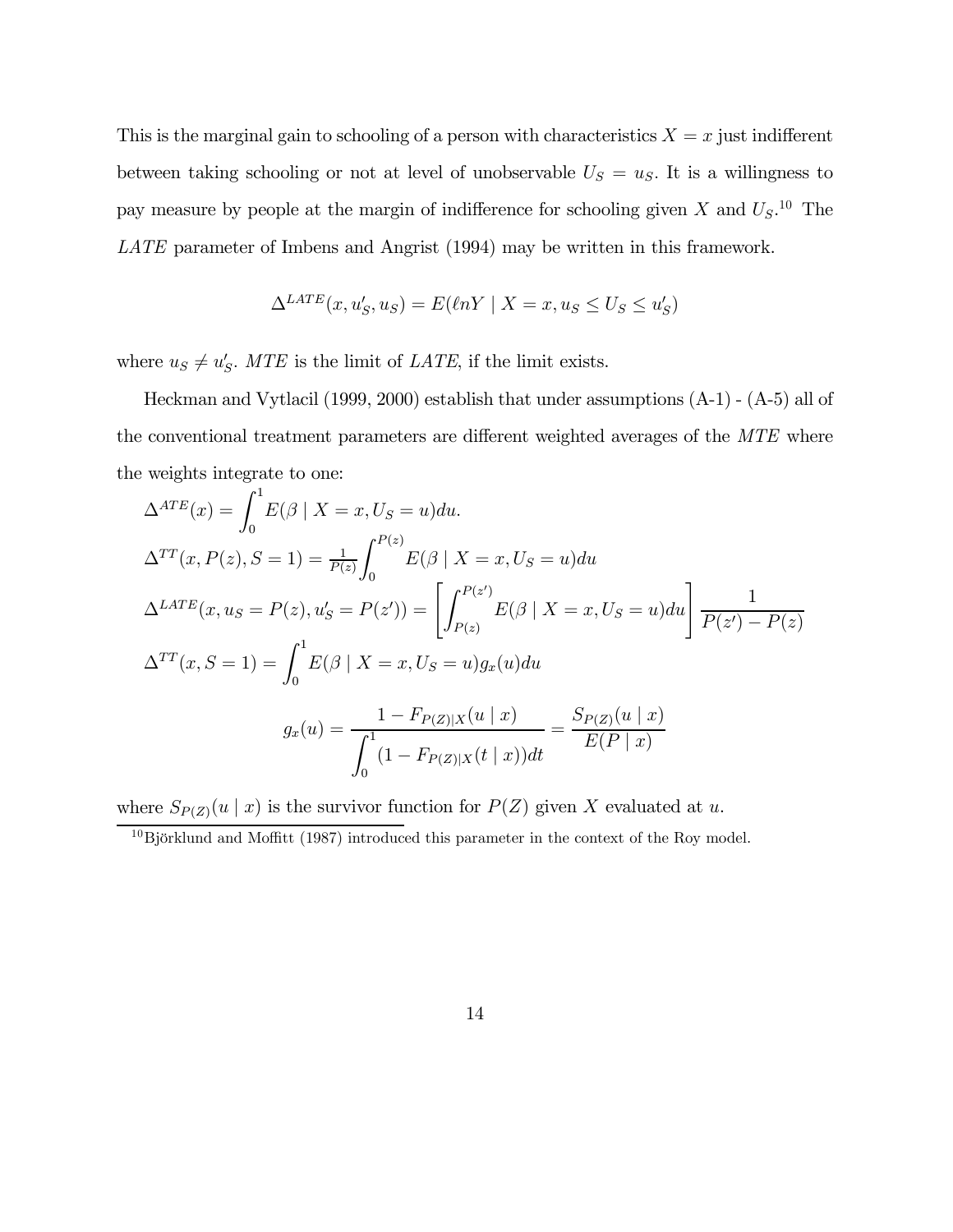This is the marginal gain to schooling of a person with characteristics $X = x$ just indifferent between taking schooling or not at level of unobservable $U_S = u_S$. It is a willingness to pay measure by people at the margin of indifference for schooling given $X$ and $U_S$.[10] The *LATE* parameter of Imbens and Angrist (1994) may be written in this framework.

$$\Delta^{LATE}(x, u_S', u_S) = E(\ell nY \mid X = x, u_S \leq U_S \leq u_S')$$

where $u_S \neq u_S'$. *MTE* is the limit of *LATE*, if the limit exists.

Heckman and Vytlacil (1999, 2000) establish that under assumptions (A-1) - (A-5) all of the conventional treatment parameters are different weighted averages of the *MTE* where the weights integrate to one:

$$\Delta^{ATE}(x) = \int_0^1 E(\beta \mid X = x, U_S = u)du.$$

$$\Delta^{TT}(x, P(z), S = 1) = \tfrac{1}{P(z)}\int_0^{P(z)} E(\beta \mid X = x, U_S = u)du$$

$$\Delta^{LATE}(x, u_S = P(z), u_S' = P(z')) = \left[\int_{P(z)}^{P(z')} E(\beta \mid X = x, U_S = u)du\right]\frac{1}{P(z') - P(z)}$$

$$\Delta^{TT}(x, S = 1) = \int_0^1 E(\beta \mid X = x, U_S = u)g_x(u)du$$

$$g_x(u) = \frac{1 - F_{P(Z)|X}(u \mid x)}{\displaystyle\int_0^1 (1 - F_{P(Z)|X}(t \mid x))dt} = \frac{S_{P(Z)}(u \mid x)}{E(P \mid x)}$$

where $S_{P(Z)}(u \mid x)$ is the survivor function for $P(Z)$ given $X$ evaluated at $u$.

[10] Björklund and Moffitt (1987) introduced this parameter in the context of the Roy model.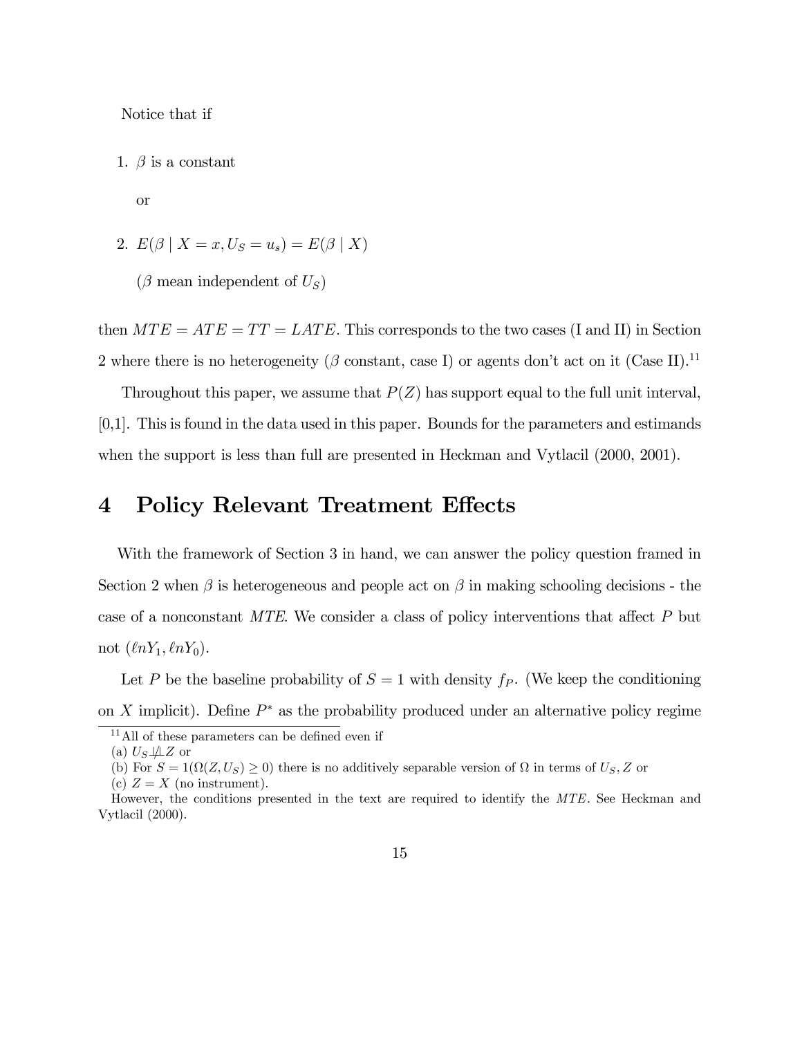Notice that if

1. $\beta$ is a constant

   or

2. $E(\beta \mid X = x, U_S = u_s) = E(\beta \mid X)$

   ($\beta$ mean independent of $U_S$)

then $MTE = ATE = TT = LATE$. This corresponds to the two cases (I and II) in Section 2 where there is no heterogeneity ($\beta$ constant, case I) or agents don't act on it (Case II).[11]

Throughout this paper, we assume that $P(Z)$ has support equal to the full unit interval, [0,1]. This is found in the data used in this paper. Bounds for the parameters and estimands when the support is less than full are presented in Heckman and Vytlacil (2000, 2001).

# 4 Policy Relevant Treatment Effects

With the framework of Section 3 in hand, we can answer the policy question framed in Section 2 when $\beta$ is heterogeneous and people act on $\beta$ in making schooling decisions - the case of a nonconstant *MTE*. We consider a class of policy interventions that affect $P$ but not $(\ell n Y_1, \ell n Y_0)$.

Let $P$ be the baseline probability of $S = 1$ with density $f_P$. (We keep the conditioning on $X$ implicit). Define $P^*$ as the probability produced under an alternative policy regime

---

[11] All of these parameters can be defined even if

(a) $U_S \not\perp\!\!\!\perp Z$ or

(b) For $S = 1(\Omega(Z, U_S) \geq 0)$ there is no additively separable version of $\Omega$ in terms of $U_S, Z$ or

(c) $Z = X$ (no instrument).

However, the conditions presented in the text are required to identify the *MTE*. See Heckman and Vytlacil (2000).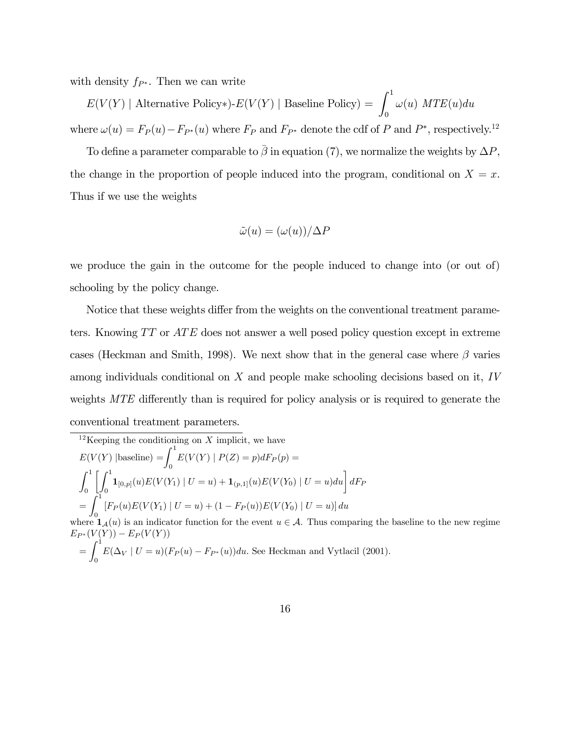with density $f_{P^*}$. Then we can write

$$E(V(Y) \mid \text{Alternative Policy}*)\text{-}E(V(Y) \mid \text{Baseline Policy}) = \int_0^1 \omega(u)\ MTE(u)du$$

where $\omega(u) = F_P(u) - F_{P^*}(u)$ where $F_P$ and $F_{P^*}$ denote the cdf of $P$ and $P^*$, respectively.[12]

To define a parameter comparable to $\bar{\beta}$ in equation (7), we normalize the weights by $\Delta P$, the change in the proportion of people induced into the program, conditional on $X = x$. Thus if we use the weights

$$\tilde{\omega}(u) = (\omega(u))/\Delta P$$

we produce the gain in the outcome for the people induced to change into (or out of) schooling by the policy change.

Notice that these weights differ from the weights on the conventional treatment parameters. Knowing $TT$ or $ATE$ does not answer a well posed policy question except in extreme cases (Heckman and Smith, 1998). We next show that in the general case where $\beta$ varies among individuals conditional on $X$ and people make schooling decisions based on it, $IV$ weights $MTE$ differently than is required for policy analysis or is required to generate the conventional treatment parameters.

---

[12] Keeping the conditioning on $X$ implicit, we have
$E(V(Y) \mid \text{baseline}) = \int_0^1 E(V(Y) \mid P(Z) = p) dF_P(p) =$
$\int_0^1 \left[ \int_0^1 \mathbf{1}_{[0,p]}(u) E(V(Y_1) \mid U = u) + \mathbf{1}_{(p,1]}(u) E(V(Y_0) \mid U = u) du \right] dF_P$
$= \int_0^1 \left[ F_P(u) E(V(Y_1) \mid U = u) + (1 - F_P(u)) E(V(Y_0) \mid U = u) \right] du$
where $\mathbf{1}_{\mathcal{A}}(u)$ is an indicator function for the event $u \in \mathcal{A}$. Thus comparing the baseline to the new regime $E_{P^*}(V(Y)) - E_P(V(Y))$
$= \int_0^1 E(\Delta_V \mid U = u)(F_P(u) - F_{P^*}(u)) du$. See Heckman and Vytlacil (2001).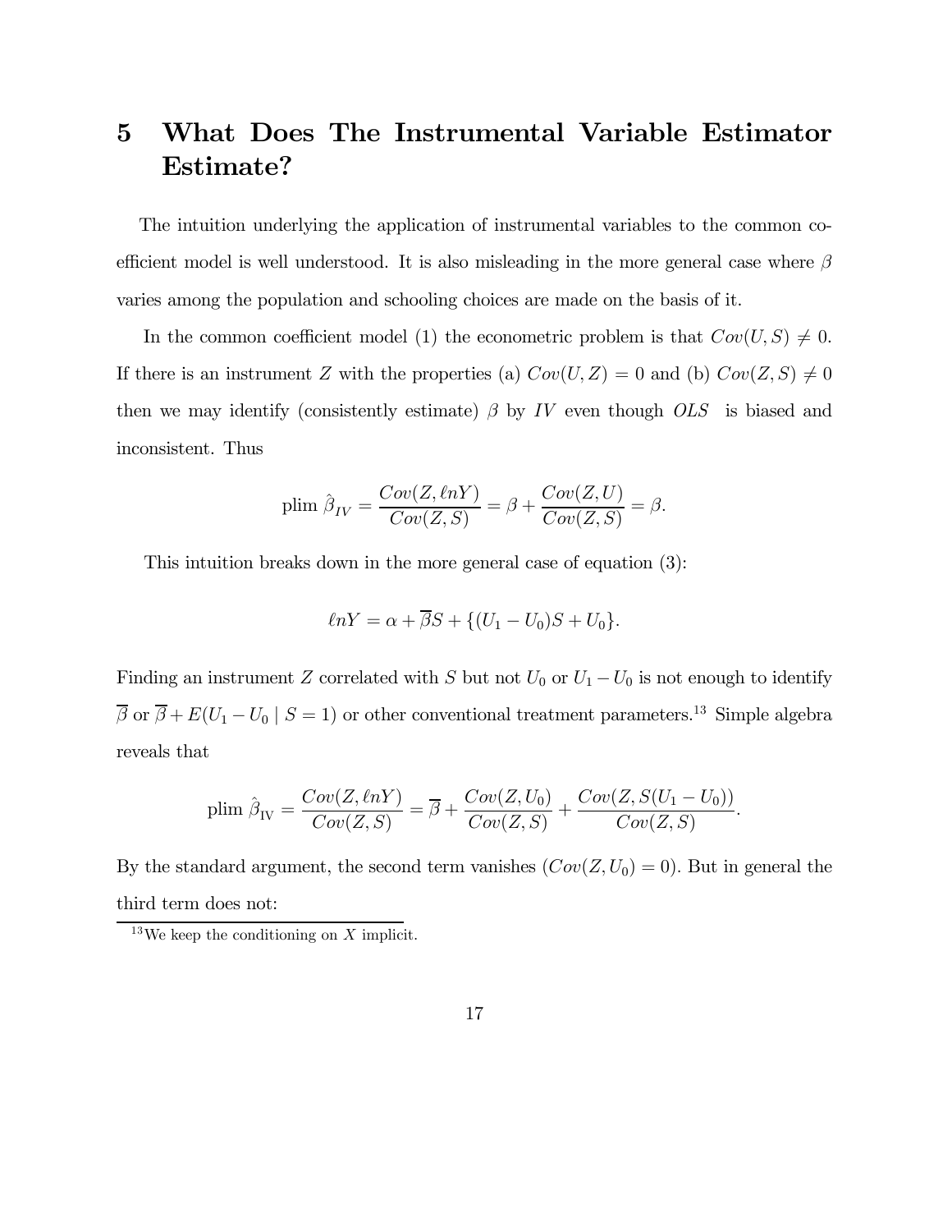# 5 What Does The Instrumental Variable Estimator Estimate?

The intuition underlying the application of instrumental variables to the common coefficient model is well understood. It is also misleading in the more general case where $\beta$ varies among the population and schooling choices are made on the basis of it.

In the common coefficient model (1) the econometric problem is that $Cov(U, S) \neq 0$. If there is an instrument $Z$ with the properties (a) $Cov(U, Z) = 0$ and (b) $Cov(Z, S) \neq 0$ then we may identify (consistently estimate) $\beta$ by $IV$ even though $OLS$ is biased and inconsistent. Thus

$$\text{plim } \hat{\beta}_{IV} = \frac{Cov(Z, \ell nY)}{Cov(Z, S)} = \beta + \frac{Cov(Z, U)}{Cov(Z, S)} = \beta.$$

This intuition breaks down in the more general case of equation (3):

$$\ell nY = \alpha + \overline{\beta} S + \{(U_1 - U_0)S + U_0\}.$$

Finding an instrument $Z$ correlated with $S$ but not $U_0$ or $U_1 - U_0$ is not enough to identify $\overline{\beta}$ or $\overline{\beta} + E(U_1 - U_0 \mid S = 1)$ or other conventional treatment parameters.[13] Simple algebra reveals that

$$\text{plim } \hat{\beta}_{\text{IV}} = \frac{Cov(Z, \ell nY)}{Cov(Z, S)} = \overline{\beta} + \frac{Cov(Z, U_0)}{Cov(Z, S)} + \frac{Cov(Z, S(U_1 - U_0))}{Cov(Z, S)}.$$

By the standard argument, the second term vanishes ($Cov(Z, U_0) = 0$). But in general the third term does not:

[13] We keep the conditioning on $X$ implicit.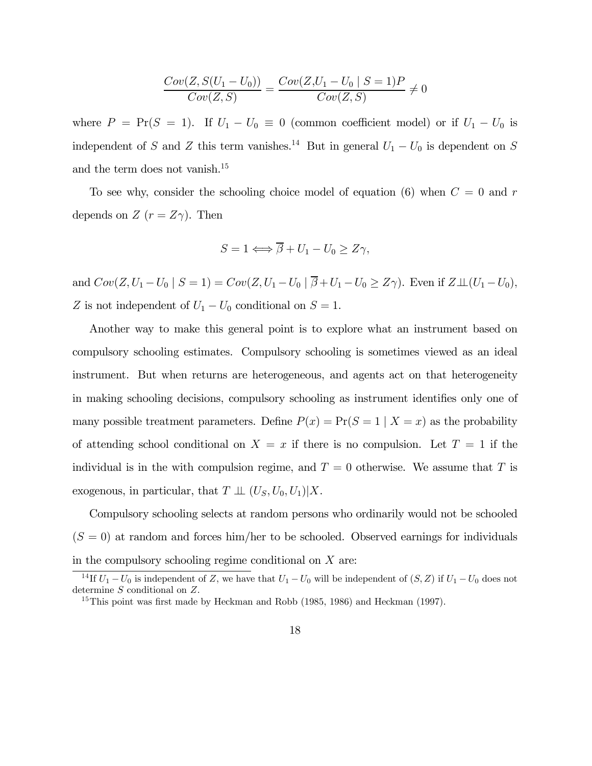$$\frac{Cov(Z, S(U_1 - U_0))}{Cov(Z, S)} = \frac{Cov(Z, U_1 - U_0 \mid S = 1)P}{Cov(Z, S)} \neq 0$$

where $P = \Pr(S = 1)$. If $U_1 - U_0 \equiv 0$ (common coefficient model) or if $U_1 - U_0$ is independent of $S$ and $Z$ this term vanishes.[14] But in general $U_1 - U_0$ is dependent on $S$ and the term does not vanish.[15]

To see why, consider the schooling choice model of equation (6) when $C = 0$ and $r$ depends on $Z$ ($r = Z\gamma$). Then

$$S = 1 \Longleftrightarrow \overline{\beta} + U_1 - U_0 \geq Z\gamma,$$

and $Cov(Z, U_1 - U_0 \mid S = 1) = Cov(Z, U_1 - U_0 \mid \overline{\beta} + U_1 - U_0 \geq Z\gamma)$. Even if $Z \perp\!\!\!\perp (U_1 - U_0)$, $Z$ is not independent of $U_1 - U_0$ conditional on $S = 1$.

Another way to make this general point is to explore what an instrument based on compulsory schooling estimates. Compulsory schooling is sometimes viewed as an ideal instrument. But when returns are heterogeneous, and agents act on that heterogeneity in making schooling decisions, compulsory schooling as instrument identifies only one of many possible treatment parameters. Define $P(x) = \Pr(S = 1 \mid X = x)$ as the probability of attending school conditional on $X = x$ if there is no compulsion. Let $T = 1$ if the individual is in the with compulsion regime, and $T = 0$ otherwise. We assume that $T$ is exogenous, in particular, that $T \perp\!\!\!\perp (U_S, U_0, U_1)|X$.

Compulsory schooling selects at random persons who ordinarily would not be schooled ($S = 0$) at random and forces him/her to be schooled. Observed earnings for individuals in the compulsory schooling regime conditional on $X$ are:

[14] If $U_1 - U_0$ is independent of $Z$, we have that $U_1 - U_0$ will be independent of $(S, Z)$ if $U_1 - U_0$ does not determine $S$ conditional on $Z$.

[15] This point was first made by Heckman and Robb (1985, 1986) and Heckman (1997).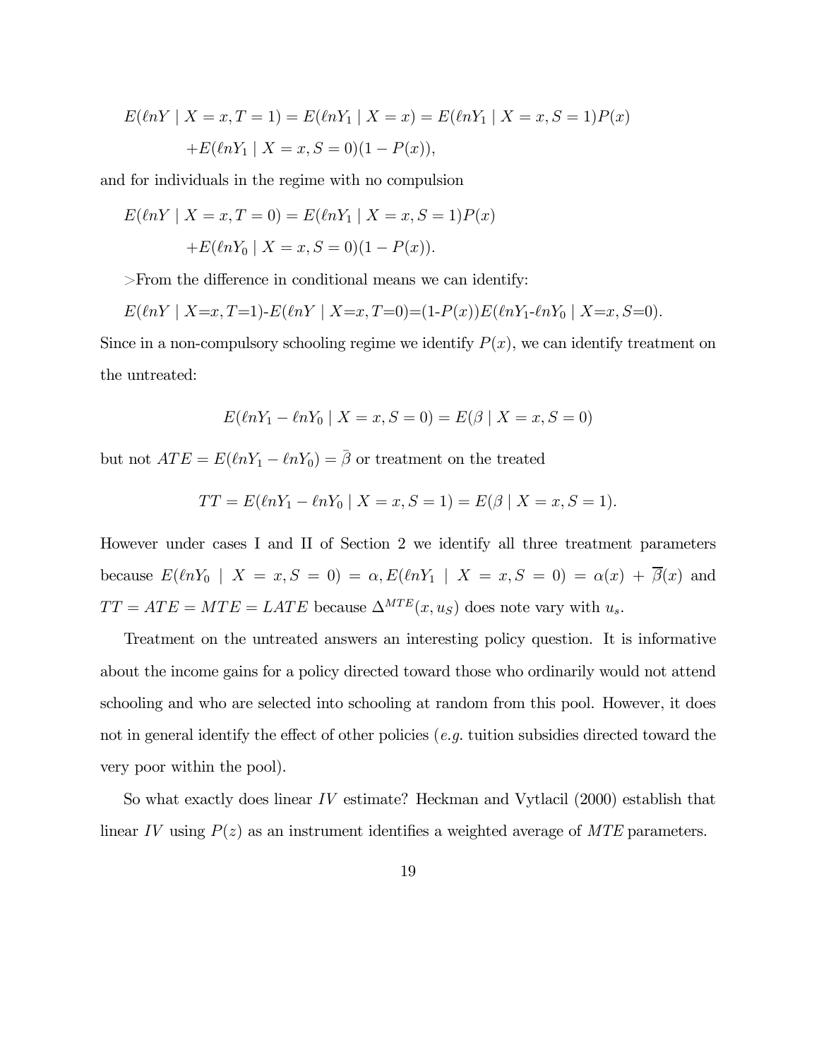$$E(\ell nY \mid X = x, T = 1) = E(\ell nY_1 \mid X = x) = E(\ell nY_1 \mid X = x, S = 1)P(x)$$
$$+E(\ell nY_1 \mid X = x, S = 0)(1 - P(x)),$$

and for individuals in the regime with no compulsion

$$E(\ell nY \mid X = x, T = 0) = E(\ell nY_1 \mid X = x, S = 1)P(x)$$
$$+E(\ell nY_0 \mid X = x, S = 0)(1 - P(x)).$$

>From the difference in conditional means we can identify:

$$E(\ell nY \mid X{=}x, T{=}1)\text{-}E(\ell nY \mid X{=}x, T{=}0){=}(1\text{-}P(x))E(\ell nY_1\text{-}\ell nY_0 \mid X{=}x, S{=}0).$$

Since in a non-compulsory schooling regime we identify $P(x)$, we can identify treatment on the untreated:

$$E(\ell nY_1 - \ell nY_0 \mid X = x, S = 0) = E(\beta \mid X = x, S = 0)$$

but not $ATE = E(\ell nY_1 - \ell nY_0) = \bar{\beta}$ or treatment on the treated

$$TT = E(\ell nY_1 - \ell nY_0 \mid X = x, S = 1) = E(\beta \mid X = x, S = 1).$$

However under cases I and II of Section 2 we identify all three treatment parameters because $E(\ell nY_0 \mid X = x, S = 0) = \alpha, E(\ell nY_1 \mid X = x, S = 0) = \alpha(x) + \overline{\beta}(x)$ and $TT = ATE = MTE = LATE$ because $\Delta^{MTE}(x, u_S)$ does note vary with $u_s$.

Treatment on the untreated answers an interesting policy question. It is informative about the income gains for a policy directed toward those who ordinarily would not attend schooling and who are selected into schooling at random from this pool. However, it does not in general identify the effect of other policies (*e.g.* tuition subsidies directed toward the very poor within the pool).

So what exactly does linear *IV* estimate? Heckman and Vytlacil (2000) establish that linear *IV* using $P(z)$ as an instrument identifies a weighted average of *MTE* parameters.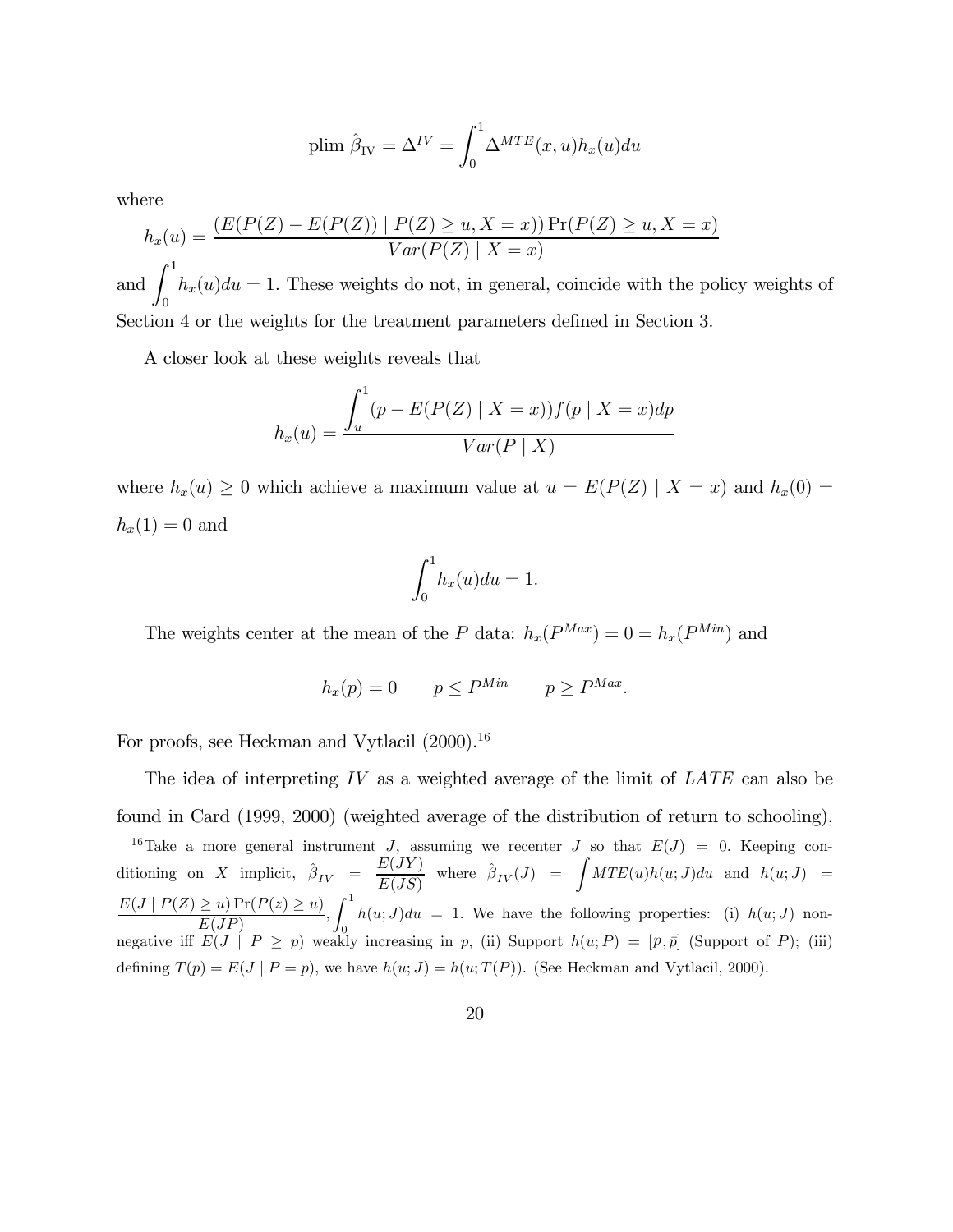$$\text{plim } \hat{\beta}_{\text{IV}} = \Delta^{IV} = \int_0^1 \Delta^{MTE}(x, u) h_x(u) du$$

where

$$h_x(u) = \frac{(E(P(Z) - E(P(Z)) \mid P(Z) \geq u, X = x)) \Pr(P(Z) \geq u, X = x)}{Var(P(Z) \mid X = x)}$$

and $\int_0^1 h_x(u)du = 1$. These weights do not, in general, coincide with the policy weights of Section 4 or the weights for the treatment parameters defined in Section 3.

A closer look at these weights reveals that

$$h_x(u) = \frac{\int_u^1 (p - E(P(Z) \mid X = x)) f(p \mid X = x) dp}{Var(P \mid X)}$$

where $h_x(u) \geq 0$ which achieve a maximum value at $u = E(P(Z) \mid X = x)$ and $h_x(0) = h_x(1) = 0$ and

$$\int_0^1 h_x(u)du = 1.$$

The weights center at the mean of the $P$ data: $h_x(P^{Max}) = 0 = h_x(P^{Min})$ and

$$h_x(p) = 0 \qquad p \leq P^{Min} \qquad p \geq P^{Max}.$$

For proofs, see Heckman and Vytlacil (2000).[16]

The idea of interpreting $IV$ as a weighted average of the limit of $LATE$ can also be found in Card (1999, 2000) (weighted average of the distribution of return to schooling),

[16] Take a more general instrument $J$, assuming we recenter $J$ so that $E(J) = 0$. Keeping conditioning on $X$ implicit, $\hat{\beta}_{IV} = \frac{E(JY)}{E(JS)}$ where $\hat{\beta}_{IV}(J) = \int MTE(u)h(u;J)du$ and $h(u;J) = \frac{E(J \mid P(Z) \geq u) \Pr(P(z) \geq u)}{E(JP)}$, $\int_0^1 h(u;J)du = 1$. We have the following properties: (i) $h(u;J)$ non-negative iff $E(J \mid P \geq p)$ weakly increasing in $p$, (ii) Support $h(u;P) = [\underline{p}, \bar{p}]$ (Support of $P$); (iii) defining $T(p) = E(J \mid P = p)$, we have $h(u;J) = h(u;T(P))$. (See Heckman and Vytlacil, 2000).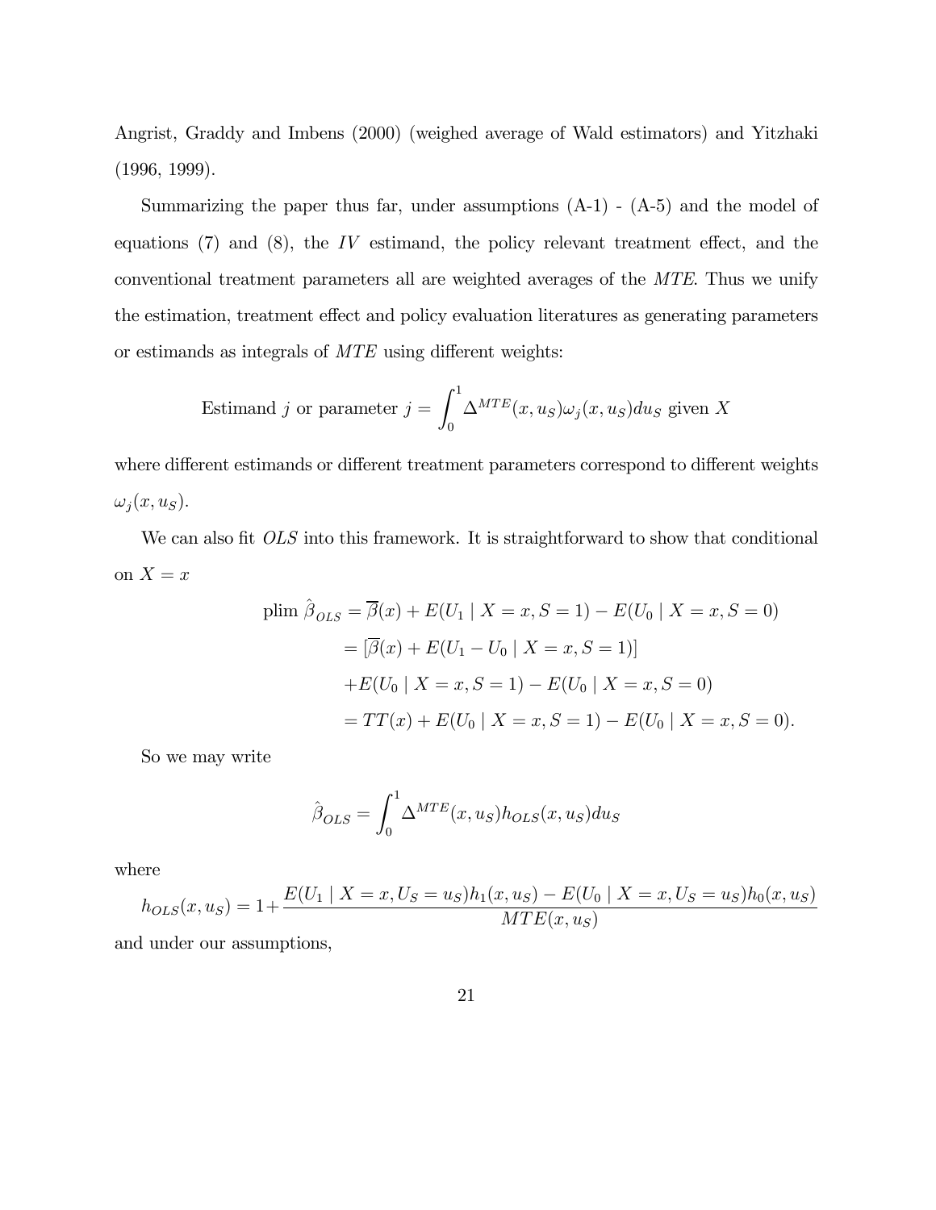Angrist, Graddy and Imbens (2000) (weighed average of Wald estimators) and Yitzhaki (1996, 1999).

Summarizing the paper thus far, under assumptions (A-1) - (A-5) and the model of equations (7) and (8), the *IV* estimand, the policy relevant treatment effect, and the conventional treatment parameters all are weighted averages of the *MTE*. Thus we unify the estimation, treatment effect and policy evaluation literatures as generating parameters or estimands as integrals of *MTE* using different weights:

$$\text{Estimand } j \text{ or parameter } j = \int_0^1 \Delta^{MTE}(x, u_S)\omega_j(x, u_S)du_S \text{ given } X$$

where different estimands or different treatment parameters correspond to different weights $\omega_j(x, u_S)$.

We can also fit *OLS* into this framework. It is straightforward to show that conditional on $X = x$

$$\begin{aligned}
\text{plim } \hat{\beta}_{OLS} &= \overline{\beta}(x) + E(U_1 \mid X = x, S = 1) - E(U_0 \mid X = x, S = 0) \\
&= [\overline{\beta}(x) + E(U_1 - U_0 \mid X = x, S = 1)] \\
&\quad + E(U_0 \mid X = x, S = 1) - E(U_0 \mid X = x, S = 0) \\
&= TT(x) + E(U_0 \mid X = x, S = 1) - E(U_0 \mid X = x, S = 0).
\end{aligned}$$

So we may write

$$\hat{\beta}_{OLS} = \int_0^1 \Delta^{MTE}(x, u_S)h_{OLS}(x, u_S)du_S$$

where

$$h_{OLS}(x, u_S) = 1 + \frac{E(U_1 \mid X = x, U_S = u_S)h_1(x, u_S) - E(U_0 \mid X = x, U_S = u_S)h_0(x, u_S)}{MTE(x, u_S)}$$

and under our assumptions,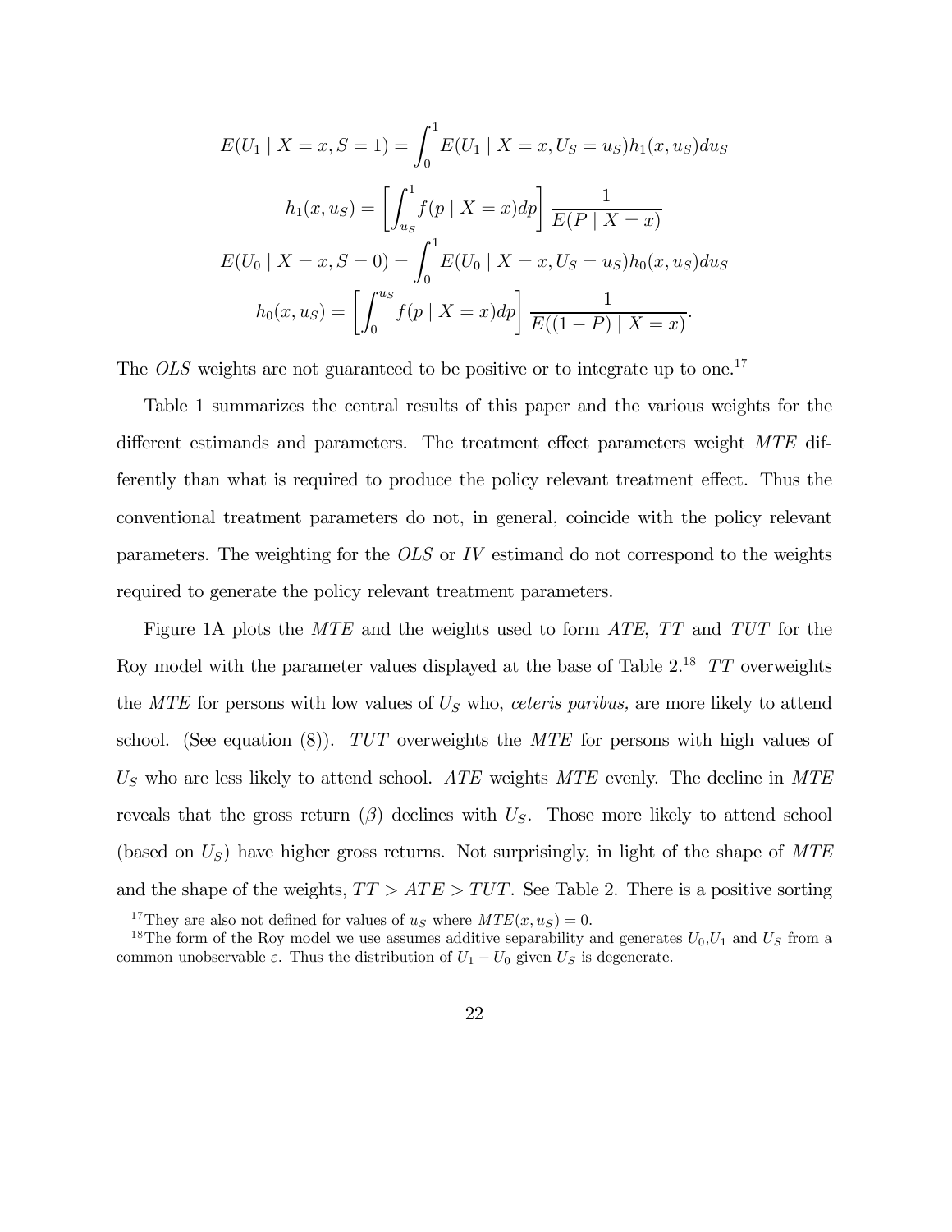$$E(U_1 \mid X = x, S = 1) = \int_0^1 E(U_1 \mid X = x, U_S = u_S) h_1(x, u_S) du_S$$

$$h_1(x, u_S) = \left[ \int_{u_S}^1 f(p \mid X = x) dp \right] \frac{1}{E(P \mid X = x)}$$

$$E(U_0 \mid X = x, S = 0) = \int_0^1 E(U_0 \mid X = x, U_S = u_S) h_0(x, u_S) du_S$$

$$h_0(x, u_S) = \left[ \int_0^{u_S} f(p \mid X = x) dp \right] \frac{1}{E((1 - P) \mid X = x)}.$$

The *OLS* weights are not guaranteed to be positive or to integrate up to one.[17]

Table 1 summarizes the central results of this paper and the various weights for the different estimands and parameters. The treatment effect parameters weight *MTE* differently than what is required to produce the policy relevant treatment effect. Thus the conventional treatment parameters do not, in general, coincide with the policy relevant parameters. The weighting for the *OLS* or *IV* estimand do not correspond to the weights required to generate the policy relevant treatment parameters.

Figure 1A plots the *MTE* and the weights used to form *ATE*, *TT* and *TUT* for the Roy model with the parameter values displayed at the base of Table 2.[18] *TT* overweights the *MTE* for persons with low values of $U_S$ who, *ceteris paribus*, are more likely to attend school. (See equation (8)). *TUT* overweights the *MTE* for persons with high values of $U_S$ who are less likely to attend school. *ATE* weights *MTE* evenly. The decline in *MTE* reveals that the gross return ($\beta$) declines with $U_S$. Those more likely to attend school (based on $U_S$) have higher gross returns. Not surprisingly, in light of the shape of *MTE* and the shape of the weights, $TT > ATE > TUT$. See Table 2. There is a positive sorting

[17] They are also not defined for values of $u_S$ where $MTE(x, u_S) = 0$.

[18] The form of the Roy model we use assumes additive separability and generates $U_0$,$U_1$ and $U_S$ from a common unobservable $\varepsilon$. Thus the distribution of $U_1 - U_0$ given $U_S$ is degenerate.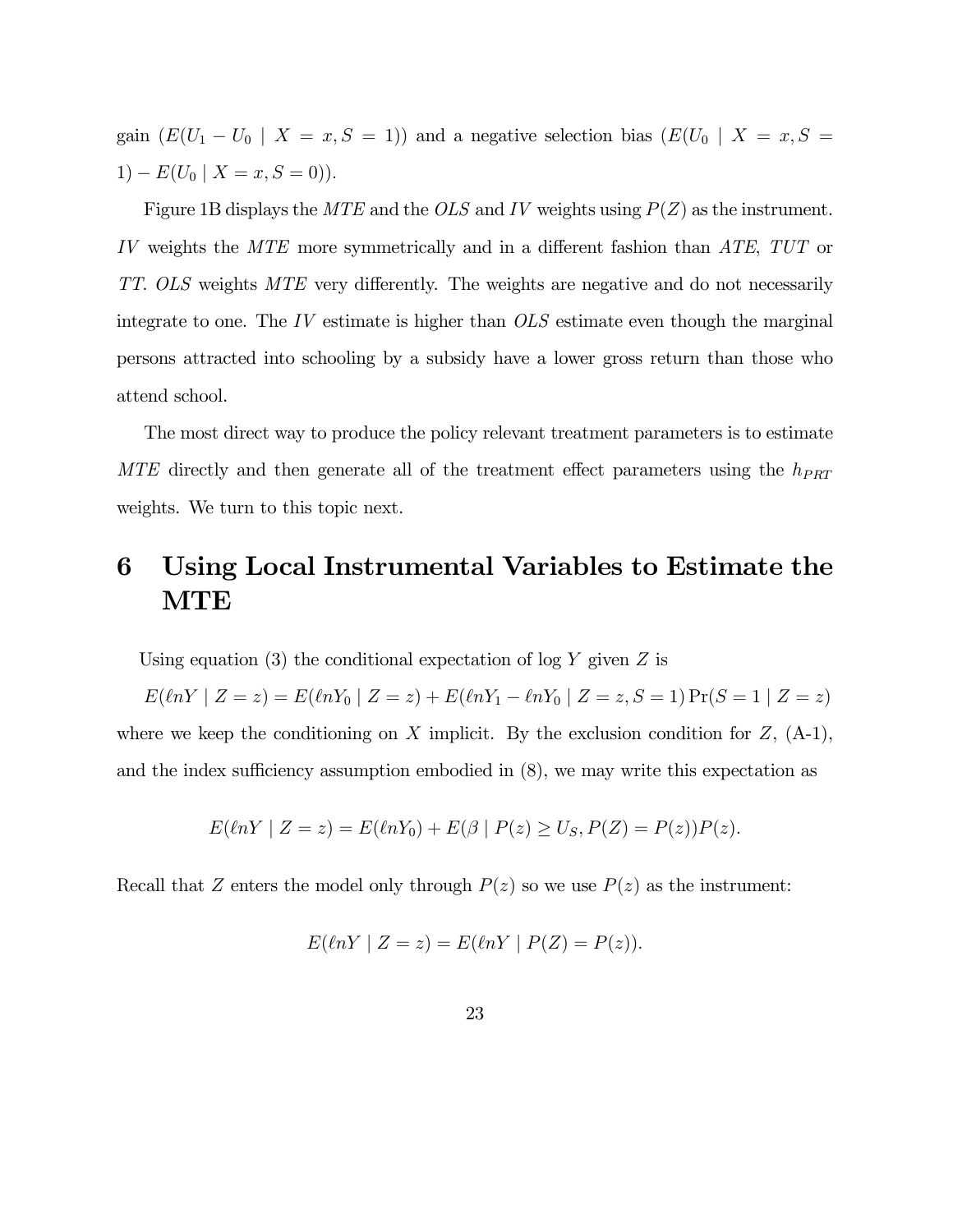gain ($E(U_1 - U_0 \mid X = x, S = 1)$) and a negative selection bias ($E(U_0 \mid X = x, S = 1) - E(U_0 \mid X = x, S = 0)$).

Figure 1B displays the *MTE* and the *OLS* and *IV* weights using $P(Z)$ as the instrument. *IV* weights the *MTE* more symmetrically and in a different fashion than *ATE*, *TUT* or *TT*. *OLS* weights *MTE* very differently. The weights are negative and do not necessarily integrate to one. The *IV* estimate is higher than *OLS* estimate even though the marginal persons attracted into schooling by a subsidy have a lower gross return than those who attend school.

The most direct way to produce the policy relevant treatment parameters is to estimate *MTE* directly and then generate all of the treatment effect parameters using the $h_{PRT}$ weights. We turn to this topic next.

# 6 Using Local Instrumental Variables to Estimate the MTE

Using equation (3) the conditional expectation of log $Y$ given $Z$ is

$E(\ell nY \mid Z = z) = E(\ell nY_0 \mid Z = z) + E(\ell nY_1 - \ell nY_0 \mid Z = z, S = 1) \Pr(S = 1 \mid Z = z)$

where we keep the conditioning on $X$ implicit. By the exclusion condition for $Z$, (A-1), and the index sufficiency assumption embodied in (8), we may write this expectation as

$$E(\ell nY \mid Z = z) = E(\ell nY_0) + E(\beta \mid P(z) \geq U_S, P(Z) = P(z))P(z).$$

Recall that $Z$ enters the model only through $P(z)$ so we use $P(z)$ as the instrument:

$$E(\ell nY \mid Z = z) = E(\ell nY \mid P(Z) = P(z)).$$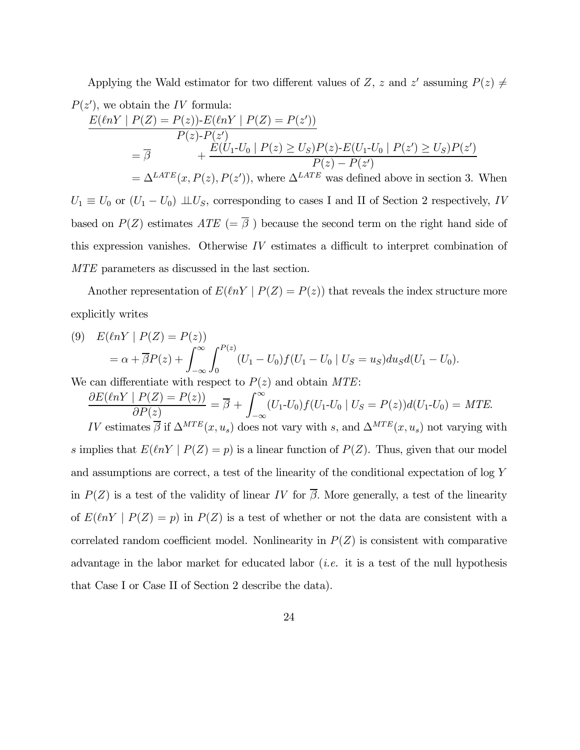Applying the Wald estimator for two different values of $Z$, $z$ and $z'$ assuming $P(z) \neq P(z')$, we obtain the $IV$ formula:

$$
\begin{aligned}
&\frac{E(\ell nY \mid P(Z) = P(z))\text{-}E(\ell nY \mid P(Z) = P(z'))}{P(z)\text{-}P(z')} \\
&= \overline{\beta} \qquad + \frac{E(U_1\text{-}U_0 \mid P(z) \geq U_S)P(z)\text{-}E(U_1\text{-}U_0 \mid P(z') \geq U_S)P(z')}{P(z) - P(z')} \\
&= \Delta^{LATE}(x, P(z), P(z')), \text{ where } \Delta^{LATE} \text{ was defined above in section 3. When}
\end{aligned}
$$

$U_1 \equiv U_0$ or $(U_1 - U_0) \perp\!\!\!\perp U_S$, corresponding to cases I and II of Section 2 respectively, $IV$ based on $P(Z)$ estimates $ATE$ ($= \overline{\beta}$ ) because the second term on the right hand side of this expression vanishes. Otherwise $IV$ estimates a difficult to interpret combination of $MTE$ parameters as discussed in the last section.

Another representation of $E(\ell nY \mid P(Z) = P(z))$ that reveals the index structure more explicitly writes

$$
\begin{aligned}
(9) \quad & E(\ell nY \mid P(Z) = P(z)) \\
& = \alpha + \overline{\beta}P(z) + \int_{-\infty}^{\infty} \int_{0}^{P(z)} (U_1 - U_0) f(U_1 - U_0 \mid U_S = u_S) du_S d(U_1 - U_0).
\end{aligned}
$$

We can differentiate with respect to $P(z)$ and obtain $MTE$:

$$
\frac{\partial E(\ell nY \mid P(Z) = P(z))}{\partial P(z)} = \overline{\beta} + \int_{-\infty}^{\infty} (U_1\text{-}U_0) f(U_1\text{-}U_0 \mid U_S = P(z)) d(U_1\text{-}U_0) = MTE.
$$

$IV$ estimates $\overline{\beta}$ if $\Delta^{MTE}(x, u_s)$ does not vary with $s$, and $\Delta^{MTE}(x, u_s)$ not varying with $s$ implies that $E(\ell nY \mid P(Z) = p)$ is a linear function of $P(Z)$. Thus, given that our model and assumptions are correct, a test of the linearity of the conditional expectation of log $Y$ in $P(Z)$ is a test of the validity of linear $IV$ for $\overline{\beta}$. More generally, a test of the linearity of $E(\ell nY \mid P(Z) = p)$ in $P(Z)$ is a test of whether or not the data are consistent with a correlated random coefficient model. Nonlinearity in $P(Z)$ is consistent with comparative advantage in the labor market for educated labor (*i.e.* it is a test of the null hypothesis that Case I or Case II of Section 2 describe the data).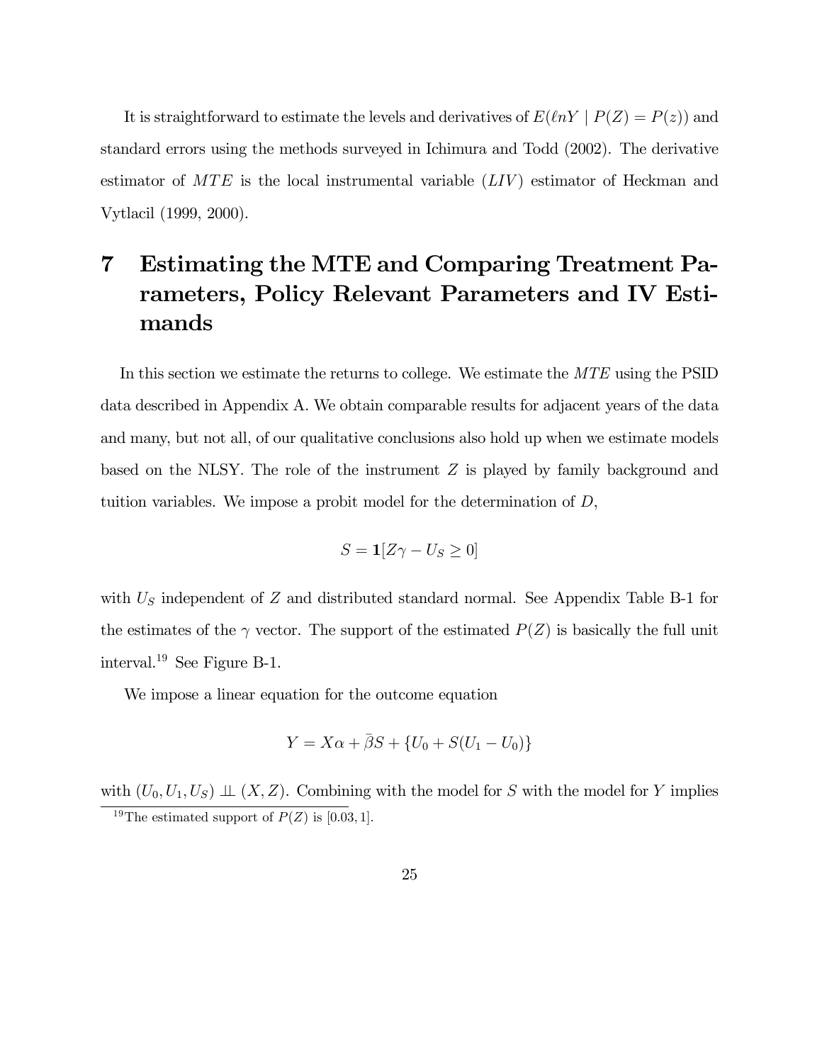It is straightforward to estimate the levels and derivatives of $E(\ell n Y \mid P(Z) = P(z))$ and standard errors using the methods surveyed in Ichimura and Todd (2002). The derivative estimator of $MTE$ is the local instrumental variable ($LIV$) estimator of Heckman and Vytlacil (1999, 2000).

# 7 Estimating the MTE and Comparing Treatment Parameters, Policy Relevant Parameters and IV Estimands

In this section we estimate the returns to college. We estimate the $MTE$ using the PSID data described in Appendix A. We obtain comparable results for adjacent years of the data and many, but not all, of our qualitative conclusions also hold up when we estimate models based on the NLSY. The role of the instrument $Z$ is played by family background and tuition variables. We impose a probit model for the determination of $D$,

$$S = \mathbf{1}[Z\gamma - U_S \geq 0]$$

with $U_S$ independent of $Z$ and distributed standard normal. See Appendix Table B-1 for the estimates of the $\gamma$ vector. The support of the estimated $P(Z)$ is basically the full unit interval.[19] See Figure B-1.

We impose a linear equation for the outcome equation

$$Y = X\alpha + \bar{\beta}S + \{U_0 + S(U_1 - U_0)\}$$

with $(U_0, U_1, U_S) \perp\!\!\!\perp (X, Z)$. Combining with the model for $S$ with the model for $Y$ implies

[19] The estimated support of $P(Z)$ is $[0.03, 1]$.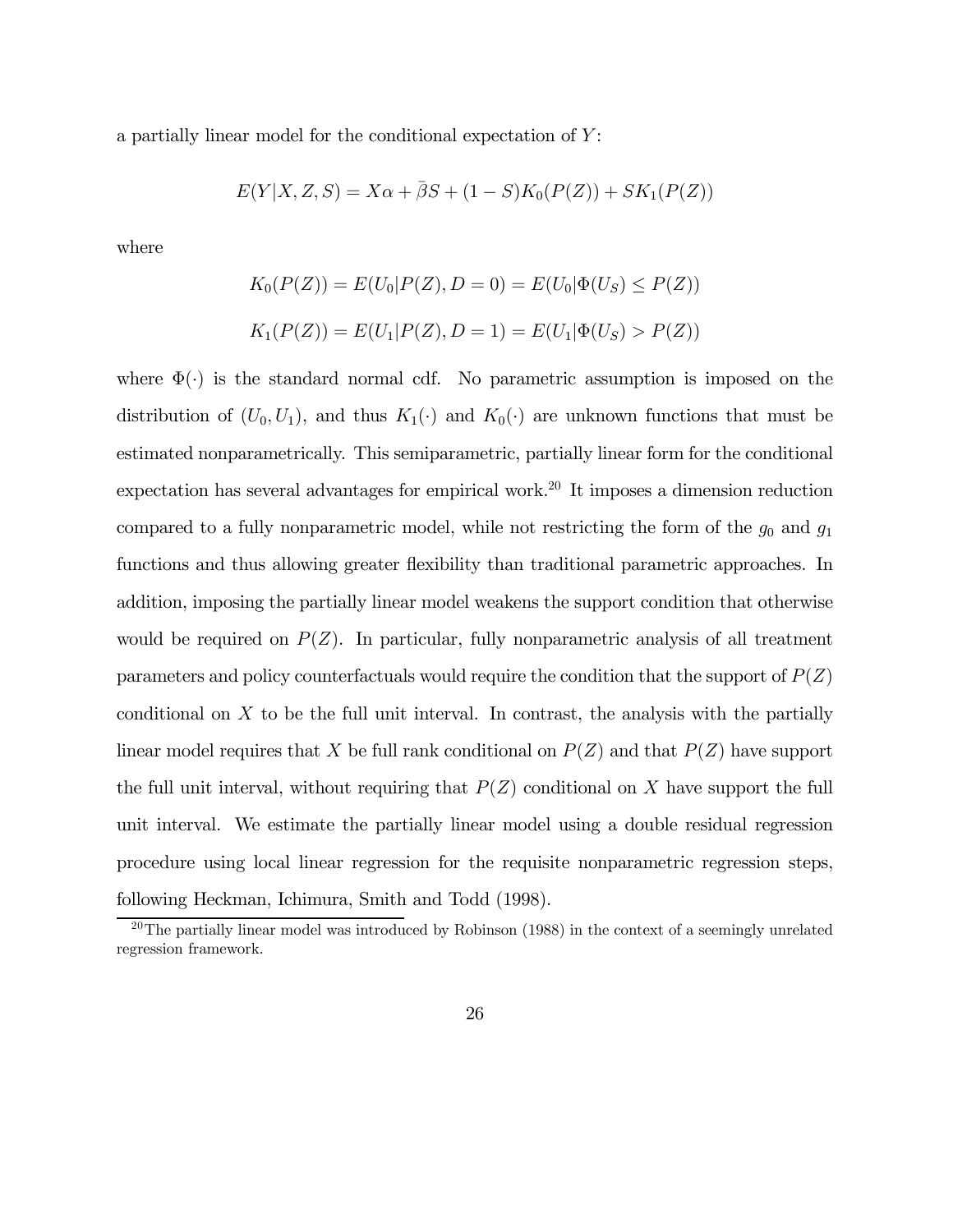a partially linear model for the conditional expectation of $Y$:

$$E(Y|X, Z, S) = X\alpha + \bar{\beta}S + (1 - S)K_0(P(Z)) + SK_1(P(Z))$$

where

$$K_0(P(Z)) = E(U_0|P(Z), D = 0) = E(U_0|\Phi(U_S) \leq P(Z))$$

$$K_1(P(Z)) = E(U_1|P(Z), D = 1) = E(U_1|\Phi(U_S) > P(Z))$$

where $\Phi(\cdot)$ is the standard normal cdf. No parametric assumption is imposed on the distribution of $(U_0, U_1)$, and thus $K_1(\cdot)$ and $K_0(\cdot)$ are unknown functions that must be estimated nonparametrically. This semiparametric, partially linear form for the conditional expectation has several advantages for empirical work.[20] It imposes a dimension reduction compared to a fully nonparametric model, while not restricting the form of the $g_0$ and $g_1$ functions and thus allowing greater flexibility than traditional parametric approaches. In addition, imposing the partially linear model weakens the support condition that otherwise would be required on $P(Z)$. In particular, fully nonparametric analysis of all treatment parameters and policy counterfactuals would require the condition that the support of $P(Z)$ conditional on $X$ to be the full unit interval. In contrast, the analysis with the partially linear model requires that $X$ be full rank conditional on $P(Z)$ and that $P(Z)$ have support the full unit interval, without requiring that $P(Z)$ conditional on $X$ have support the full unit interval. We estimate the partially linear model using a double residual regression procedure using local linear regression for the requisite nonparametric regression steps, following Heckman, Ichimura, Smith and Todd (1998).

[20] The partially linear model was introduced by Robinson (1988) in the context of a seemingly unrelated regression framework.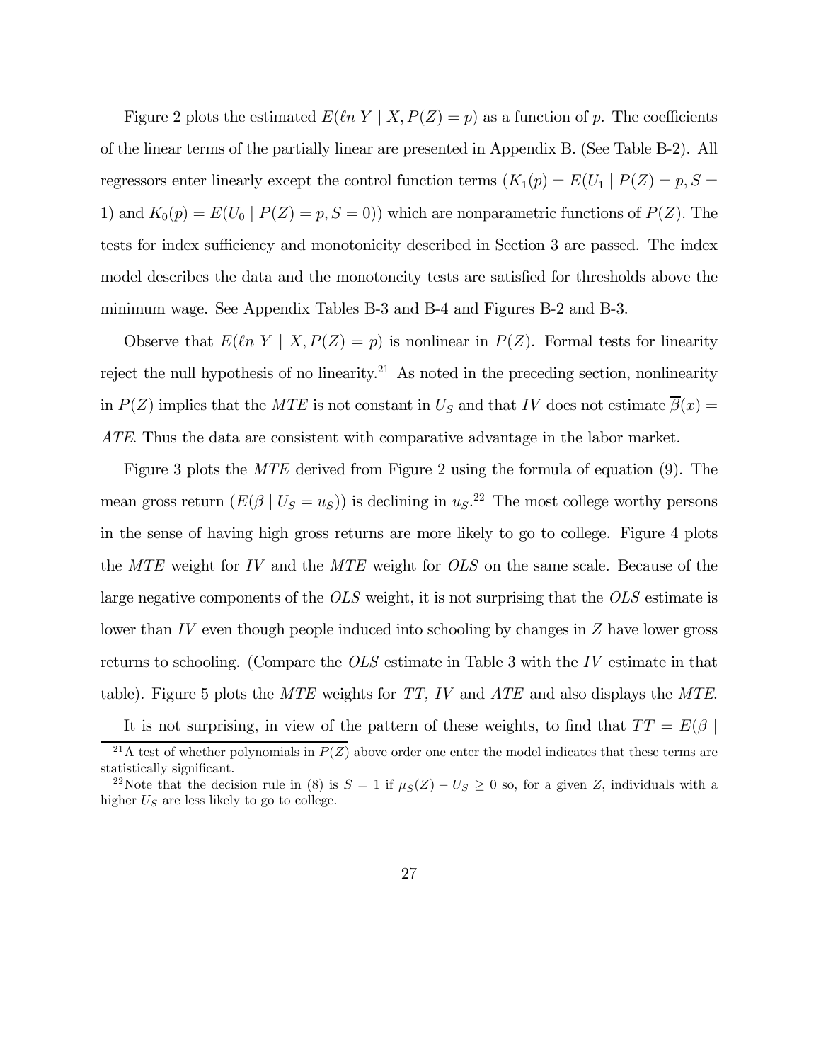Figure 2 plots the estimated $E(\ell n\ Y \mid X, P(Z) = p)$ as a function of $p$. The coefficients of the linear terms of the partially linear are presented in Appendix B. (See Table B-2). All regressors enter linearly except the control function terms ($K_1(p) = E(U_1 \mid P(Z) = p, S = 1)$ and $K_0(p) = E(U_0 \mid P(Z) = p, S = 0)$) which are nonparametric functions of $P(Z)$. The tests for index sufficiency and monotonicity described in Section 3 are passed. The index model describes the data and the monotoncity tests are satisfied for thresholds above the minimum wage. See Appendix Tables B-3 and B-4 and Figures B-2 and B-3.

Observe that $E(\ell n\ Y \mid X, P(Z) = p)$ is nonlinear in $P(Z)$. Formal tests for linearity reject the null hypothesis of no linearity.[21] As noted in the preceding section, nonlinearity in $P(Z)$ implies that the *MTE* is not constant in $U_S$ and that *IV* does not estimate $\overline{\beta}(x) =$ *ATE*. Thus the data are consistent with comparative advantage in the labor market.

Figure 3 plots the *MTE* derived from Figure 2 using the formula of equation (9). The mean gross return ($E(\beta \mid U_S = u_S)$) is declining in $u_S$.[22] The most college worthy persons in the sense of having high gross returns are more likely to go to college. Figure 4 plots the *MTE* weight for *IV* and the *MTE* weight for *OLS* on the same scale. Because of the large negative components of the *OLS* weight, it is not surprising that the *OLS* estimate is lower than *IV* even though people induced into schooling by changes in $Z$ have lower gross returns to schooling. (Compare the *OLS* estimate in Table 3 with the *IV* estimate in that table). Figure 5 plots the *MTE* weights for *TT, IV* and *ATE* and also displays the *MTE*.

It is not surprising, in view of the pattern of these weights, to find that $TT = E(\beta \mid$

[21] A test of whether polynomials in $P(Z)$ above order one enter the model indicates that these terms are statistically significant.

[22] Note that the decision rule in (8) is $S = 1$ if $\mu_S(Z) - U_S \geq 0$ so, for a given $Z$, individuals with a higher $U_S$ are less likely to go to college.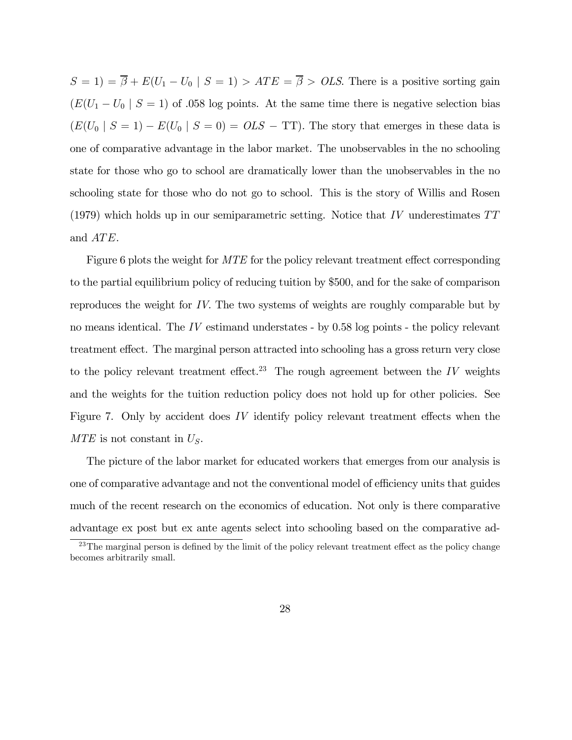$S = 1) = \overline{\beta} + E(U_1 - U_0 \mid S = 1) > ATE = \overline{\beta} > OLS$. There is a positive sorting gain $(E(U_1 - U_0 \mid S = 1)$ of .058 log points. At the same time there is negative selection bias $(E(U_0 \mid S = 1) - E(U_0 \mid S = 0) = OLS - \text{TT})$. The story that emerges in these data is one of comparative advantage in the labor market. The unobservables in the no schooling state for those who go to school are dramatically lower than the unobservables in the no schooling state for those who do not go to school. This is the story of Willis and Rosen (1979) which holds up in our semiparametric setting. Notice that $IV$ underestimates $TT$ and $ATE$.

Figure 6 plots the weight for $MTE$ for the policy relevant treatment effect corresponding to the partial equilibrium policy of reducing tuition by \$500, and for the sake of comparison reproduces the weight for $IV$. The two systems of weights are roughly comparable but by no means identical. The $IV$ estimand understates - by 0.58 log points - the policy relevant treatment effect. The marginal person attracted into schooling has a gross return very close to the policy relevant treatment effect.[23] The rough agreement between the $IV$ weights and the weights for the tuition reduction policy does not hold up for other policies. See Figure 7. Only by accident does $IV$ identify policy relevant treatment effects when the $MTE$ is not constant in $U_S$.

The picture of the labor market for educated workers that emerges from our analysis is one of comparative advantage and not the conventional model of efficiency units that guides much of the recent research on the economics of education. Not only is there comparative advantage ex post but ex ante agents select into schooling based on the comparative ad-

[23] The marginal person is defined by the limit of the policy relevant treatment effect as the policy change becomes arbitrarily small.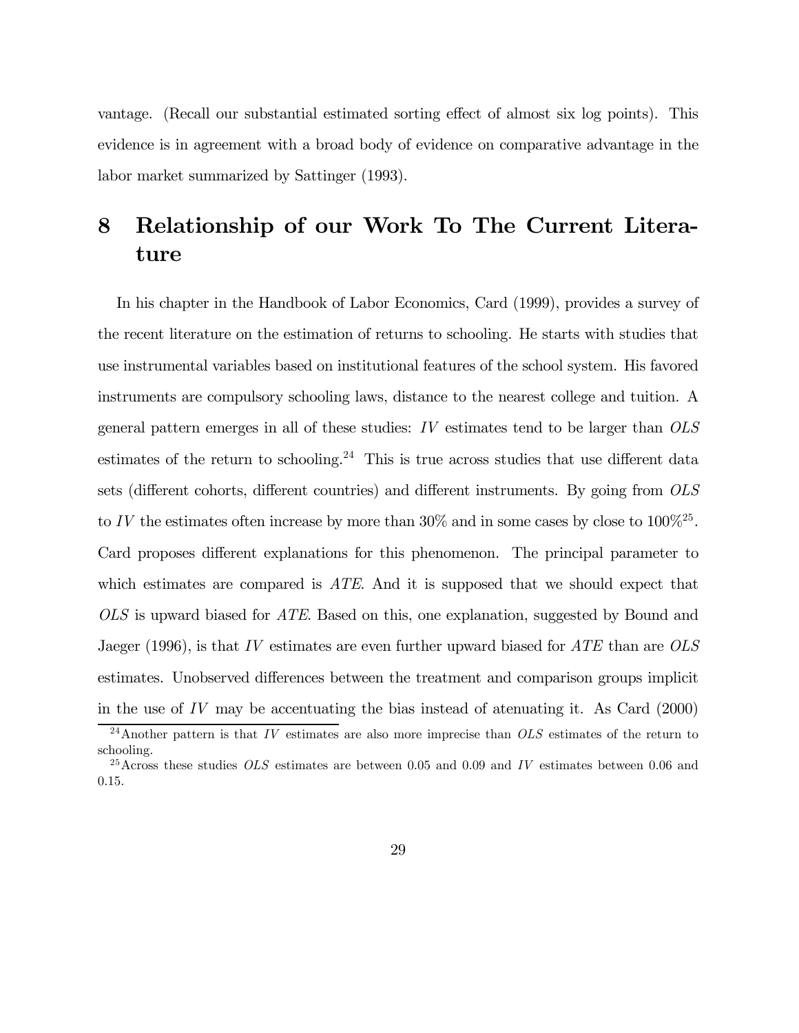vantage. (Recall our substantial estimated sorting effect of almost six log points). This evidence is in agreement with a broad body of evidence on comparative advantage in the labor market summarized by Sattinger (1993).

# 8 Relationship of our Work To The Current Literature

In his chapter in the Handbook of Labor Economics, Card (1999), provides a survey of the recent literature on the estimation of returns to schooling. He starts with studies that use instrumental variables based on institutional features of the school system. His favored instruments are compulsory schooling laws, distance to the nearest college and tuition. A general pattern emerges in all of these studies: *IV* estimates tend to be larger than *OLS* estimates of the return to schooling.[24] This is true across studies that use different data sets (different cohorts, different countries) and different instruments. By going from *OLS* to *IV* the estimates often increase by more than 30% and in some cases by close to 100%[25]. Card proposes different explanations for this phenomenon. The principal parameter to which estimates are compared is *ATE*. And it is supposed that we should expect that *OLS* is upward biased for *ATE*. Based on this, one explanation, suggested by Bound and Jaeger (1996), is that *IV* estimates are even further upward biased for *ATE* than are *OLS* estimates. Unobserved differences between the treatment and comparison groups implicit in the use of *IV* may be accentuating the bias instead of atenuating it. As Card (2000)

[24] Another pattern is that *IV* estimates are also more imprecise than *OLS* estimates of the return to schooling.

[25] Across these studies *OLS* estimates are between 0.05 and 0.09 and *IV* estimates between 0.06 and 0.15.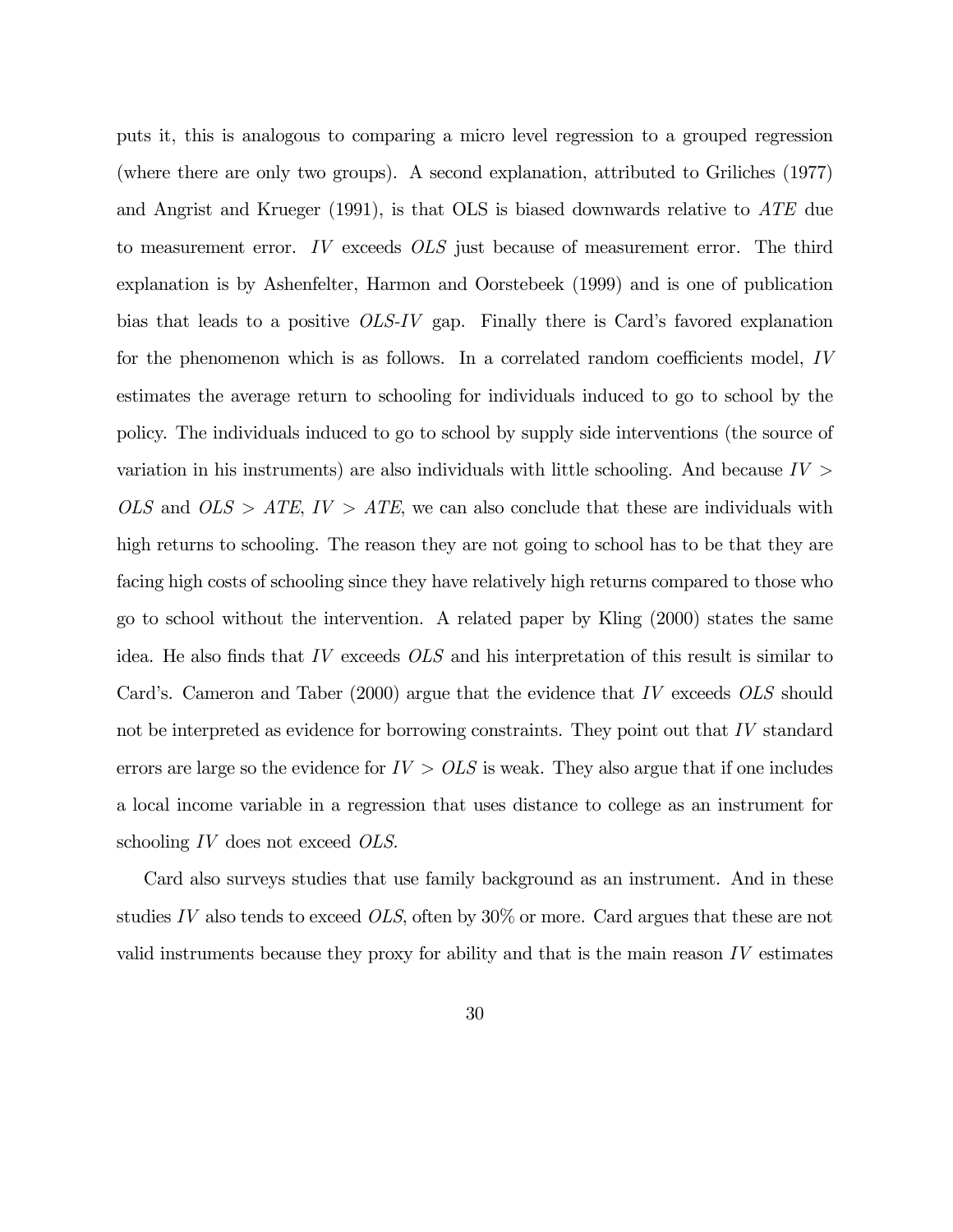puts it, this is analogous to comparing a micro level regression to a grouped regression (where there are only two groups). A second explanation, attributed to Griliches (1977) and Angrist and Krueger (1991), is that OLS is biased downwards relative to *ATE* due to measurement error. *IV* exceeds *OLS* just because of measurement error. The third explanation is by Ashenfelter, Harmon and Oorstebeek (1999) and is one of publication bias that leads to a positive *OLS-IV* gap. Finally there is Card's favored explanation for the phenomenon which is as follows. In a correlated random coefficients model, *IV* estimates the average return to schooling for individuals induced to go to school by the policy. The individuals induced to go to school by supply side interventions (the source of variation in his instruments) are also individuals with little schooling. And because $IV > OLS$ and $OLS > ATE$, $IV > ATE$, we can also conclude that these are individuals with high returns to schooling. The reason they are not going to school has to be that they are facing high costs of schooling since they have relatively high returns compared to those who go to school without the intervention. A related paper by Kling (2000) states the same idea. He also finds that *IV* exceeds *OLS* and his interpretation of this result is similar to Card's. Cameron and Taber (2000) argue that the evidence that *IV* exceeds *OLS* should not be interpreted as evidence for borrowing constraints. They point out that *IV* standard errors are large so the evidence for $IV > OLS$ is weak. They also argue that if one includes a local income variable in a regression that uses distance to college as an instrument for schooling *IV* does not exceed *OLS*.

Card also surveys studies that use family background as an instrument. And in these studies *IV* also tends to exceed *OLS*, often by 30% or more. Card argues that these are not valid instruments because they proxy for ability and that is the main reason *IV* estimates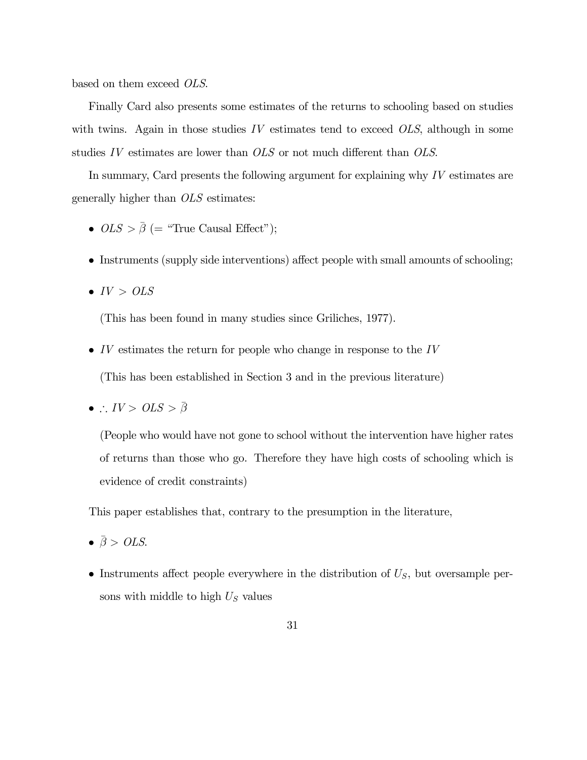based on them exceed *OLS*.

Finally Card also presents some estimates of the returns to schooling based on studies with twins. Again in those studies *IV* estimates tend to exceed *OLS*, although in some studies *IV* estimates are lower than *OLS* or not much different than *OLS*.

In summary, Card presents the following argument for explaining why *IV* estimates are generally higher than *OLS* estimates:

- $OLS > \bar{\beta}$ (= "True Causal Effect");
- Instruments (supply side interventions) affect people with small amounts of schooling;
- $IV > OLS$

  (This has been found in many studies since Griliches, 1977).
- *IV* estimates the return for people who change in response to the *IV*

  (This has been established in Section 3 and in the previous literature)
- $\therefore IV > OLS > \bar{\beta}$

  (People who would have not gone to school without the intervention have higher rates of returns than those who go. Therefore they have high costs of schooling which is evidence of credit constraints)

This paper establishes that, contrary to the presumption in the literature,

- $\bar{\beta} > OLS$.
- Instruments affect people everywhere in the distribution of $U_S$, but oversample persons with middle to high $U_S$ values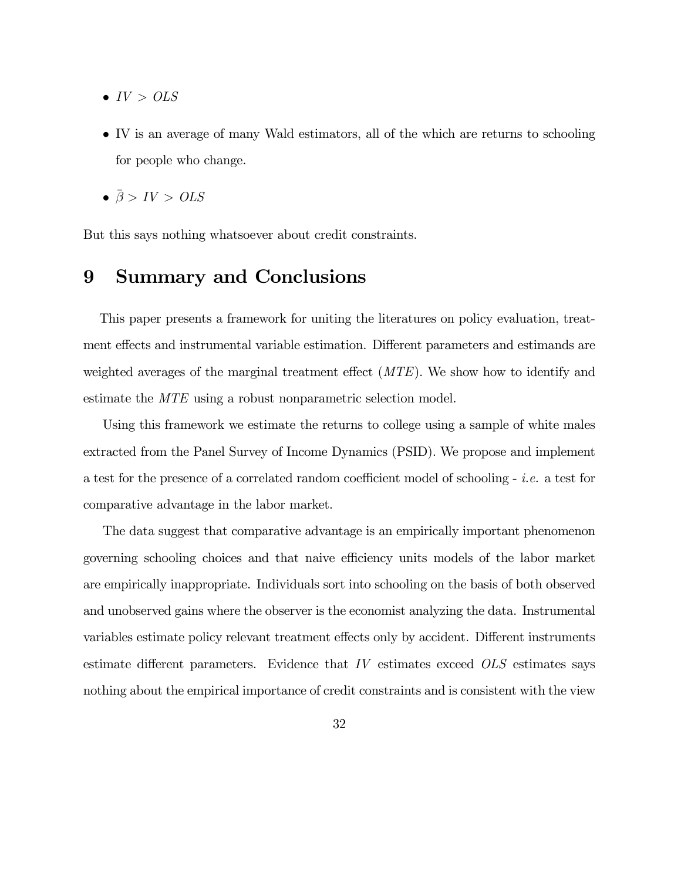- $IV > OLS$

- IV is an average of many Wald estimators, all of the which are returns to schooling for people who change.

- $\bar{\beta} > IV > OLS$

But this says nothing whatsoever about credit constraints.

# 9 Summary and Conclusions

This paper presents a framework for uniting the literatures on policy evaluation, treatment effects and instrumental variable estimation. Different parameters and estimands are weighted averages of the marginal treatment effect ($MTE$). We show how to identify and estimate the $MTE$ using a robust nonparametric selection model.

Using this framework we estimate the returns to college using a sample of white males extracted from the Panel Survey of Income Dynamics (PSID). We propose and implement a test for the presence of a correlated random coefficient model of schooling - *i.e.* a test for comparative advantage in the labor market.

The data suggest that comparative advantage is an empirically important phenomenon governing schooling choices and that naive efficiency units models of the labor market are empirically inappropriate. Individuals sort into schooling on the basis of both observed and unobserved gains where the observer is the economist analyzing the data. Instrumental variables estimate policy relevant treatment effects only by accident. Different instruments estimate different parameters. Evidence that $IV$ estimates exceed $OLS$ estimates says nothing about the empirical importance of credit constraints and is consistent with the view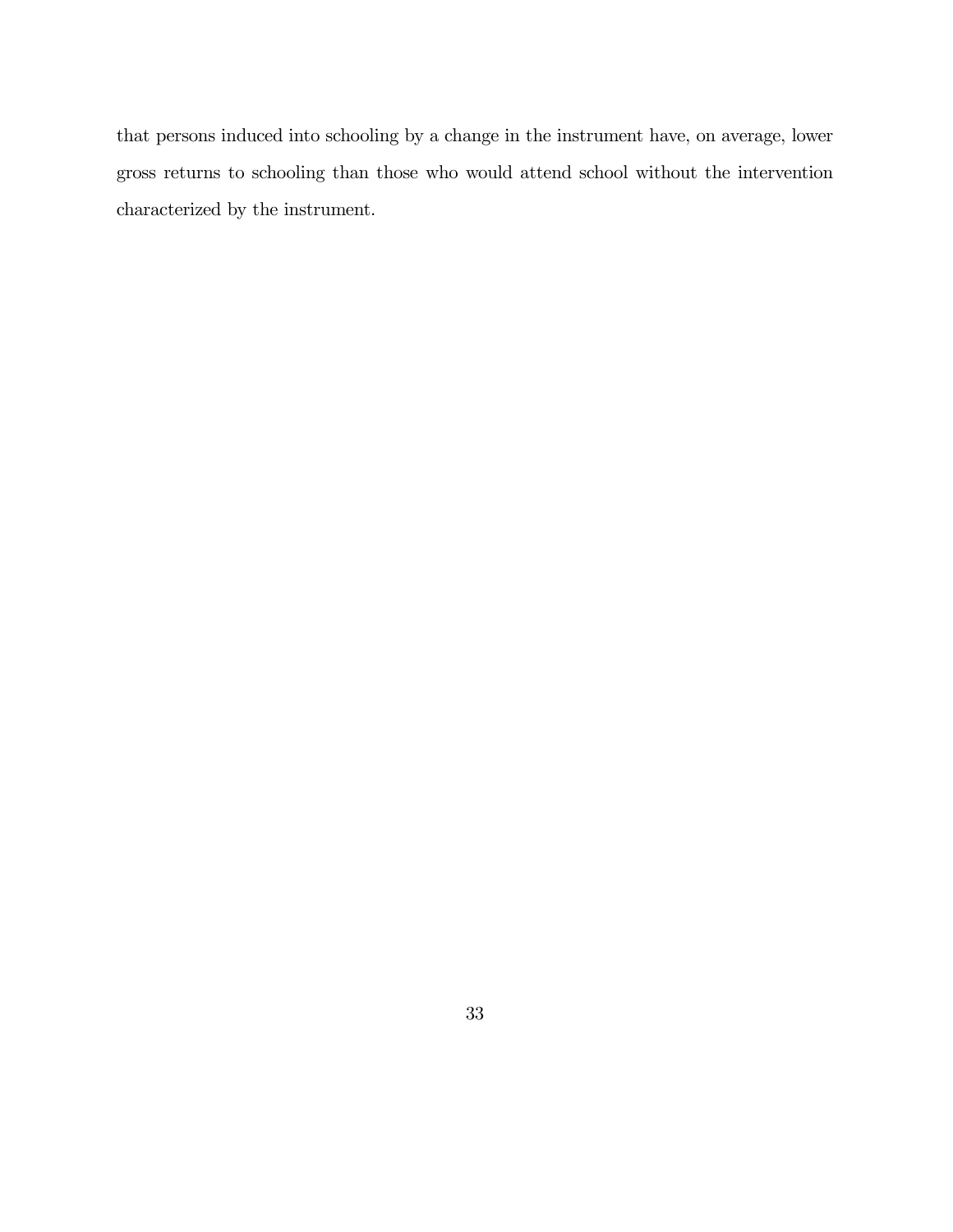that persons induced into schooling by a change in the instrument have, on average, lower gross returns to schooling than those who would attend school without the intervention characterized by the instrument.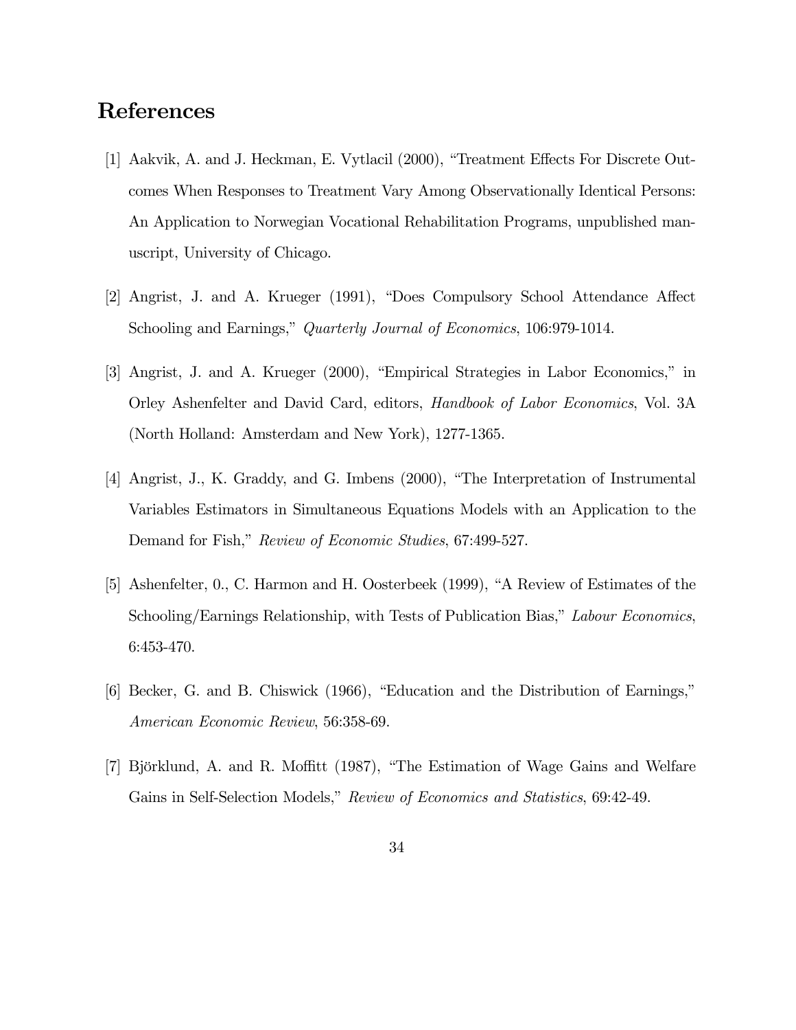## References

[1] Aakvik, A. and J. Heckman, E. Vytlacil (2000), "Treatment Effects For Discrete Outcomes When Responses to Treatment Vary Among Observationally Identical Persons: An Application to Norwegian Vocational Rehabilitation Programs, unpublished manuscript, University of Chicago.

[2] Angrist, J. and A. Krueger (1991), "Does Compulsory School Attendance Affect Schooling and Earnings," *Quarterly Journal of Economics*, 106:979-1014.

[3] Angrist, J. and A. Krueger (2000), "Empirical Strategies in Labor Economics," in Orley Ashenfelter and David Card, editors, *Handbook of Labor Economics*, Vol. 3A (North Holland: Amsterdam and New York), 1277-1365.

[4] Angrist, J., K. Graddy, and G. Imbens (2000), "The Interpretation of Instrumental Variables Estimators in Simultaneous Equations Models with an Application to the Demand for Fish," *Review of Economic Studies*, 67:499-527.

[5] Ashenfelter, 0., C. Harmon and H. Oosterbeek (1999), "A Review of Estimates of the Schooling/Earnings Relationship, with Tests of Publication Bias," *Labour Economics*, 6:453-470.

[6] Becker, G. and B. Chiswick (1966), "Education and the Distribution of Earnings," *American Economic Review*, 56:358-69.

[7] Björklund, A. and R. Moffitt (1987), "The Estimation of Wage Gains and Welfare Gains in Self-Selection Models," *Review of Economics and Statistics*, 69:42-49.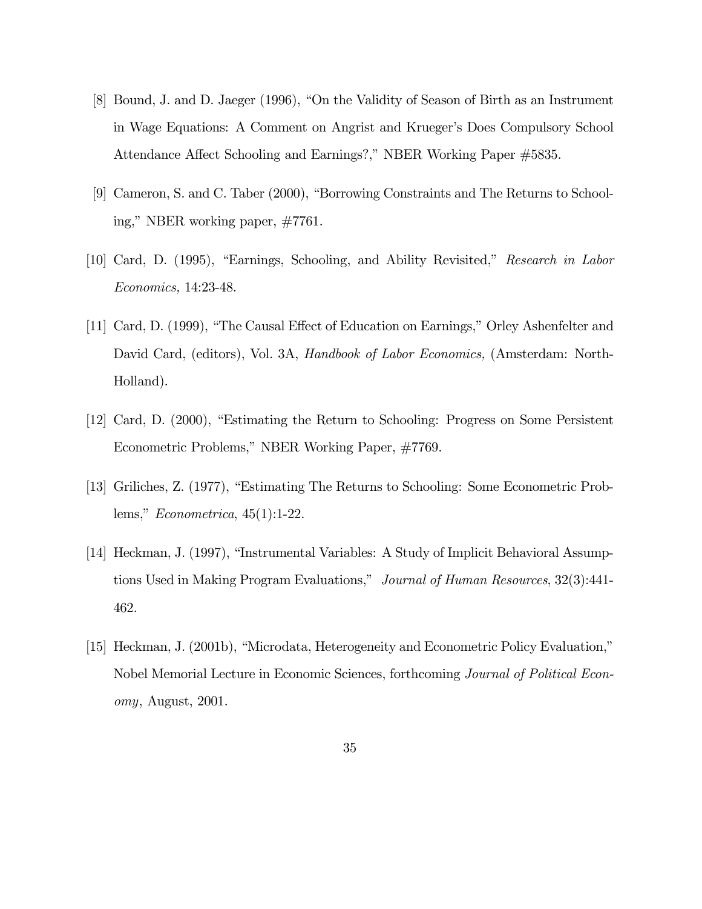[8] Bound, J. and D. Jaeger (1996), "On the Validity of Season of Birth as an Instrument in Wage Equations: A Comment on Angrist and Krueger's Does Compulsory School Attendance Affect Schooling and Earnings?," NBER Working Paper #5835.

[9] Cameron, S. and C. Taber (2000), "Borrowing Constraints and The Returns to Schooling," NBER working paper, #7761.

[10] Card, D. (1995), "Earnings, Schooling, and Ability Revisited," *Research in Labor Economics,* 14:23-48.

[11] Card, D. (1999), "The Causal Effect of Education on Earnings," Orley Ashenfelter and David Card, (editors), Vol. 3A, *Handbook of Labor Economics,* (Amsterdam: North-Holland).

[12] Card, D. (2000), "Estimating the Return to Schooling: Progress on Some Persistent Econometric Problems," NBER Working Paper, #7769.

[13] Griliches, Z. (1977), "Estimating The Returns to Schooling: Some Econometric Problems," *Econometrica*, 45(1):1-22.

[14] Heckman, J. (1997), "Instrumental Variables: A Study of Implicit Behavioral Assumptions Used in Making Program Evaluations," *Journal of Human Resources*, 32(3):441-462.

[15] Heckman, J. (2001b), "Microdata, Heterogeneity and Econometric Policy Evaluation," Nobel Memorial Lecture in Economic Sciences, forthcoming *Journal of Political Economy*, August, 2001.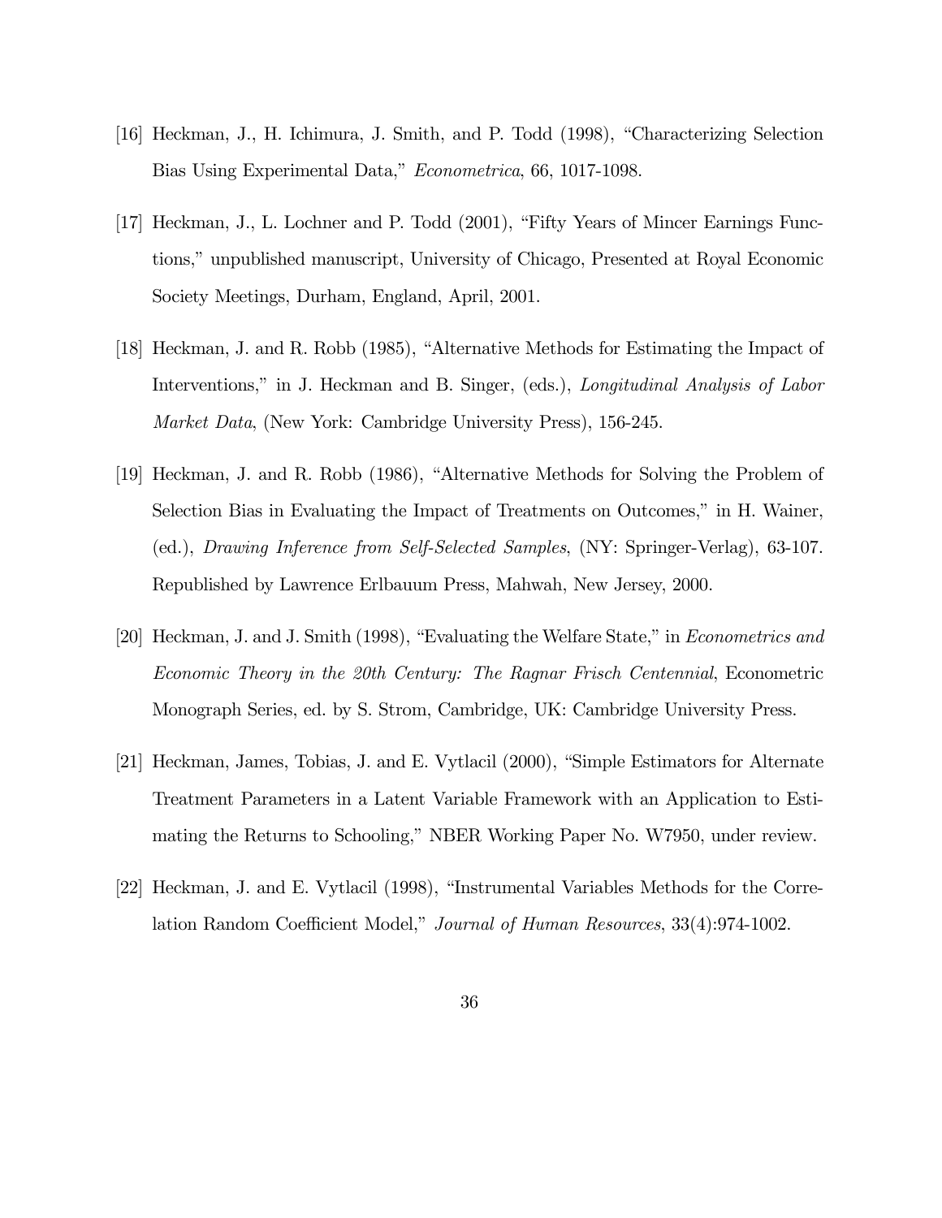[16] Heckman, J., H. Ichimura, J. Smith, and P. Todd (1998), "Characterizing Selection Bias Using Experimental Data," *Econometrica*, 66, 1017-1098.

[17] Heckman, J., L. Lochner and P. Todd (2001), "Fifty Years of Mincer Earnings Functions," unpublished manuscript, University of Chicago, Presented at Royal Economic Society Meetings, Durham, England, April, 2001.

[18] Heckman, J. and R. Robb (1985), "Alternative Methods for Estimating the Impact of Interventions," in J. Heckman and B. Singer, (eds.), *Longitudinal Analysis of Labor Market Data*, (New York: Cambridge University Press), 156-245.

[19] Heckman, J. and R. Robb (1986), "Alternative Methods for Solving the Problem of Selection Bias in Evaluating the Impact of Treatments on Outcomes," in H. Wainer, (ed.), *Drawing Inference from Self-Selected Samples*, (NY: Springer-Verlag), 63-107. Republished by Lawrence Erlbauum Press, Mahwah, New Jersey, 2000.

[20] Heckman, J. and J. Smith (1998), "Evaluating the Welfare State," in *Econometrics and Economic Theory in the 20th Century: The Ragnar Frisch Centennial*, Econometric Monograph Series, ed. by S. Strom, Cambridge, UK: Cambridge University Press.

[21] Heckman, James, Tobias, J. and E. Vytlacil (2000), "Simple Estimators for Alternate Treatment Parameters in a Latent Variable Framework with an Application to Estimating the Returns to Schooling," NBER Working Paper No. W7950, under review.

[22] Heckman, J. and E. Vytlacil (1998), "Instrumental Variables Methods for the Correlation Random Coefficient Model," *Journal of Human Resources*, 33(4):974-1002.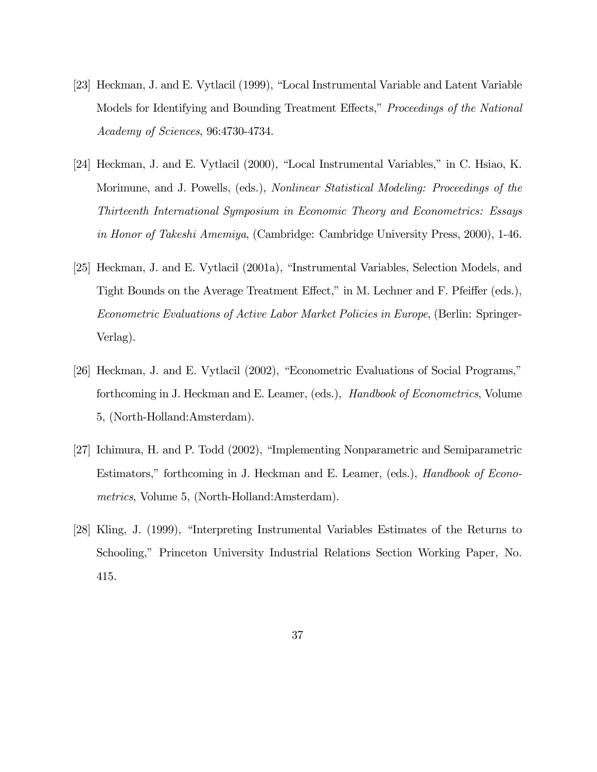[23] Heckman, J. and E. Vytlacil (1999), "Local Instrumental Variable and Latent Variable Models for Identifying and Bounding Treatment Effects," *Proceedings of the National Academy of Sciences*, 96:4730-4734.

[24] Heckman, J. and E. Vytlacil (2000), "Local Instrumental Variables," in C. Hsiao, K. Morimune, and J. Powells, (eds.), *Nonlinear Statistical Modeling: Proceedings of the Thirteenth International Symposium in Economic Theory and Econometrics: Essays in Honor of Takeshi Amemiya*, (Cambridge: Cambridge University Press, 2000), 1-46.

[25] Heckman, J. and E. Vytlacil (2001a), "Instrumental Variables, Selection Models, and Tight Bounds on the Average Treatment Effect," in M. Lechner and F. Pfeiffer (eds.), *Econometric Evaluations of Active Labor Market Policies in Europe*, (Berlin: Springer-Verlag).

[26] Heckman, J. and E. Vytlacil (2002), "Econometric Evaluations of Social Programs," forthcoming in J. Heckman and E. Leamer, (eds.), *Handbook of Econometrics*, Volume 5, (North-Holland:Amsterdam).

[27] Ichimura, H. and P. Todd (2002), "Implementing Nonparametric and Semiparametric Estimators," forthcoming in J. Heckman and E. Leamer, (eds.), *Handbook of Econometrics*, Volume 5, (North-Holland:Amsterdam).

[28] Kling, J. (1999), "Interpreting Instrumental Variables Estimates of the Returns to Schooling," Princeton University Industrial Relations Section Working Paper, No. 415.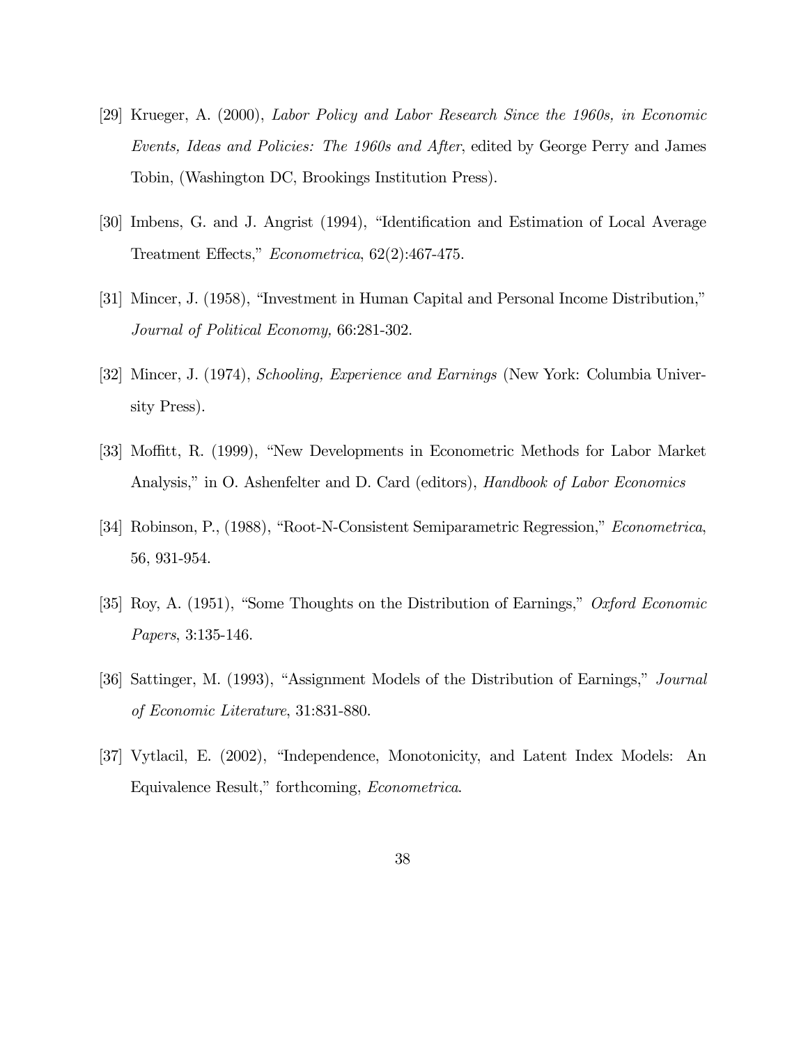[29] Krueger, A. (2000), *Labor Policy and Labor Research Since the 1960s, in Economic Events, Ideas and Policies: The 1960s and After*, edited by George Perry and James Tobin, (Washington DC, Brookings Institution Press).

[30] Imbens, G. and J. Angrist (1994), "Identification and Estimation of Local Average Treatment Effects," *Econometrica*, 62(2):467-475.

[31] Mincer, J. (1958), "Investment in Human Capital and Personal Income Distribution," *Journal of Political Economy,* 66:281-302.

[32] Mincer, J. (1974), *Schooling, Experience and Earnings* (New York: Columbia University Press).

[33] Moffitt, R. (1999), "New Developments in Econometric Methods for Labor Market Analysis," in O. Ashenfelter and D. Card (editors), *Handbook of Labor Economics*

[34] Robinson, P., (1988), "Root-N-Consistent Semiparametric Regression," *Econometrica*, 56, 931-954.

[35] Roy, A. (1951), "Some Thoughts on the Distribution of Earnings," *Oxford Economic Papers*, 3:135-146.

[36] Sattinger, M. (1993), "Assignment Models of the Distribution of Earnings," *Journal of Economic Literature*, 31:831-880.

[37] Vytlacil, E. (2002), "Independence, Monotonicity, and Latent Index Models: An Equivalence Result," forthcoming, *Econometrica*.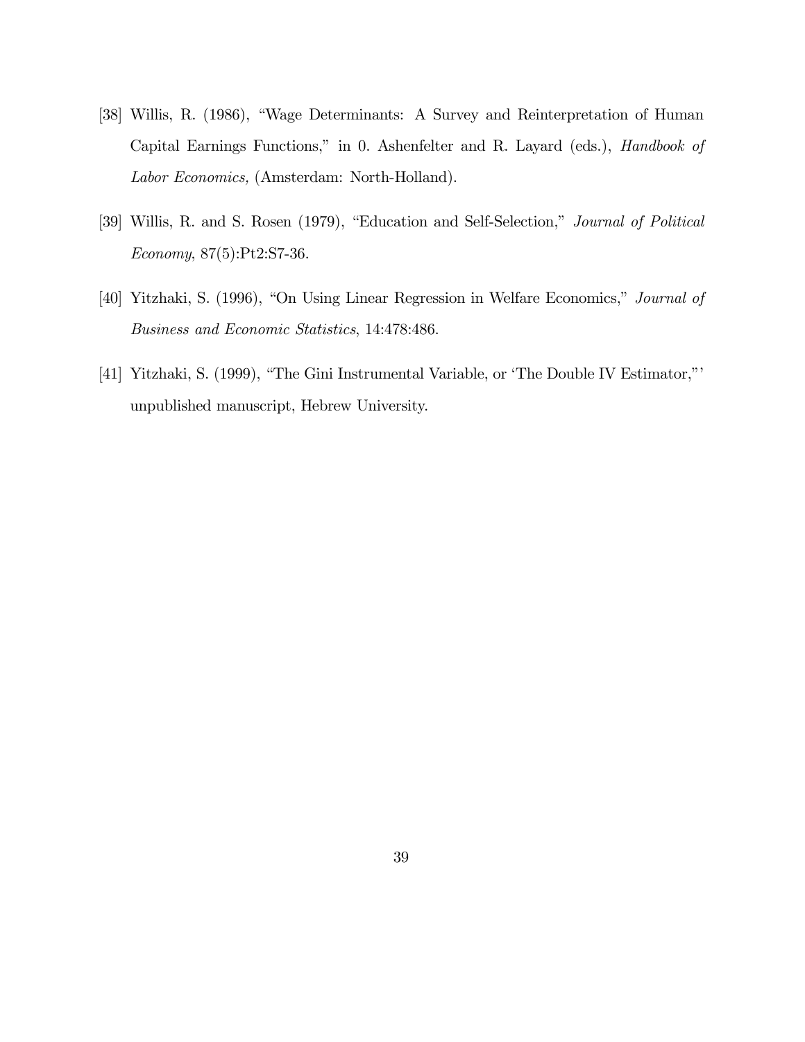[38] Willis, R. (1986), "Wage Determinants: A Survey and Reinterpretation of Human Capital Earnings Functions," in 0. Ashenfelter and R. Layard (eds.), *Handbook of Labor Economics,* (Amsterdam: North-Holland).

[39] Willis, R. and S. Rosen (1979), "Education and Self-Selection," *Journal of Political Economy*, 87(5):Pt2:S7-36.

[40] Yitzhaki, S. (1996), "On Using Linear Regression in Welfare Economics," *Journal of Business and Economic Statistics*, 14:478:486.

[41] Yitzhaki, S. (1999), "The Gini Instrumental Variable, or 'The Double IV Estimator,"' unpublished manuscript, Hebrew University.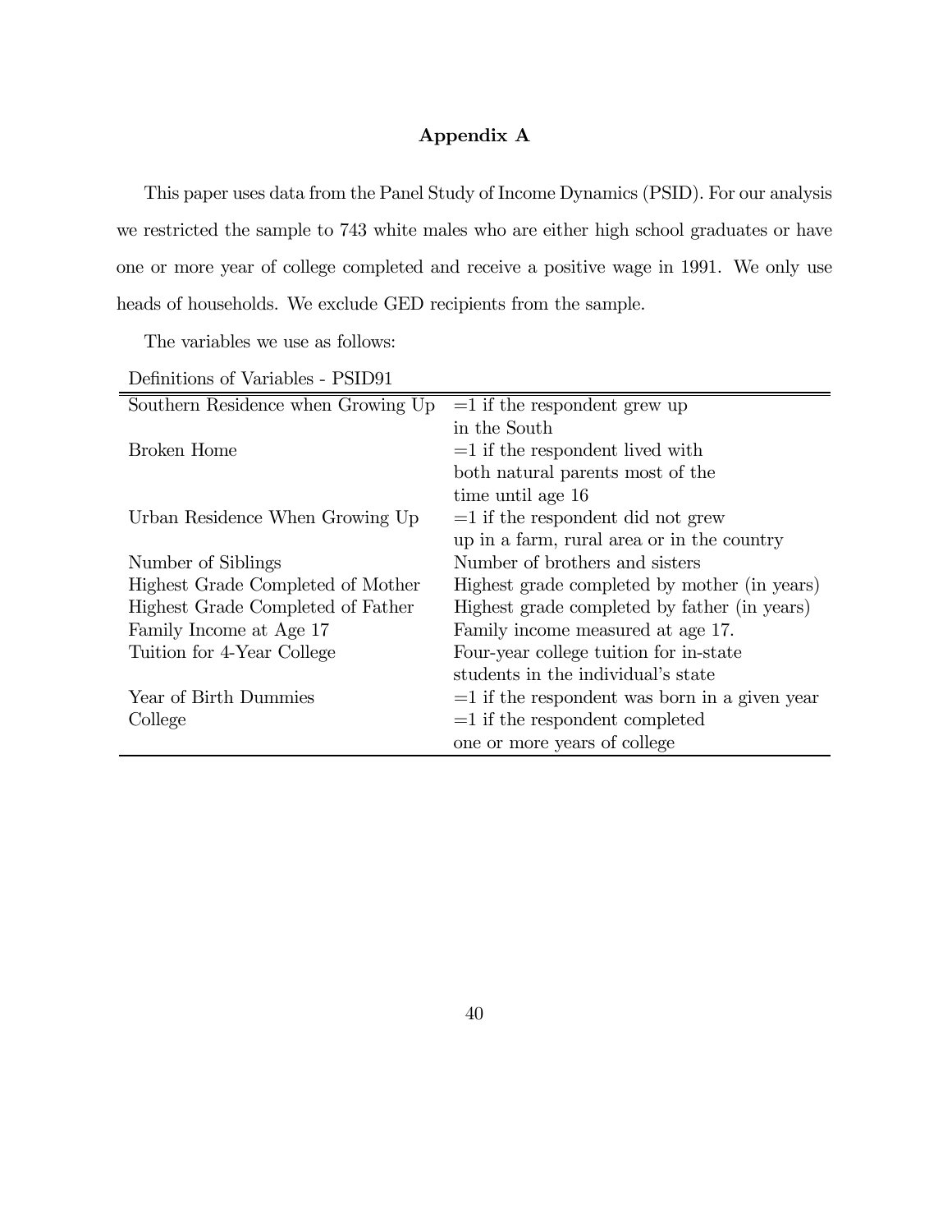# Appendix A

This paper uses data from the Panel Study of Income Dynamics (PSID). For our analysis we restricted the sample to 743 white males who are either high school graduates or have one or more year of college completed and receive a positive wage in 1991. We only use heads of households. We exclude GED recipients from the sample.

The variables we use as follows:

Definitions of Variables - PSID91

| | |
|---|---|
| Southern Residence when Growing Up | =1 if the respondent grew up in the South |
| Broken Home | =1 if the respondent lived with both natural parents most of the time until age 16 |
| Urban Residence When Growing Up | =1 if the respondent did not grew up in a farm, rural area or in the country |
| Number of Siblings | Number of brothers and sisters |
| Highest Grade Completed of Mother | Highest grade completed by mother (in years) |
| Highest Grade Completed of Father | Highest grade completed by father (in years) |
| Family Income at Age 17 | Family income measured at age 17. |
| Tuition for 4-Year College | Four-year college tuition for in-state students in the individual's state |
| Year of Birth Dummies | =1 if the respondent was born in a given year |
| College | =1 if the respondent completed one or more years of college |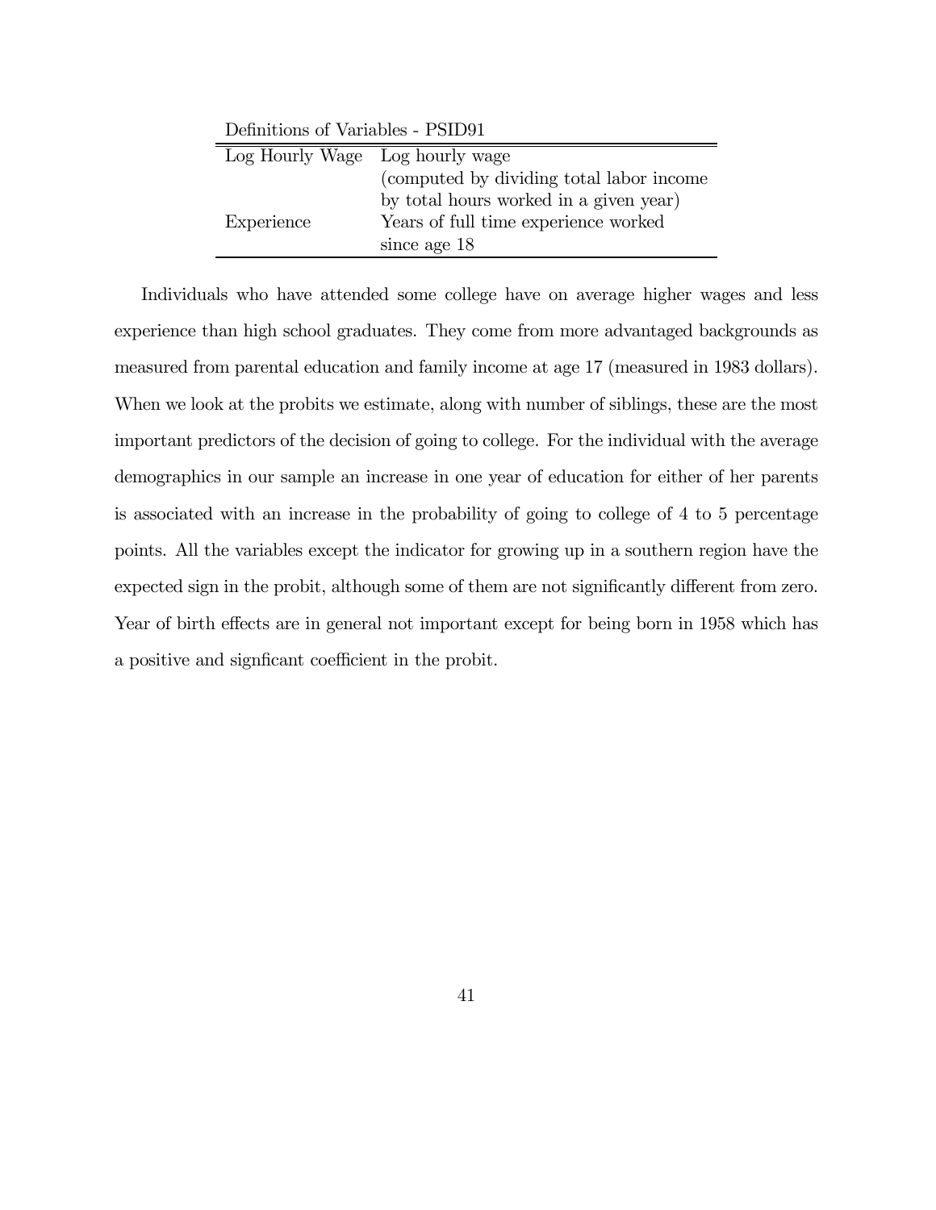Definitions of Variables - PSID91

| | |
|---|---|
| Log Hourly Wage | Log hourly wage (computed by dividing total labor income by total hours worked in a given year) |
| Experience | Years of full time experience worked since age 18 |

Individuals who have attended some college have on average higher wages and less experience than high school graduates. They come from more advantaged backgrounds as measured from parental education and family income at age 17 (measured in 1983 dollars). When we look at the probits we estimate, along with number of siblings, these are the most important predictors of the decision of going to college. For the individual with the average demographics in our sample an increase in one year of education for either of her parents is associated with an increase in the probability of going to college of 4 to 5 percentage points. All the variables except the indicator for growing up in a southern region have the expected sign in the probit, although some of them are not significantly different from zero. Year of birth effects are in general not important except for being born in 1958 which has a positive and signficant coefficient in the probit.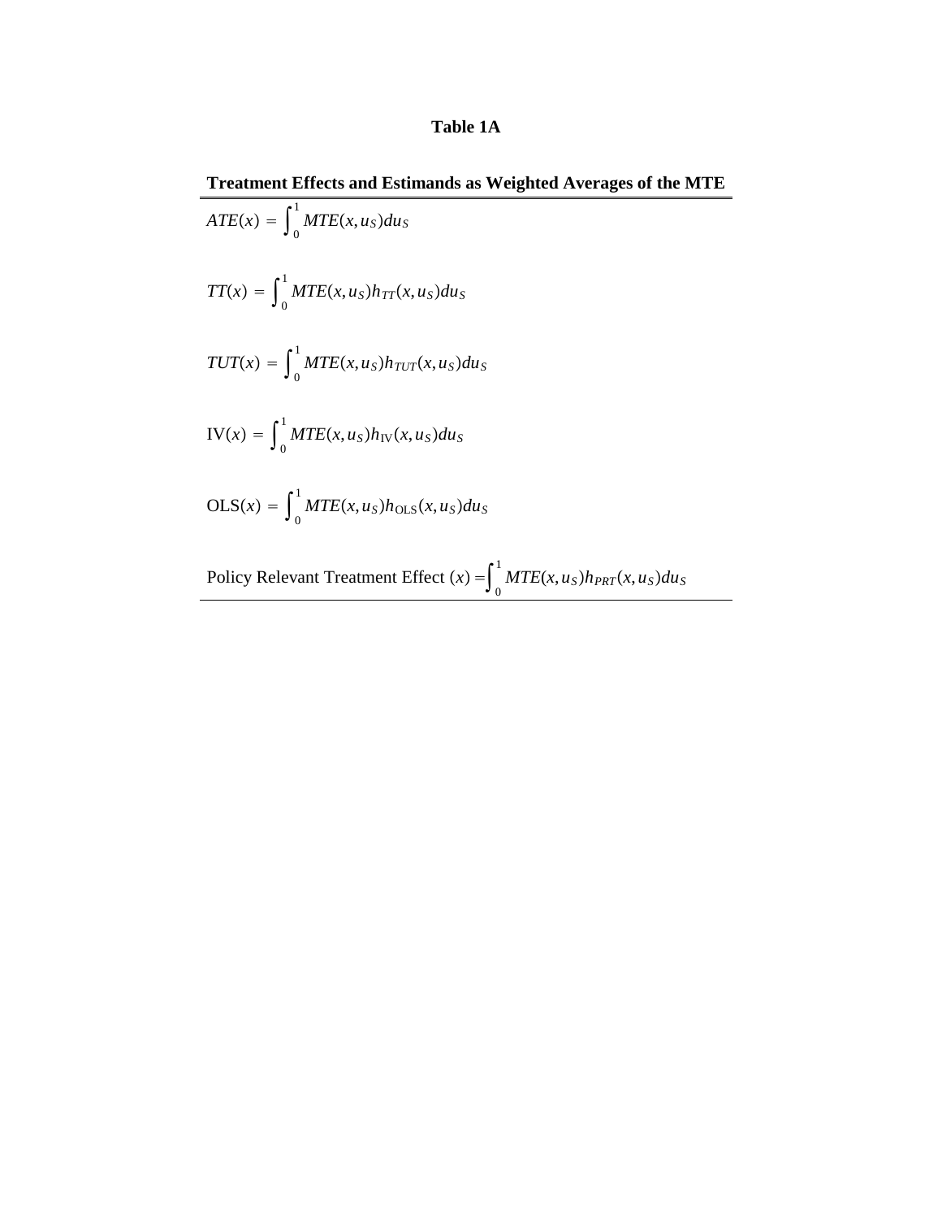# Table 1A

**Treatment Effects and Estimands as Weighted Averages of the MTE**

$$ATE(x) = \int_0^1 MTE(x, u_S) du_S$$

$$TT(x) = \int_0^1 MTE(x, u_S) h_{TT}(x, u_S) du_S$$

$$TUT(x) = \int_0^1 MTE(x, u_S) h_{TUT}(x, u_S) du_S$$

$$\text{IV}(x) = \int_0^1 MTE(x, u_S) h_{\text{IV}}(x, u_S) du_S$$

$$\text{OLS}(x) = \int_0^1 MTE(x, u_S) h_{\text{OLS}}(x, u_S) du_S$$

$$\text{Policy Relevant Treatment Effect } (x) = \int_0^1 MTE(x, u_S) h_{PRT}(x, u_S) du_S$$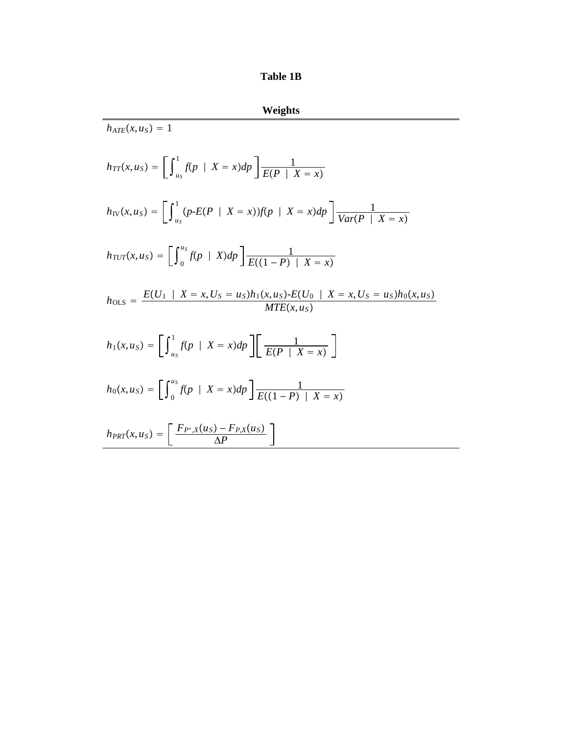**Table 1B**

**Weights**

$$h_{ATE}(x, u_S) = 1$$

$$h_{TT}(x, u_S) = \left[ \int_{u_S}^{1} f(p \mid X = x) dp \right] \frac{1}{E(P \mid X = x)}$$

$$h_{\text{IV}}(x, u_S) = \left[ \int_{u_S}^{1} (p\text{-}E(P \mid X = x)) f(p \mid X = x) dp \right] \frac{1}{Var(P \mid X = x)}$$

$$h_{TUT}(x, u_S) = \left[ \int_{0}^{u_S} f(p \mid X) dp \right] \frac{1}{E((1 - P) \mid X = x)}$$

$$h_{\text{OLS}} = \frac{E(U_1 \mid X = x, U_S = u_S) h_1(x, u_S)\text{-}E(U_0 \mid X = x, U_S = u_S) h_0(x, u_S)}{MTE(x, u_S)}$$

$$h_1(x, u_S) = \left[ \int_{u_S}^{1} f(p \mid X = x) dp \right] \left[ \frac{1}{E(P \mid X = x)} \right]$$

$$h_0(x, u_S) = \left[ \int_{0}^{u_S} f(p \mid X = x) dp \right] \frac{1}{E((1 - P) \mid X = x)}$$

$$h_{PRT}(x, u_S) = \left[ \frac{F_{P^*,X}(u_S) - F_{P,X}(u_S)}{\Delta P} \right]$$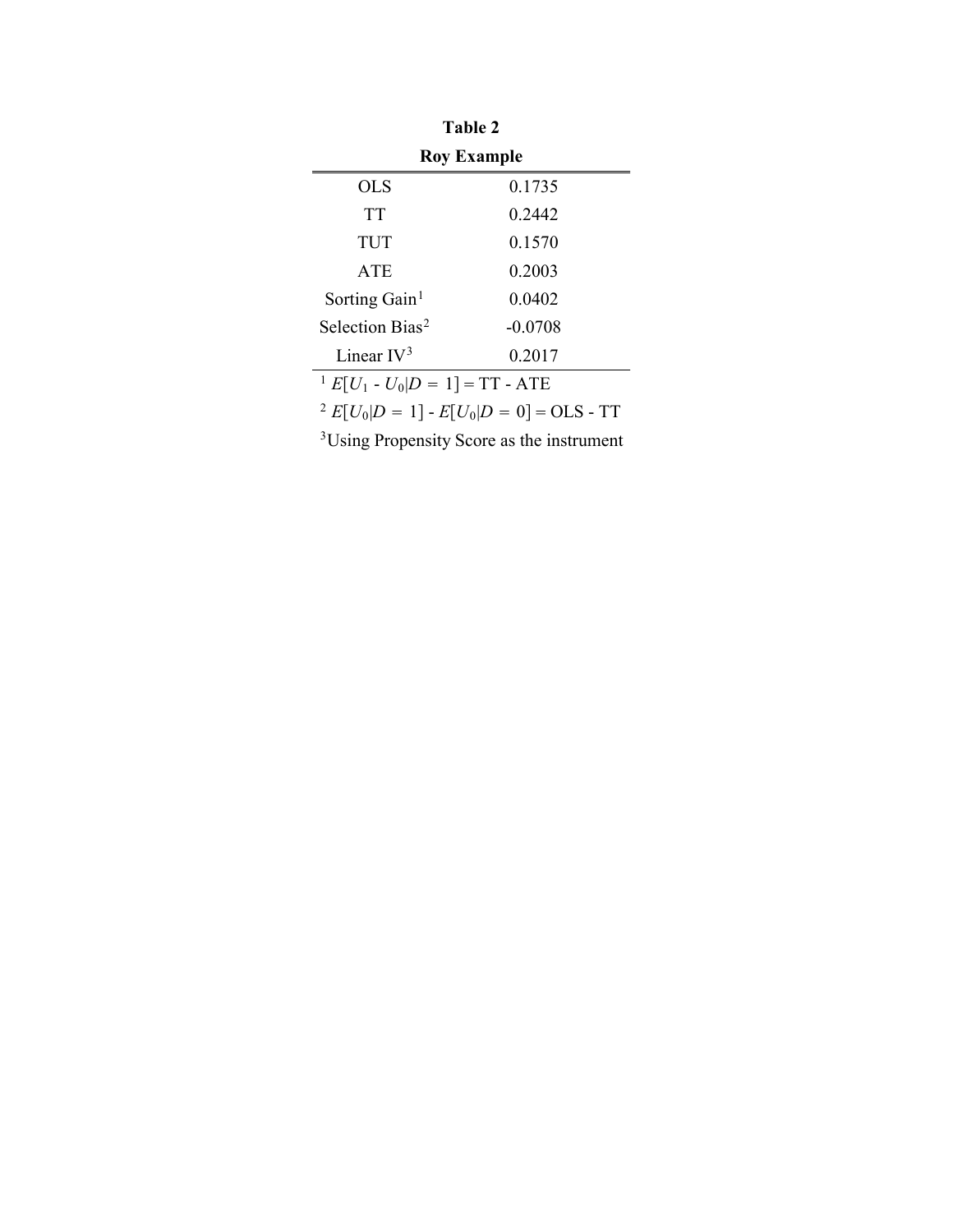**Table 2**

**Roy Example**

| | |
|---|---|
| OLS | 0.1735 |
| TT | 0.2442 |
| TUT | 0.1570 |
| ATE | 0.2003 |
| Sorting Gain[1] | 0.0402 |
| Selection Bias[2] | -0.0708 |
| Linear IV[3] | 0.2017 |

[1] $E[U_1 - U_0|D = 1]$ = TT - ATE

[2] $E[U_0|D = 1] - E[U_0|D = 0]$ = OLS - TT

[3] Using Propensity Score as the instrument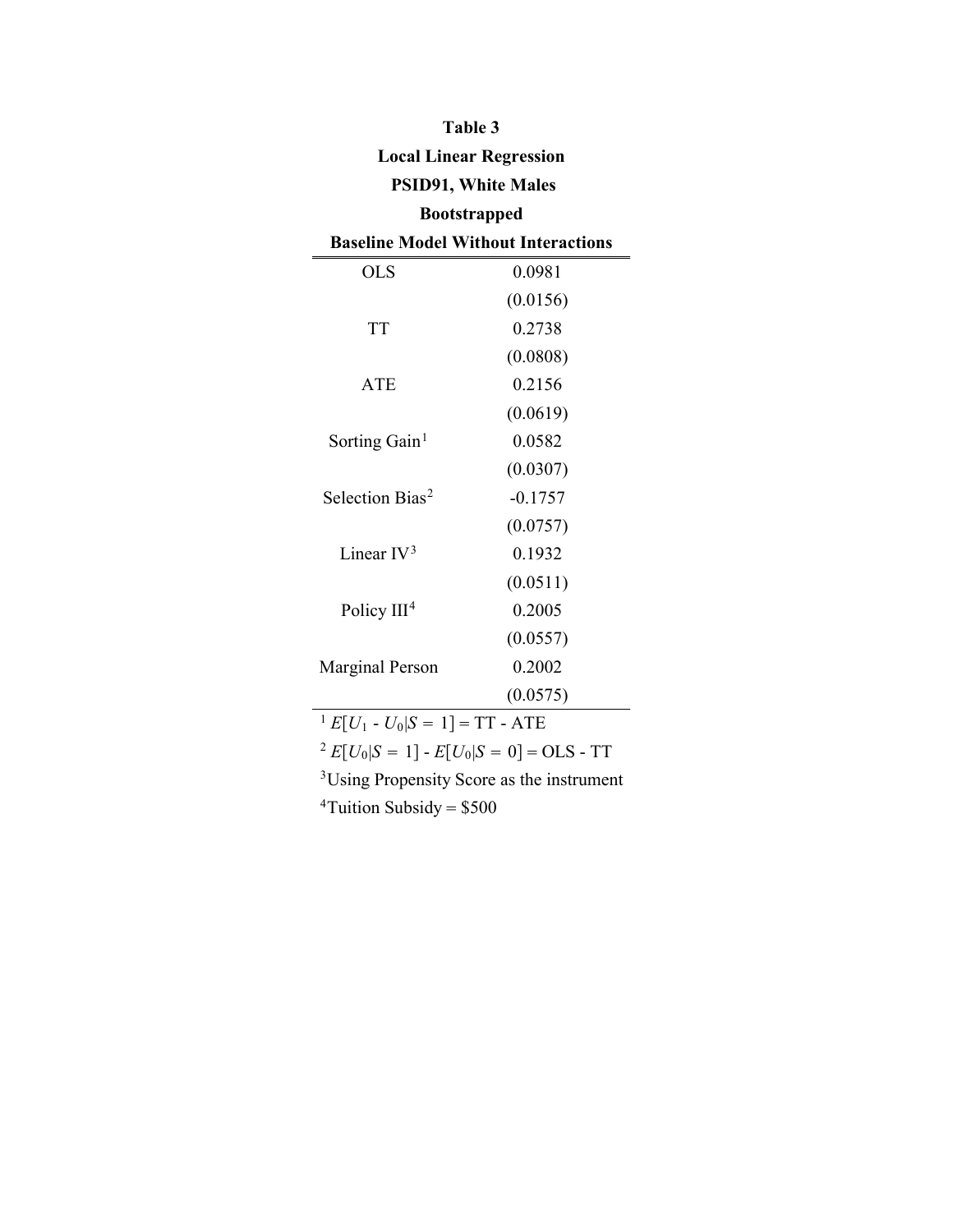**Table 3**

**Local Linear Regression**

**PSID91, White Males**

**Bootstrapped**

**Baseline Model Without Interactions**

| | |
|---|---|
| OLS | 0.0981 |
| | (0.0156) |
| TT | 0.2738 |
| | (0.0808) |
| ATE | 0.2156 |
| | (0.0619) |
| Sorting Gain[1] | 0.0582 |
| | (0.0307) |
| Selection Bias[2] | -0.1757 |
| | (0.0757) |
| Linear IV[3] | 0.1932 |
| | (0.0511) |
| Policy III[4] | 0.2005 |
| | (0.0557) |
| Marginal Person | 0.2002 |
| | (0.0575) |

[1] $E[U_1 - U_0|S = 1]$ = TT - ATE

[2] $E[U_0|S = 1] - E[U_0|S = 0]$ = OLS - TT

[3] Using Propensity Score as the instrument

[4] Tuition Subsidy = $500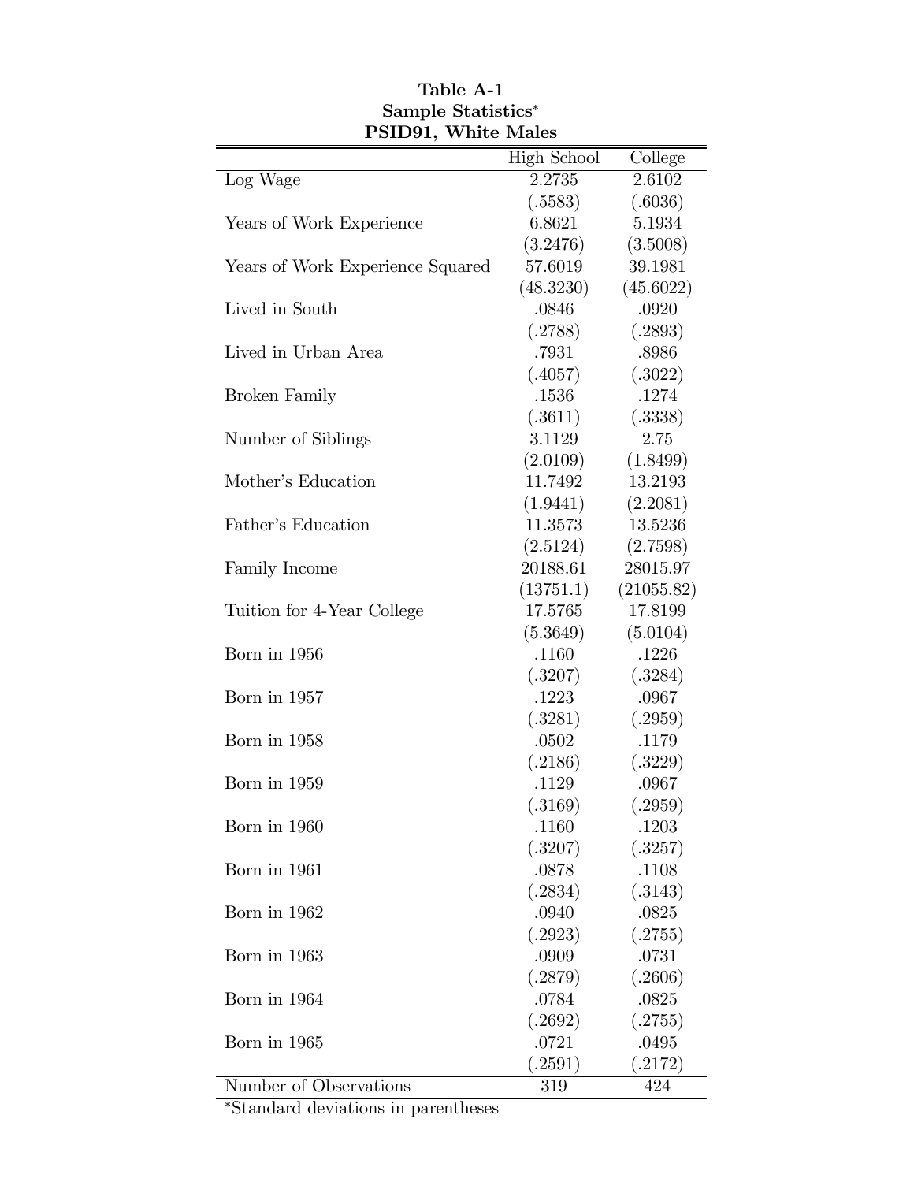**Table A-1**
**Sample Statistics***
**PSID91, White Males**

| | High School | College |
|---|---|---|
| Log Wage | 2.2735 | 2.6102 |
| | (.5583) | (.6036) |
| Years of Work Experience | 6.8621 | 5.1934 |
| | (3.2476) | (3.5008) |
| Years of Work Experience Squared | 57.6019 | 39.1981 |
| | (48.3230) | (45.6022) |
| Lived in South | .0846 | .0920 |
| | (.2788) | (.2893) |
| Lived in Urban Area | .7931 | .8986 |
| | (.4057) | (.3022) |
| Broken Family | .1536 | .1274 |
| | (.3611) | (.3338) |
| Number of Siblings | 3.1129 | 2.75 |
| | (2.0109) | (1.8499) |
| Mother's Education | 11.7492 | 13.2193 |
| | (1.9441) | (2.2081) |
| Father's Education | 11.3573 | 13.5236 |
| | (2.5124) | (2.7598) |
| Family Income | 20188.61 | 28015.97 |
| | (13751.1) | (21055.82) |
| Tuition for 4-Year College | 17.5765 | 17.8199 |
| | (5.3649) | (5.0104) |
| Born in 1956 | .1160 | .1226 |
| | (.3207) | (.3284) |
| Born in 1957 | .1223 | .0967 |
| | (.3281) | (.2959) |
| Born in 1958 | .0502 | .1179 |
| | (.2186) | (.3229) |
| Born in 1959 | .1129 | .0967 |
| | (.3169) | (.2959) |
| Born in 1960 | .1160 | .1203 |
| | (.3207) | (.3257) |
| Born in 1961 | .0878 | .1108 |
| | (.2834) | (.3143) |
| Born in 1962 | .0940 | .0825 |
| | (.2923) | (.2755) |
| Born in 1963 | .0909 | .0731 |
| | (.2879) | (.2606) |
| Born in 1964 | .0784 | .0825 |
| | (.2692) | (.2755) |
| Born in 1965 | .0721 | .0495 |
| | (.2591) | (.2172) |
| Number of Observations | 319 | 424 |

*Standard deviations in parentheses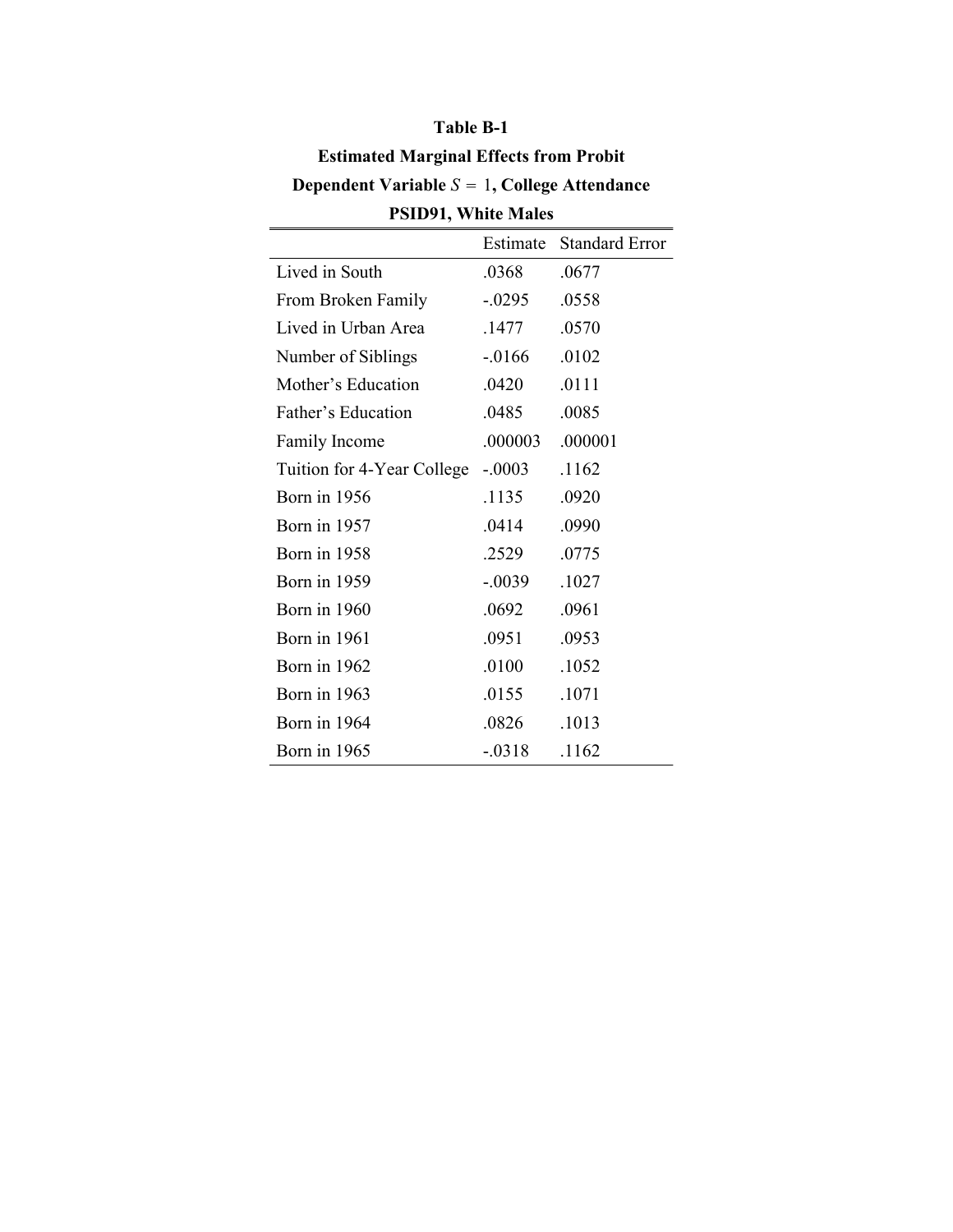**Table B-1**

**Estimated Marginal Effects from Probit**

**Dependent Variable $S = 1$, College Attendance**

**PSID91, White Males**

| | Estimate | Standard Error |
|---|---|---|
| Lived in South | .0368 | .0677 |
| From Broken Family | -.0295 | .0558 |
| Lived in Urban Area | .1477 | .0570 |
| Number of Siblings | -.0166 | .0102 |
| Mother's Education | .0420 | .0111 |
| Father's Education | .0485 | .0085 |
| Family Income | .000003 | .000001 |
| Tuition for 4-Year College | -.0003 | .1162 |
| Born in 1956 | .1135 | .0920 |
| Born in 1957 | .0414 | .0990 |
| Born in 1958 | .2529 | .0775 |
| Born in 1959 | -.0039 | .1027 |
| Born in 1960 | .0692 | .0961 |
| Born in 1961 | .0951 | .0953 |
| Born in 1962 | .0100 | .1052 |
| Born in 1963 | .0155 | .1071 |
| Born in 1964 | .0826 | .1013 |
| Born in 1965 | -.0318 | .1162 |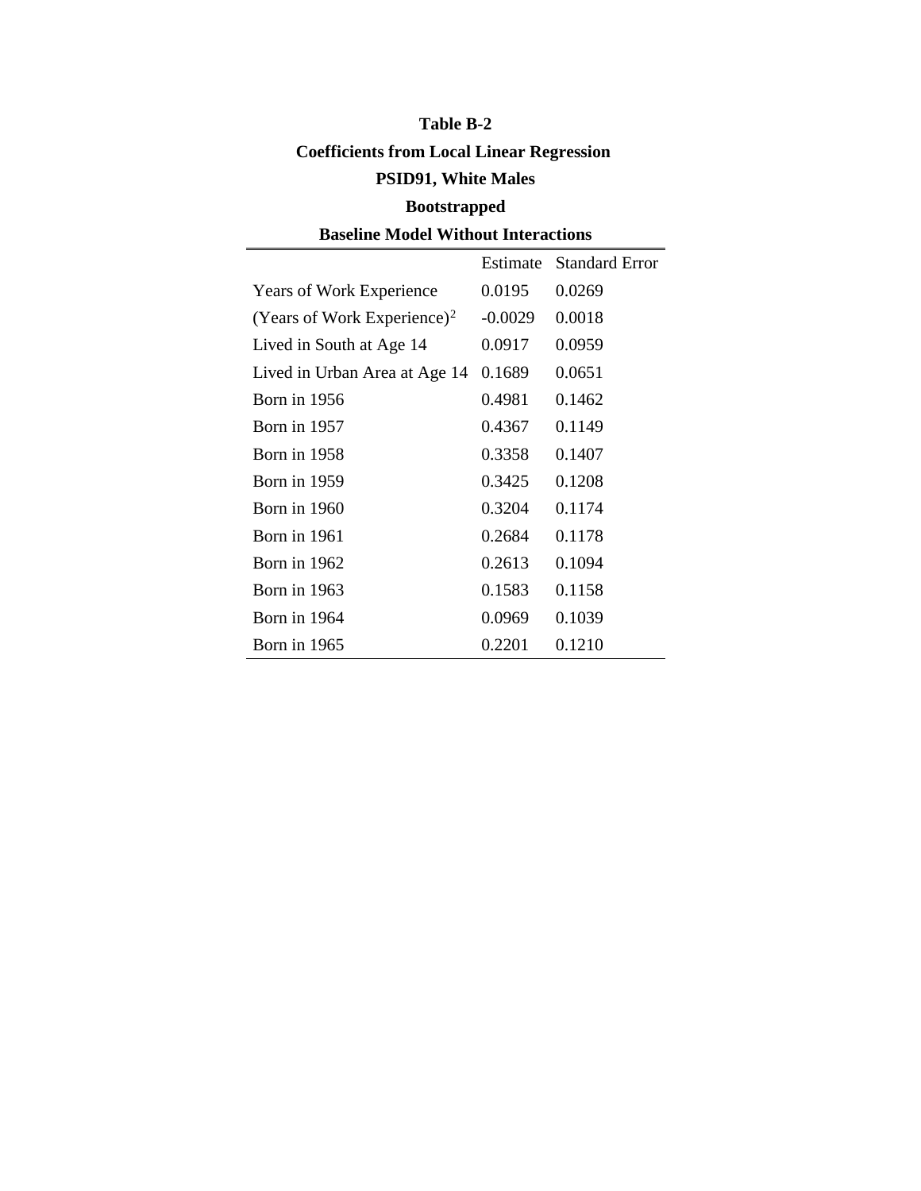**Table B-2**

**Coefficients from Local Linear Regression**

**PSID91, White Males**

**Bootstrapped**

**Baseline Model Without Interactions**

| | Estimate | Standard Error |
|---|---|---|
| Years of Work Experience | 0.0195 | 0.0269 |
| (Years of Work Experience)$^2$ | -0.0029 | 0.0018 |
| Lived in South at Age 14 | 0.0917 | 0.0959 |
| Lived in Urban Area at Age 14 | 0.1689 | 0.0651 |
| Born in 1956 | 0.4981 | 0.1462 |
| Born in 1957 | 0.4367 | 0.1149 |
| Born in 1958 | 0.3358 | 0.1407 |
| Born in 1959 | 0.3425 | 0.1208 |
| Born in 1960 | 0.3204 | 0.1174 |
| Born in 1961 | 0.2684 | 0.1178 |
| Born in 1962 | 0.2613 | 0.1094 |
| Born in 1963 | 0.1583 | 0.1158 |
| Born in 1964 | 0.0969 | 0.1039 |
| Born in 1965 | 0.2201 | 0.1210 |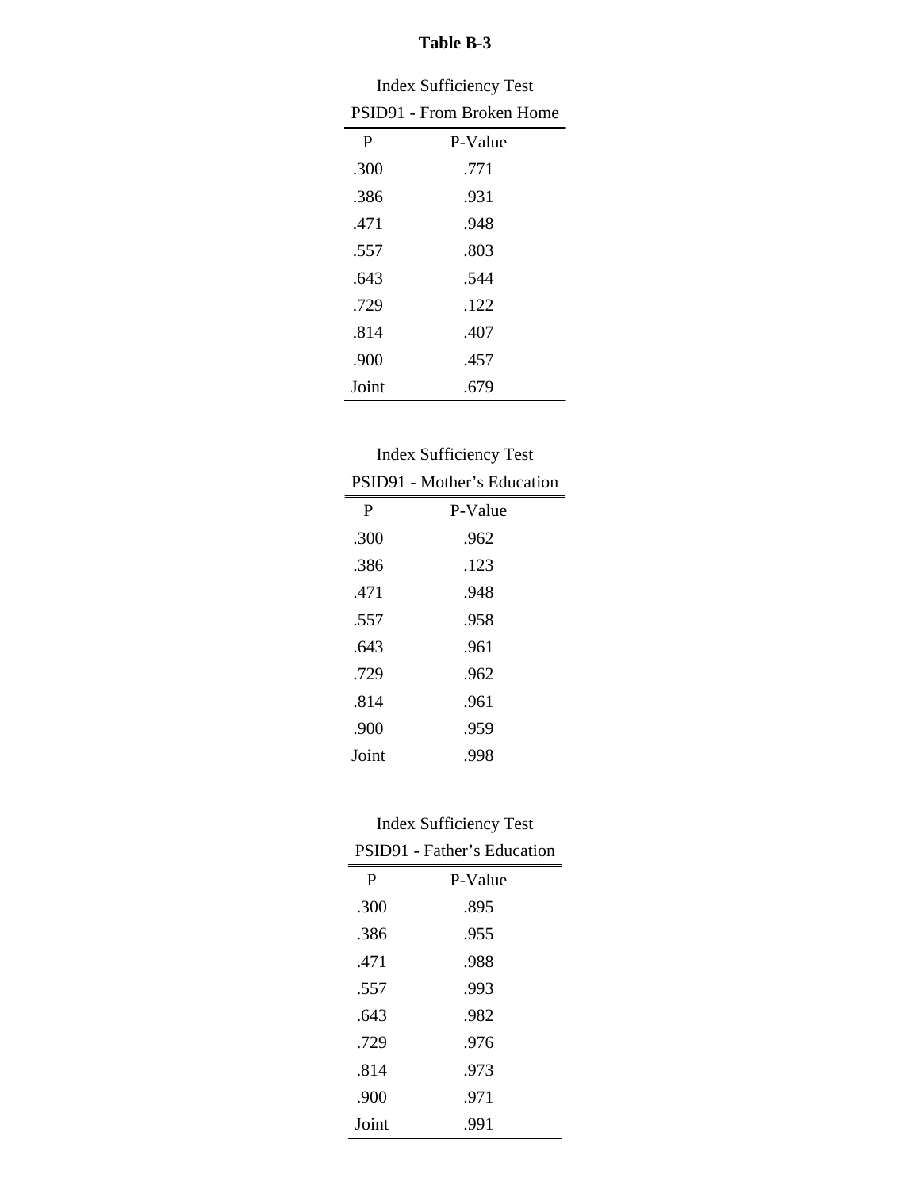**Table B-3**

Index Sufficiency Test

PSID91 - From Broken Home

| P | P-Value |
|---|---|
| .300 | .771 |
| .386 | .931 |
| .471 | .948 |
| .557 | .803 |
| .643 | .544 |
| .729 | .122 |
| .814 | .407 |
| .900 | .457 |
| Joint | .679 |

Index Sufficiency Test

PSID91 - Mother's Education

| P | P-Value |
|---|---|
| .300 | .962 |
| .386 | .123 |
| .471 | .948 |
| .557 | .958 |
| .643 | .961 |
| .729 | .962 |
| .814 | .961 |
| .900 | .959 |
| Joint | .998 |

Index Sufficiency Test

PSID91 - Father's Education

| P | P-Value |
|---|---|
| .300 | .895 |
| .386 | .955 |
| .471 | .988 |
| .557 | .993 |
| .643 | .982 |
| .729 | .976 |
| .814 | .973 |
| .900 | .971 |
| Joint | .991 |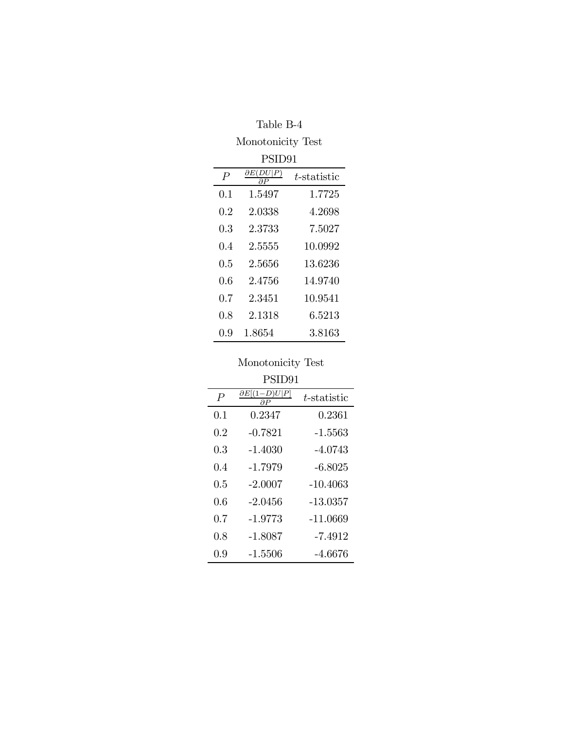Table B-4

Monotonicity Test

PSID91

| $P$ | $\frac{\partial E(DU\|P)}{\partial P}$ | $t$-statistic |
|---|---|---|
| 0.1 | 1.5497 | 1.7725 |
| 0.2 | 2.0338 | 4.2698 |
| 0.3 | 2.3733 | 7.5027 |
| 0.4 | 2.5555 | 10.0992 |
| 0.5 | 2.5656 | 13.6236 |
| 0.6 | 2.4756 | 14.9740 |
| 0.7 | 2.3451 | 10.9541 |
| 0.8 | 2.1318 | 6.5213 |
| 0.9 | 1.8654 | 3.8163 |

Monotonicity Test

PSID91

| $P$ | $\frac{\partial E[(1-D)U\|P]}{\partial P}$ | $t$-statistic |
|---|---|---|
| 0.1 | 0.2347 | 0.2361 |
| 0.2 | -0.7821 | -1.5563 |
| 0.3 | -1.4030 | -4.0743 |
| 0.4 | -1.7979 | -6.8025 |
| 0.5 | -2.0007 | -10.4063 |
| 0.6 | -2.0456 | -13.0357 |
| 0.7 | -1.9773 | -11.0669 |
| 0.8 | -1.8087 | -7.4912 |
| 0.9 | -1.5506 | -4.6676 |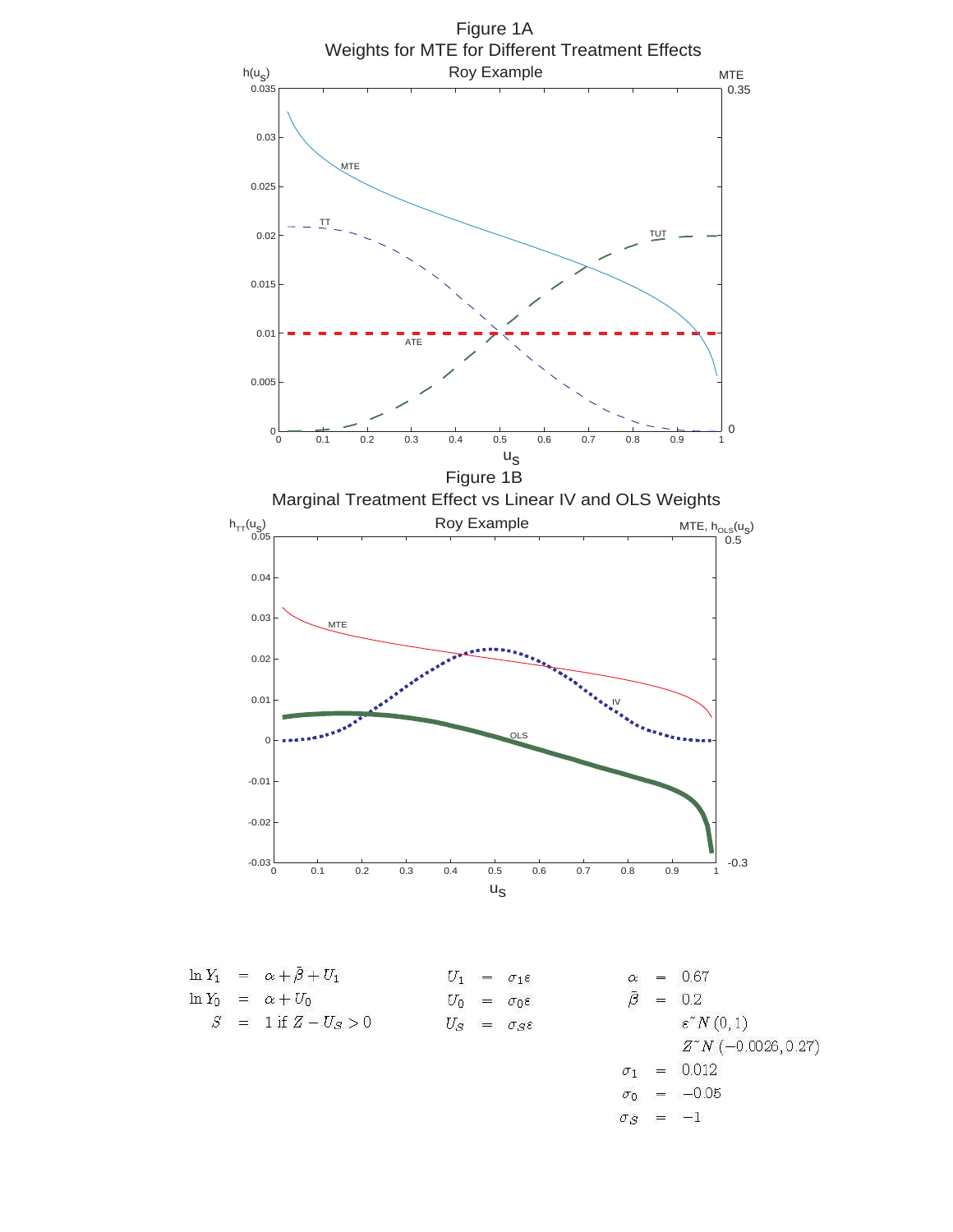Figure 1A

Weights for MTE for Different Treatment Effects

Roy Example

Figure 1B

Marginal Treatment Effect vs Linear IV and OLS Weights

Roy Example

$$\ln Y_1 = \alpha + \bar{\beta} + U_1 \qquad U_1 = \sigma_1 \varepsilon \qquad \alpha = 0.67$$

$$\ln Y_0 = \alpha + U_0 \qquad U_0 = \sigma_0 \varepsilon \qquad \bar{\beta} = 0.2$$

$$S = 1 \text{ if } Z - U_S > 0 \qquad U_S = \sigma_S \varepsilon \qquad \varepsilon \sim N(0,1)$$

$$Z \sim N(-0.0026, 0.27)$$

$$\sigma_1 = 0.012$$

$$\sigma_0 = -0.05$$

$$\sigma_S = -1$$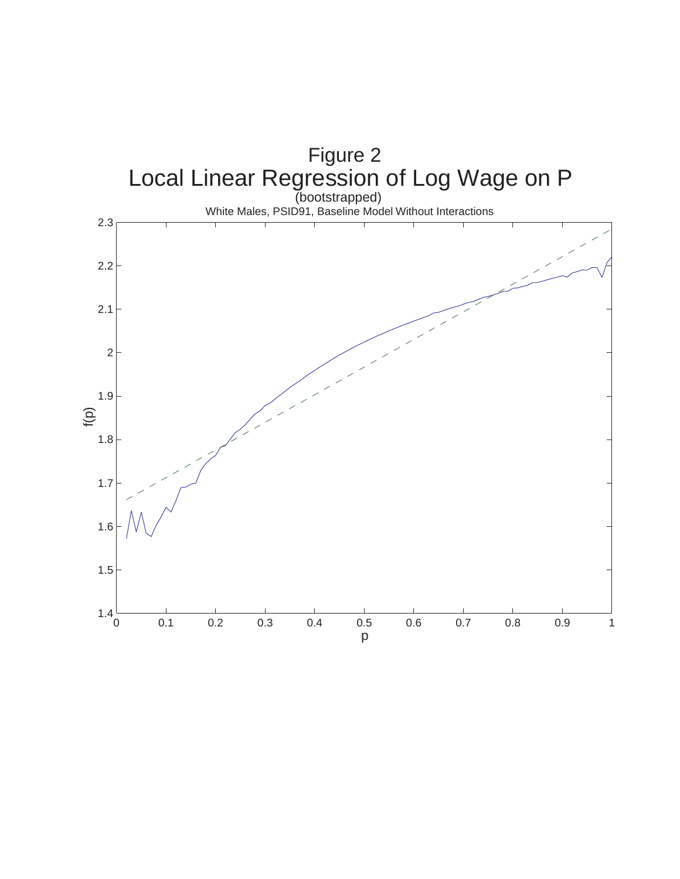Figure 2

Local Linear Regression of Log Wage on P

(bootstrapped)

White Males, PSID91, Baseline Model Without Interactions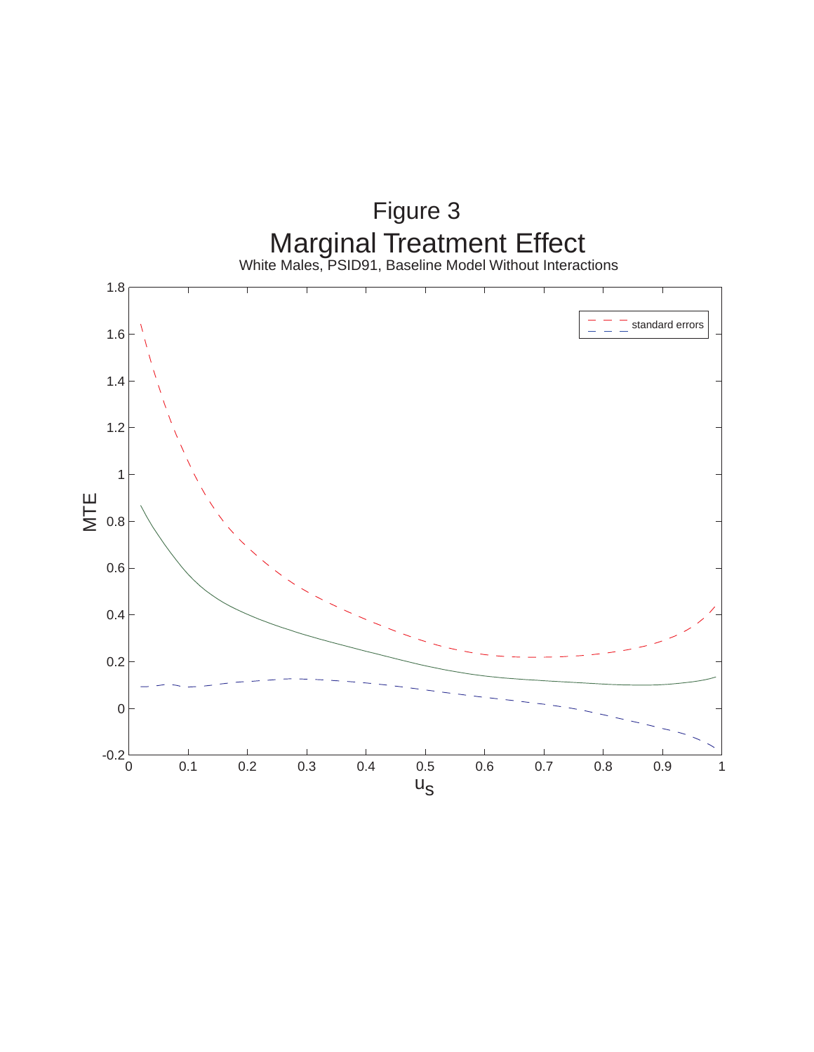Figure 3

Marginal Treatment Effect

White Males, PSID91, Baseline Model Without Interactions

MTE

$u_S$

standard errors

1.8
1.6
1.4
1.2
1
0.8
0.6
0.4
0.2
0
-0.2

0
0.1
0.2
0.3
0.4
0.5
0.6
0.7
0.8
0.9
1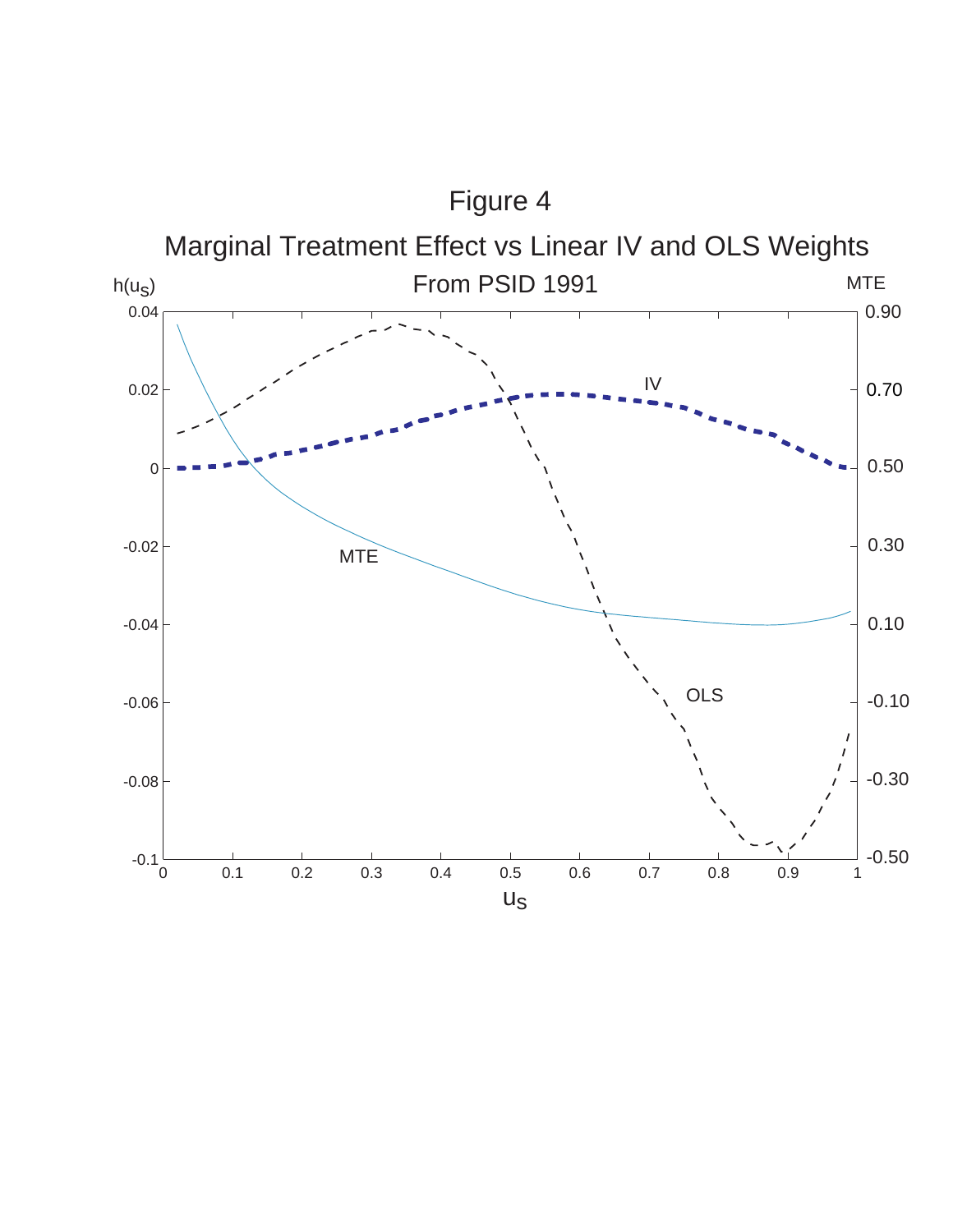# Figure 4

## Marginal Treatment Effect vs Linear IV and OLS Weights

### From PSID 1991

$h(u_S)$

MTE

0.04
0.02
0
-0.02
-0.04
-0.06
-0.08
-0.1

0.90
0.70
0.50
0.30
0.10
-0.10
-0.30
-0.50

0
0.1
0.2
0.3
0.4
0.5
0.6
0.7
0.8
0.9
1

$u_S$

IV

MTE

OLS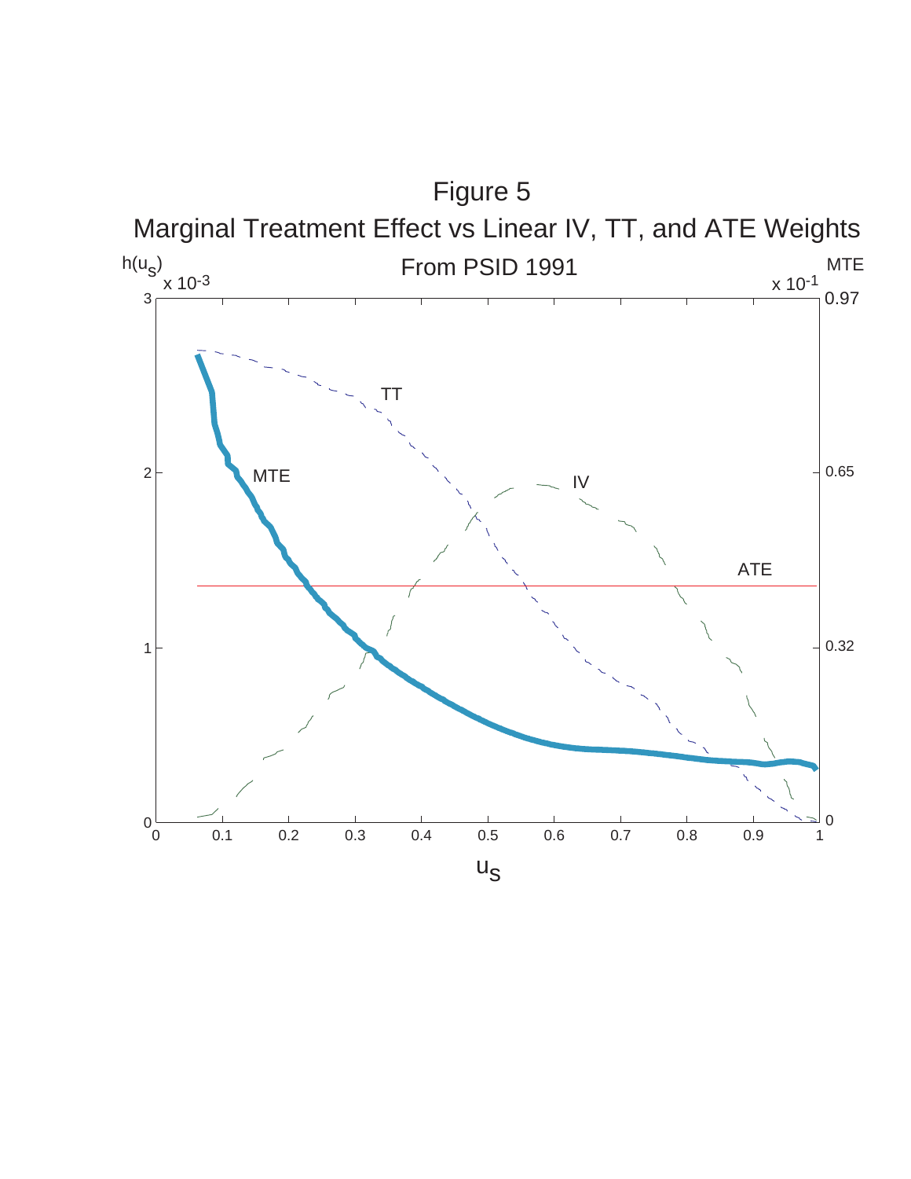Figure 5

Marginal Treatment Effect vs Linear IV, TT, and ATE Weights

From PSID 1991

$h(u_S)$

x $10^{-3}$

MTE

x $10^{-1}$

3

2

1

0

0.97

0.65

0.32

0

0

0.1

0.2

0.3

0.4

0.5

0.6

0.7

0.8

0.9

1

$u_S$

TT

MTE

IV

ATE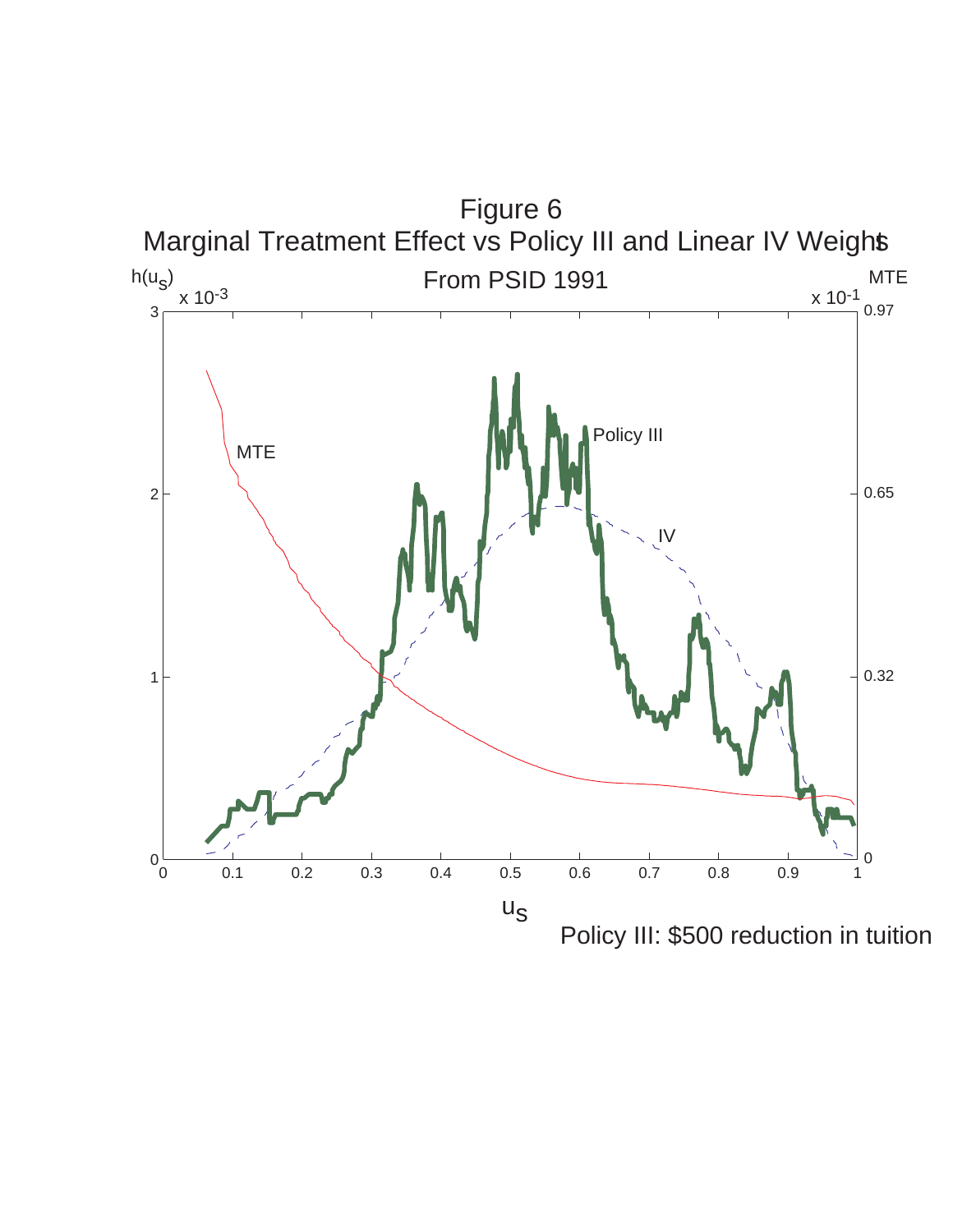# Figure 6

## Marginal Treatment Effect vs Policy III and Linear IV Weights

### From PSID 1991

Policy III: $500 reduction in tuition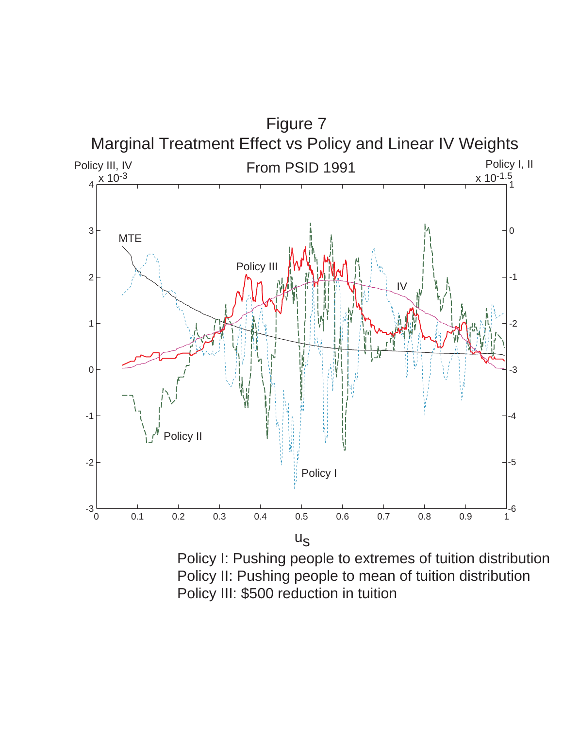Figure 7

Marginal Treatment Effect vs Policy and Linear IV Weights

From PSID 1991

Policy III, IV
x $10^{-3}$

Policy I, II
x $10^{-1.5}$

4
3
2
1
0
-1
-2
-3

1
0
-1
-2
-3
-4
-5
-6

0
0.1
0.2
0.3
0.4
0.5
0.6
0.7
0.8
0.9
1

MTE

Policy III

IV

Policy II

Policy I

$u_S$

Policy I: Pushing people to extremes of tuition distribution
Policy II: Pushing people to mean of tuition distribution
Policy III: \$500 reduction in tuition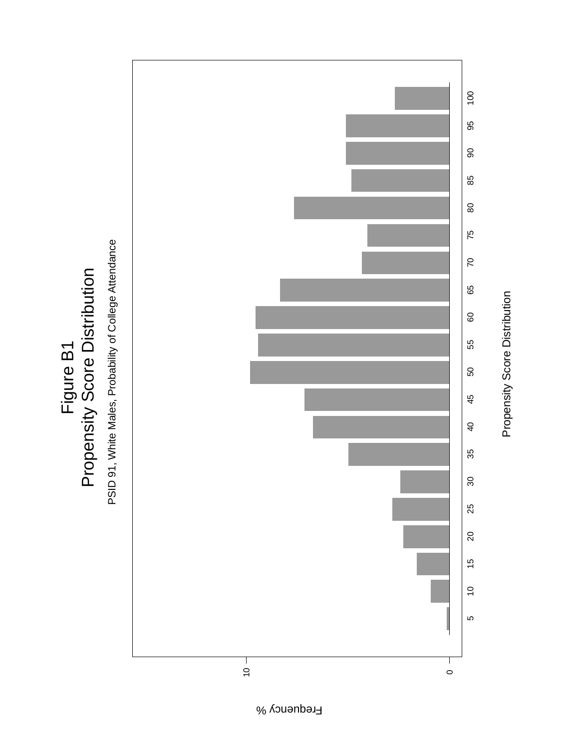# Figure B1

## Propensity Score Distribution

PSID 91, White Males, Probability of College Attendance

Frequency %

0

10

5
10
15
20
25
30
35
40
45
50
55
60
65
70
75
80
85
90
95
100

Propensity Score Distribution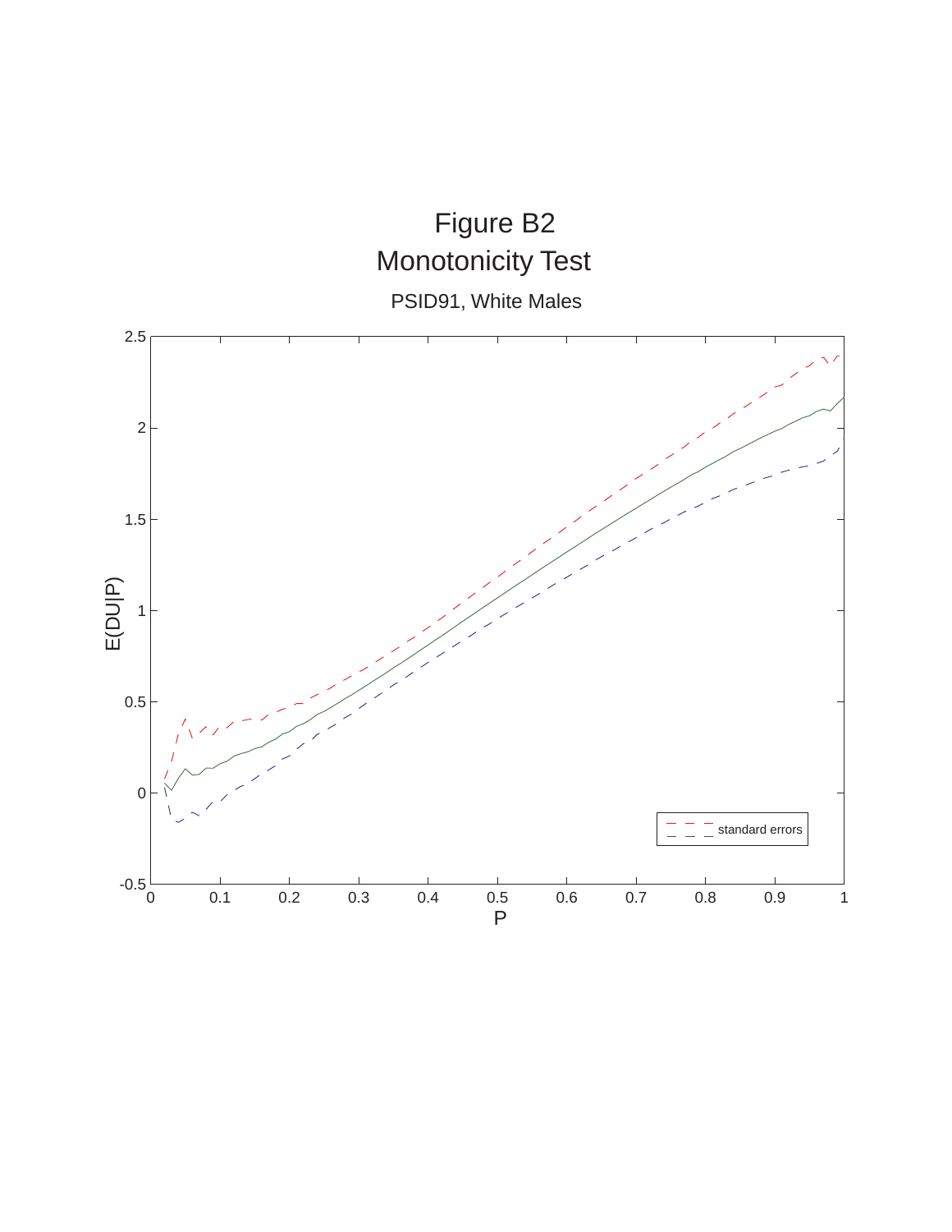# Figure B2
## Monotonicity Test
### PSID91, White Males

2.5
2
1.5
1
0.5
0
-0.5

E(DU|P)

0
0.1
0.2
0.3
0.4
0.5
0.6
0.7
0.8
0.9
1

P

standard errors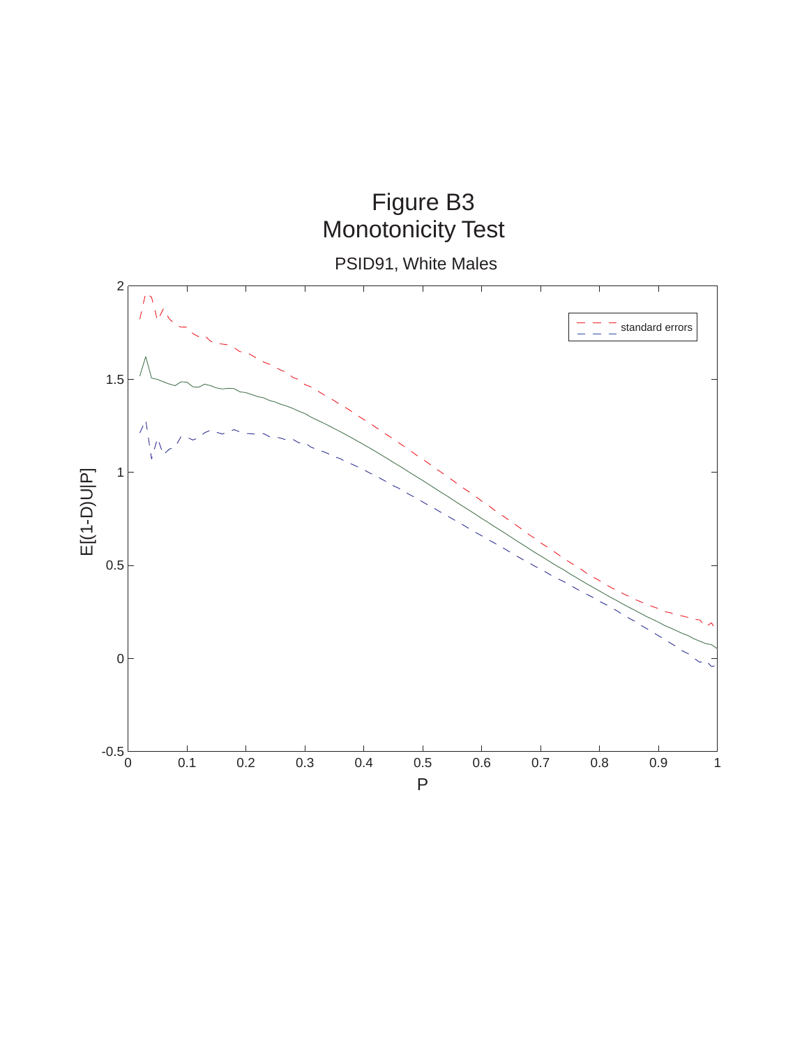# Figure B3
## Monotonicity Test

PSID91, White Males

standard errors

E[(1-D)U|P]

P

2
1.5
1
0.5
0
-0.5

0
0.1
0.2
0.3
0.4
0.5
0.6
0.7
0.8
0.9
1